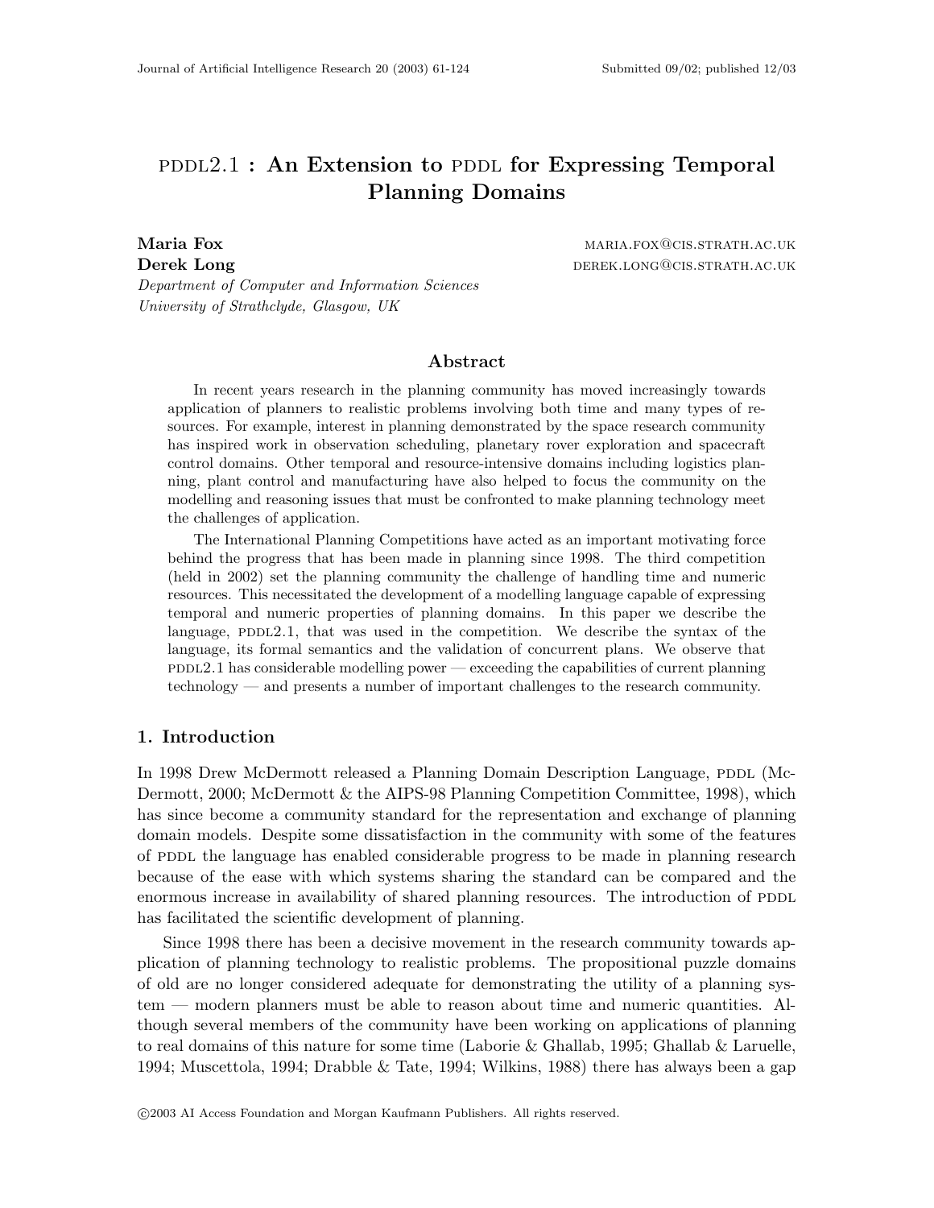# PDDL2.1 : An Extension to PDDL for Expressing Temporal Planning Domains

**Maria Fox** maria.fox@cis.strath.ac.uk
**Derek Long** derek.long@cis.strath.ac.uk

*Department of Computer and Information Sciences*
*University of Strathclyde, Glasgow, UK*

## Abstract

In recent years research in the planning community has moved increasingly towards application of planners to realistic problems involving both time and many types of resources. For example, interest in planning demonstrated by the space research community has inspired work in observation scheduling, planetary rover exploration and spacecraft control domains. Other temporal and resource-intensive domains including logistics planning, plant control and manufacturing have also helped to focus the community on the modelling and reasoning issues that must be confronted to make planning technology meet the challenges of application.

The International Planning Competitions have acted as an important motivating force behind the progress that has been made in planning since 1998. The third competition (held in 2002) set the planning community the challenge of handling time and numeric resources. This necessitated the development of a modelling language capable of expressing temporal and numeric properties of planning domains. In this paper we describe the language, PDDL2.1, that was used in the competition. We describe the syntax of the language, its formal semantics and the validation of concurrent plans. We observe that PDDL2.1 has considerable modelling power — exceeding the capabilities of current planning technology — and presents a number of important challenges to the research community.

## 1. Introduction

In 1998 Drew McDermott released a Planning Domain Description Language, PDDL (McDermott, 2000; McDermott & the AIPS-98 Planning Competition Committee, 1998), which has since become a community standard for the representation and exchange of planning domain models. Despite some dissatisfaction in the community with some of the features of PDDL the language has enabled considerable progress to be made in planning research because of the ease with which systems sharing the standard can be compared and the enormous increase in availability of shared planning resources. The introduction of PDDL has facilitated the scientific development of planning.

Since 1998 there has been a decisive movement in the research community towards application of planning technology to realistic problems. The propositional puzzle domains of old are no longer considered adequate for demonstrating the utility of a planning system — modern planners must be able to reason about time and numeric quantities. Although several members of the community have been working on applications of planning to real domains of this nature for some time (Laborie & Ghallab, 1995; Ghallab & Laruelle, 1994; Muscettola, 1994; Drabble & Tate, 1994; Wilkins, 1988) there has always been a gap

©2003 AI Access Foundation and Morgan Kaufmann Publishers. All rights reserved.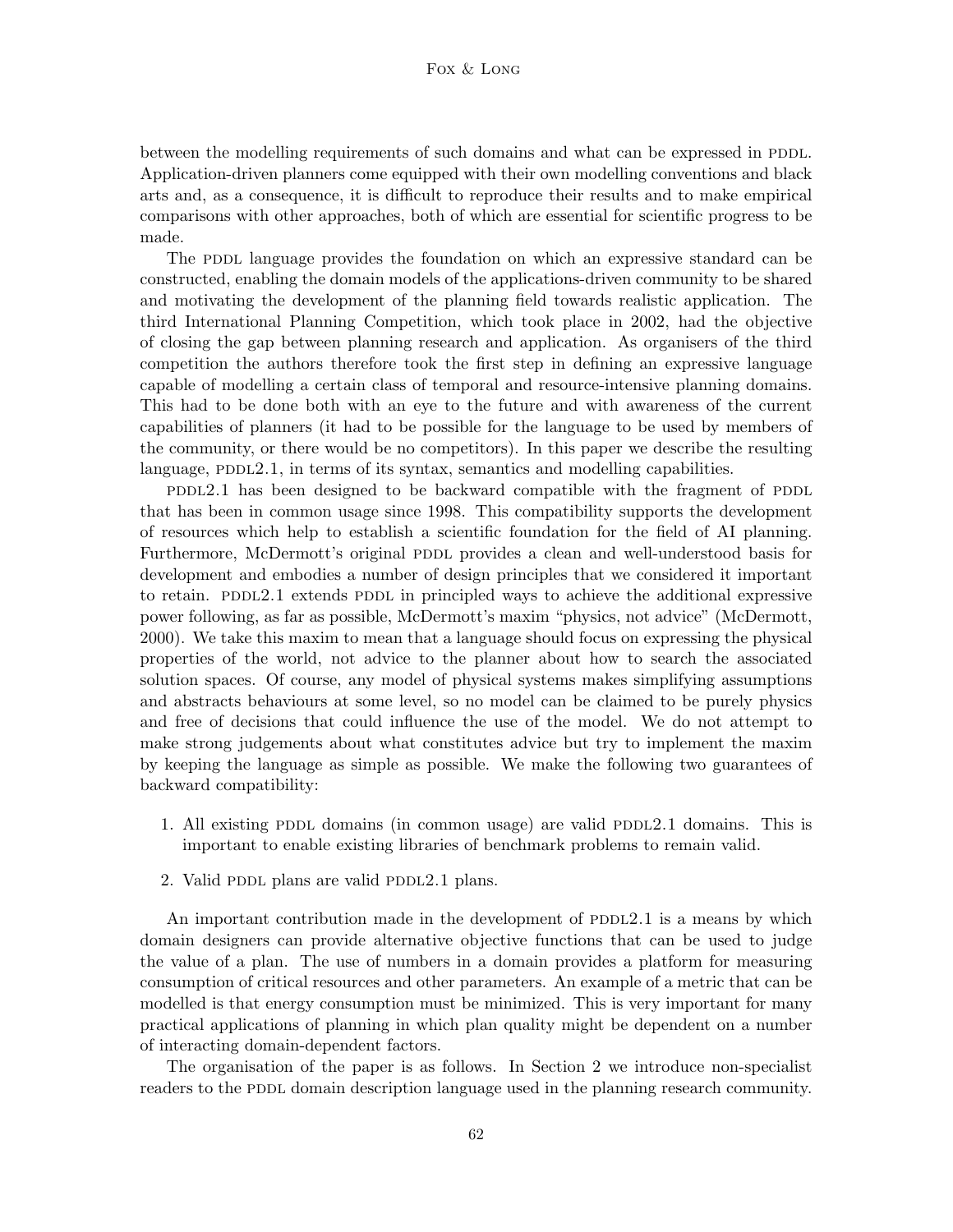between the modelling requirements of such domains and what can be expressed in PDDL. Application-driven planners come equipped with their own modelling conventions and black arts and, as a consequence, it is difficult to reproduce their results and to make empirical comparisons with other approaches, both of which are essential for scientific progress to be made.

The PDDL language provides the foundation on which an expressive standard can be constructed, enabling the domain models of the applications-driven community to be shared and motivating the development of the planning field towards realistic application. The third International Planning Competition, which took place in 2002, had the objective of closing the gap between planning research and application. As organisers of the third competition the authors therefore took the first step in defining an expressive language capable of modelling a certain class of temporal and resource-intensive planning domains. This had to be done both with an eye to the future and with awareness of the current capabilities of planners (it had to be possible for the language to be used by members of the community, or there would be no competitors). In this paper we describe the resulting language, PDDL2.1, in terms of its syntax, semantics and modelling capabilities.

PDDL2.1 has been designed to be backward compatible with the fragment of PDDL that has been in common usage since 1998. This compatibility supports the development of resources which help to establish a scientific foundation for the field of AI planning. Furthermore, McDermott's original PDDL provides a clean and well-understood basis for development and embodies a number of design principles that we considered it important to retain. PDDL2.1 extends PDDL in principled ways to achieve the additional expressive power following, as far as possible, McDermott's maxim "physics, not advice" (McDermott, 2000). We take this maxim to mean that a language should focus on expressing the physical properties of the world, not advice to the planner about how to search the associated solution spaces. Of course, any model of physical systems makes simplifying assumptions and abstracts behaviours at some level, so no model can be claimed to be purely physics and free of decisions that could influence the use of the model. We do not attempt to make strong judgements about what constitutes advice but try to implement the maxim by keeping the language as simple as possible. We make the following two guarantees of backward compatibility:

1. All existing PDDL domains (in common usage) are valid PDDL2.1 domains. This is important to enable existing libraries of benchmark problems to remain valid.
2. Valid PDDL plans are valid PDDL2.1 plans.

An important contribution made in the development of PDDL2.1 is a means by which domain designers can provide alternative objective functions that can be used to judge the value of a plan. The use of numbers in a domain provides a platform for measuring consumption of critical resources and other parameters. An example of a metric that can be modelled is that energy consumption must be minimized. This is very important for many practical applications of planning in which plan quality might be dependent on a number of interacting domain-dependent factors.

The organisation of the paper is as follows. In Section 2 we introduce non-specialist readers to the PDDL domain description language used in the planning research community.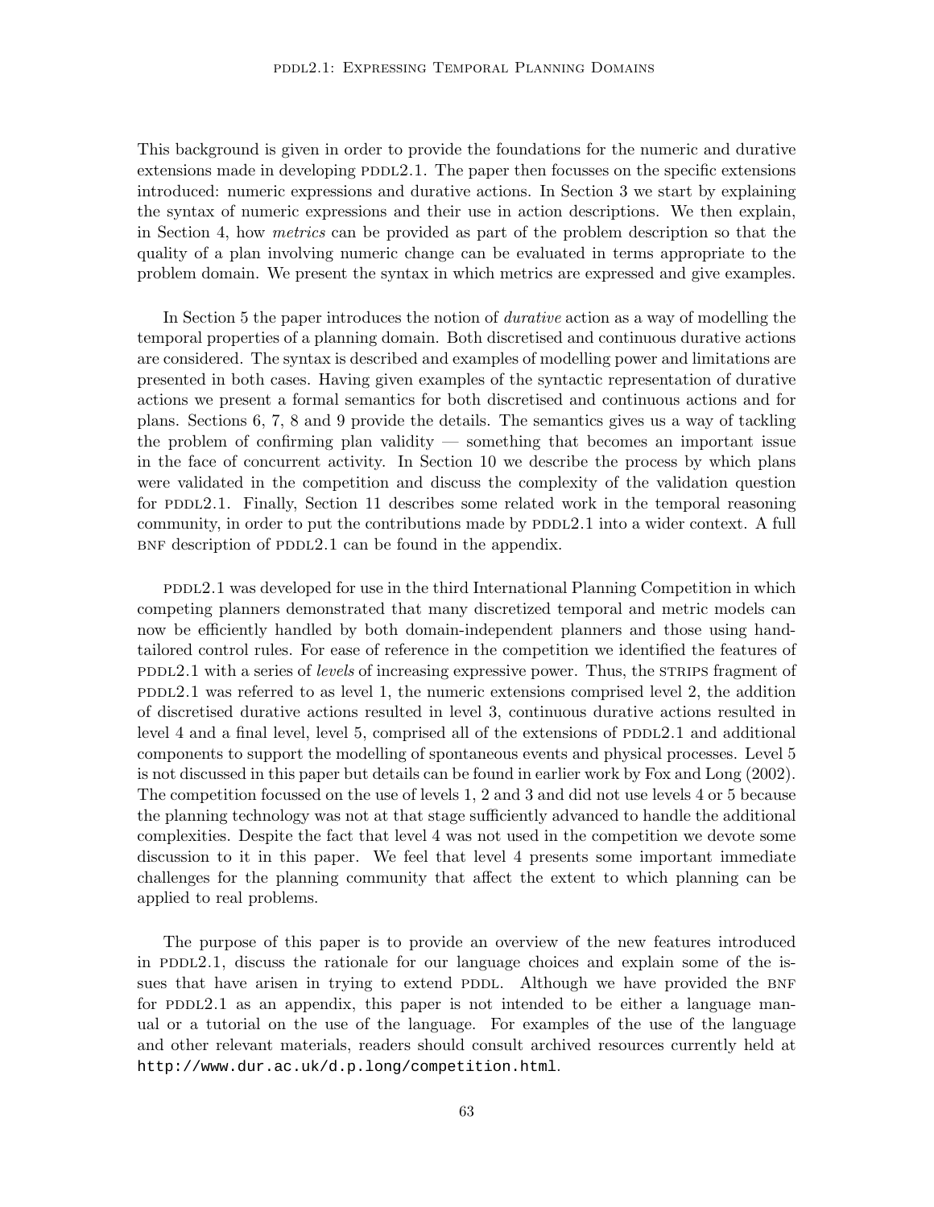This background is given in order to provide the foundations for the numeric and durative extensions made in developing PDDL2.1. The paper then focusses on the specific extensions introduced: numeric expressions and durative actions. In Section 3 we start by explaining the syntax of numeric expressions and their use in action descriptions. We then explain, in Section 4, how *metrics* can be provided as part of the problem description so that the quality of a plan involving numeric change can be evaluated in terms appropriate to the problem domain. We present the syntax in which metrics are expressed and give examples.

In Section 5 the paper introduces the notion of *durative* action as a way of modelling the temporal properties of a planning domain. Both discretised and continuous durative actions are considered. The syntax is described and examples of modelling power and limitations are presented in both cases. Having given examples of the syntactic representation of durative actions we present a formal semantics for both discretised and continuous actions and for plans. Sections 6, 7, 8 and 9 provide the details. The semantics gives us a way of tackling the problem of confirming plan validity — something that becomes an important issue in the face of concurrent activity. In Section 10 we describe the process by which plans were validated in the competition and discuss the complexity of the validation question for PDDL2.1. Finally, Section 11 describes some related work in the temporal reasoning community, in order to put the contributions made by PDDL2.1 into a wider context. A full BNF description of PDDL2.1 can be found in the appendix.

PDDL2.1 was developed for use in the third International Planning Competition in which competing planners demonstrated that many discretized temporal and metric models can now be efficiently handled by both domain-independent planners and those using hand-tailored control rules. For ease of reference in the competition we identified the features of PDDL2.1 with a series of *levels* of increasing expressive power. Thus, the STRIPS fragment of PDDL2.1 was referred to as level 1, the numeric extensions comprised level 2, the addition of discretised durative actions resulted in level 3, continuous durative actions resulted in level 4 and a final level, level 5, comprised all of the extensions of PDDL2.1 and additional components to support the modelling of spontaneous events and physical processes. Level 5 is not discussed in this paper but details can be found in earlier work by Fox and Long (2002). The competition focussed on the use of levels 1, 2 and 3 and did not use levels 4 or 5 because the planning technology was not at that stage sufficiently advanced to handle the additional complexities. Despite the fact that level 4 was not used in the competition we devote some discussion to it in this paper. We feel that level 4 presents some important immediate challenges for the planning community that affect the extent to which planning can be applied to real problems.

The purpose of this paper is to provide an overview of the new features introduced in PDDL2.1, discuss the rationale for our language choices and explain some of the issues that have arisen in trying to extend PDDL. Although we have provided the BNF for PDDL2.1 as an appendix, this paper is not intended to be either a language manual or a tutorial on the use of the language. For examples of the use of the language and other relevant materials, readers should consult archived resources currently held at `http://www.dur.ac.uk/d.p.long/competition.html`.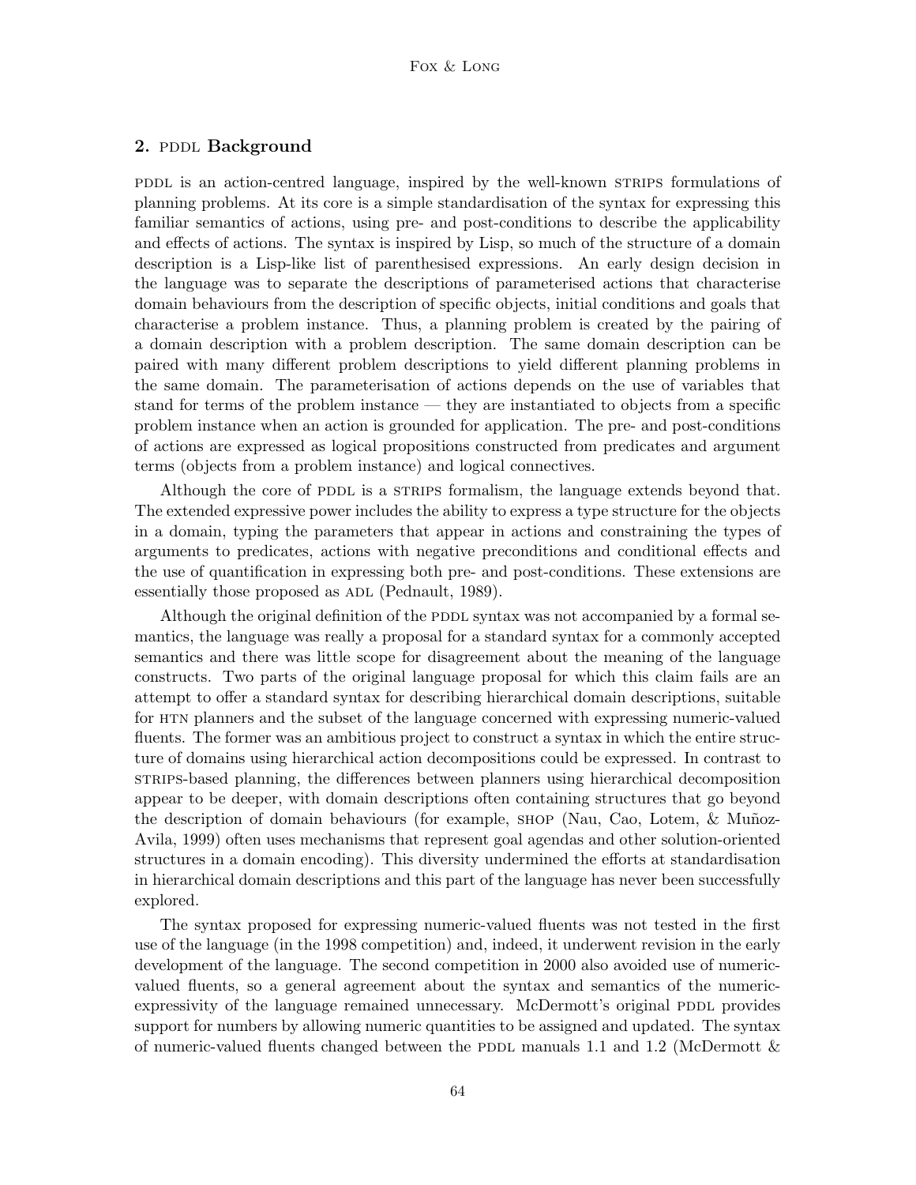## 2. PDDL Background

PDDL is an action-centred language, inspired by the well-known STRIPS formulations of planning problems. At its core is a simple standardisation of the syntax for expressing this familiar semantics of actions, using pre- and post-conditions to describe the applicability and effects of actions. The syntax is inspired by Lisp, so much of the structure of a domain description is a Lisp-like list of parenthesised expressions. An early design decision in the language was to separate the descriptions of parameterised actions that characterise domain behaviours from the description of specific objects, initial conditions and goals that characterise a problem instance. Thus, a planning problem is created by the pairing of a domain description with a problem description. The same domain description can be paired with many different problem descriptions to yield different planning problems in the same domain. The parameterisation of actions depends on the use of variables that stand for terms of the problem instance — they are instantiated to objects from a specific problem instance when an action is grounded for application. The pre- and post-conditions of actions are expressed as logical propositions constructed from predicates and argument terms (objects from a problem instance) and logical connectives.

Although the core of PDDL is a STRIPS formalism, the language extends beyond that. The extended expressive power includes the ability to express a type structure for the objects in a domain, typing the parameters that appear in actions and constraining the types of arguments to predicates, actions with negative preconditions and conditional effects and the use of quantification in expressing both pre- and post-conditions. These extensions are essentially those proposed as ADL (Pednault, 1989).

Although the original definition of the PDDL syntax was not accompanied by a formal semantics, the language was really a proposal for a standard syntax for a commonly accepted semantics and there was little scope for disagreement about the meaning of the language constructs. Two parts of the original language proposal for which this claim fails are an attempt to offer a standard syntax for describing hierarchical domain descriptions, suitable for HTN planners and the subset of the language concerned with expressing numeric-valued fluents. The former was an ambitious project to construct a syntax in which the entire structure of domains using hierarchical action decompositions could be expressed. In contrast to STRIPS-based planning, the differences between planners using hierarchical decomposition appear to be deeper, with domain descriptions often containing structures that go beyond the description of domain behaviours (for example, SHOP (Nau, Cao, Lotem, & Muñoz-Avila, 1999) often uses mechanisms that represent goal agendas and other solution-oriented structures in a domain encoding). This diversity undermined the efforts at standardisation in hierarchical domain descriptions and this part of the language has never been successfully explored.

The syntax proposed for expressing numeric-valued fluents was not tested in the first use of the language (in the 1998 competition) and, indeed, it underwent revision in the early development of the language. The second competition in 2000 also avoided use of numeric-valued fluents, so a general agreement about the syntax and semantics of the numeric-expressivity of the language remained unnecessary. McDermott's original PDDL provides support for numbers by allowing numeric quantities to be assigned and updated. The syntax of numeric-valued fluents changed between the PDDL manuals 1.1 and 1.2 (McDermott &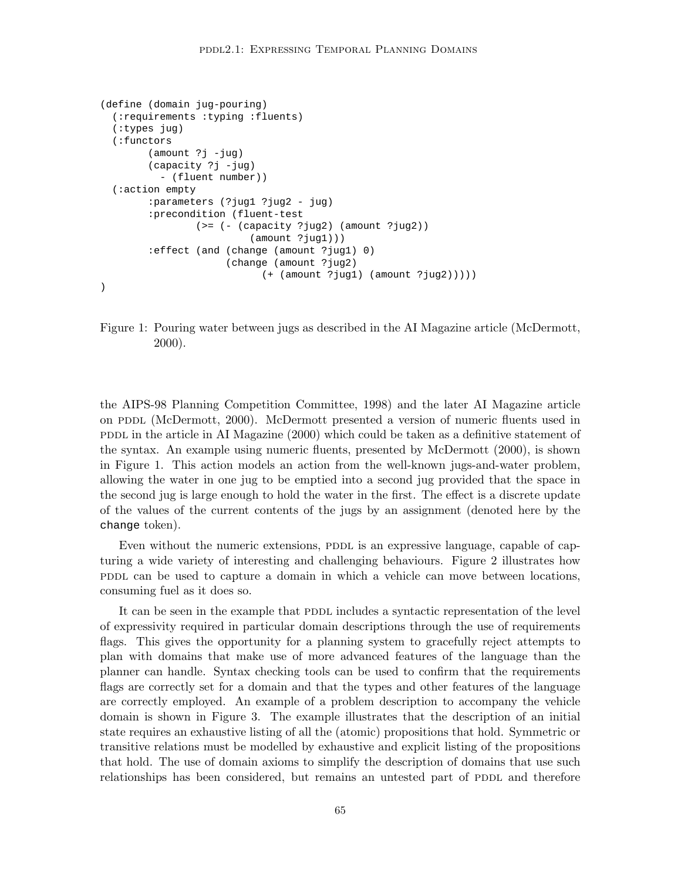```
(define (domain jug-pouring)
  (:requirements :typing :fluents)
  (:types jug)
  (:functors
        (amount ?j -jug)
        (capacity ?j -jug)
          - (fluent number))
  (:action empty
        :parameters (?jug1 ?jug2 - jug)
        :precondition (fluent-test
                (>= (- (capacity ?jug2) (amount ?jug2))
                      (amount ?jug1)))
        :effect (and (change (amount ?jug1) 0)
                     (change (amount ?jug2)
                           (+ (amount ?jug1) (amount ?jug2)))))
)
```

Figure 1: Pouring water between jugs as described in the AI Magazine article (McDermott, 2000).

the AIPS-98 Planning Competition Committee, 1998) and the later AI Magazine article on PDDL (McDermott, 2000). McDermott presented a version of numeric fluents used in PDDL in the article in AI Magazine (2000) which could be taken as a definitive statement of the syntax. An example using numeric fluents, presented by McDermott (2000), is shown in Figure 1. This action models an action from the well-known jugs-and-water problem, allowing the water in one jug to be emptied into a second jug provided that the space in the second jug is large enough to hold the water in the first. The effect is a discrete update of the values of the current contents of the jugs by an assignment (denoted here by the `change` token).

Even without the numeric extensions, PDDL is an expressive language, capable of capturing a wide variety of interesting and challenging behaviours. Figure 2 illustrates how PDDL can be used to capture a domain in which a vehicle can move between locations, consuming fuel as it does so.

It can be seen in the example that PDDL includes a syntactic representation of the level of expressivity required in particular domain descriptions through the use of requirements flags. This gives the opportunity for a planning system to gracefully reject attempts to plan with domains that make use of more advanced features of the language than the planner can handle. Syntax checking tools can be used to confirm that the requirements flags are correctly set for a domain and that the types and other features of the language are correctly employed. An example of a problem description to accompany the vehicle domain is shown in Figure 3. The example illustrates that the description of an initial state requires an exhaustive listing of all the (atomic) propositions that hold. Symmetric or transitive relations must be modelled by exhaustive and explicit listing of the propositions that hold. The use of domain axioms to simplify the description of domains that use such relationships has been considered, but remains an untested part of PDDL and therefore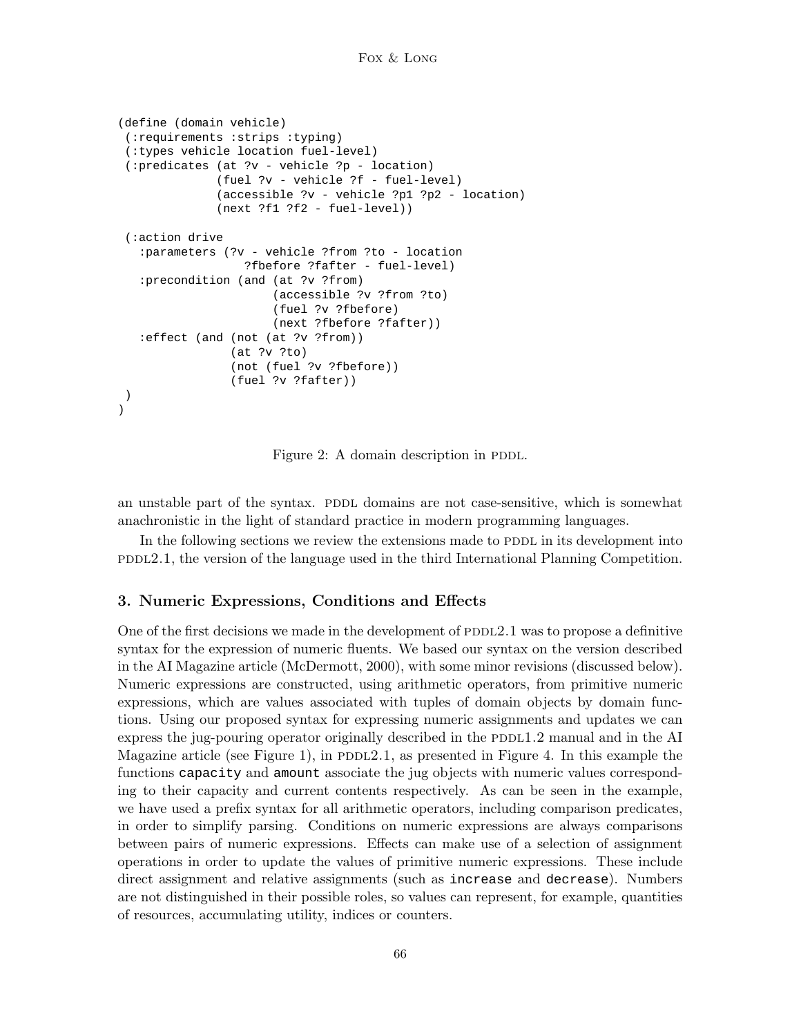```
(define (domain vehicle)
 (:requirements :strips :typing)
 (:types vehicle location fuel-level)
 (:predicates (at ?v - vehicle ?p - location)
              (fuel ?v - vehicle ?f - fuel-level)
              (accessible ?v - vehicle ?p1 ?p2 - location)
              (next ?f1 ?f2 - fuel-level))

 (:action drive
   :parameters (?v - vehicle ?from ?to - location
                  ?fbefore ?fafter - fuel-level)
   :precondition (and (at ?v ?from)
                      (accessible ?v ?from ?to)
                      (fuel ?v ?fbefore)
                      (next ?fbefore ?fafter))
   :effect (and (not (at ?v ?from))
                (at ?v ?to)
                (not (fuel ?v ?fbefore))
                (fuel ?v ?fafter))
 )
)
```

Figure 2: A domain description in PDDL.

an unstable part of the syntax. PDDL domains are not case-sensitive, which is somewhat anachronistic in the light of standard practice in modern programming languages.

In the following sections we review the extensions made to PDDL in its development into PDDL2.1, the version of the language used in the third International Planning Competition.

## 3. Numeric Expressions, Conditions and Effects

One of the first decisions we made in the development of PDDL2.1 was to propose a definitive syntax for the expression of numeric fluents. We based our syntax on the version described in the AI Magazine article (McDermott, 2000), with some minor revisions (discussed below). Numeric expressions are constructed, using arithmetic operators, from primitive numeric expressions, which are values associated with tuples of domain objects by domain functions. Using our proposed syntax for expressing numeric assignments and updates we can express the jug-pouring operator originally described in the PDDL1.2 manual and in the AI Magazine article (see Figure 1), in PDDL2.1, as presented in Figure 4. In this example the functions `capacity` and `amount` associate the jug objects with numeric values corresponding to their capacity and current contents respectively. As can be seen in the example, we have used a prefix syntax for all arithmetic operators, including comparison predicates, in order to simplify parsing. Conditions on numeric expressions are always comparisons between pairs of numeric expressions. Effects can make use of a selection of assignment operations in order to update the values of primitive numeric expressions. These include direct assignment and relative assignments (such as `increase` and `decrease`). Numbers are not distinguished in their possible roles, so values can represent, for example, quantities of resources, accumulating utility, indices or counters.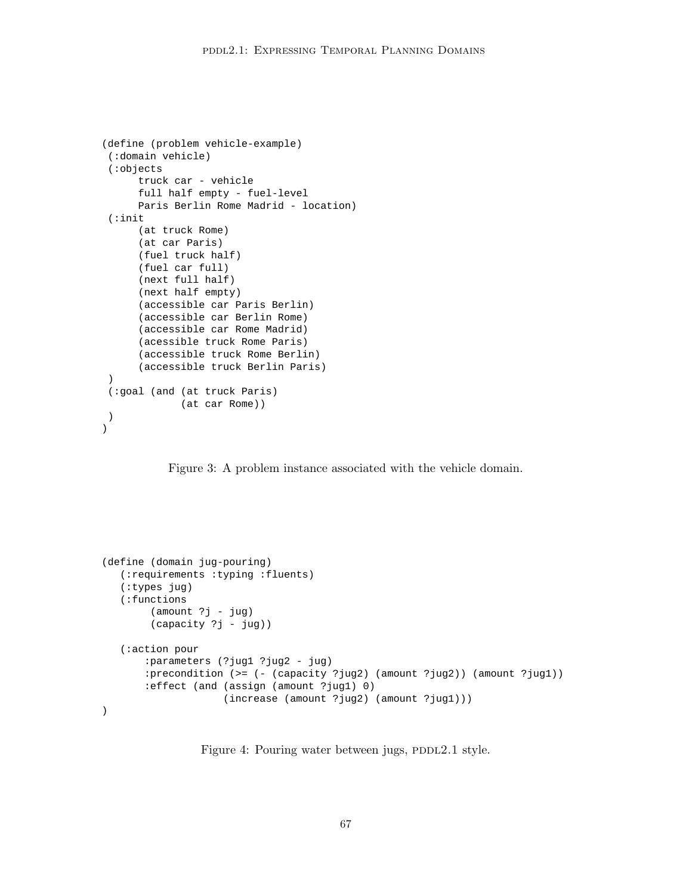```
(define (problem vehicle-example)
 (:domain vehicle)
 (:objects
      truck car - vehicle
      full half empty - fuel-level
      Paris Berlin Rome Madrid - location)
 (:init
      (at truck Rome)
      (at car Paris)
      (fuel truck half)
      (fuel car full)
      (next full half)
      (next half empty)
      (accessible car Paris Berlin)
      (accessible car Berlin Rome)
      (accessible car Rome Madrid)
      (acessible truck Rome Paris)
      (accessible truck Rome Berlin)
      (accessible truck Berlin Paris)
 )
 (:goal (and (at truck Paris)
             (at car Rome))
 )
)
```

Figure 3: A problem instance associated with the vehicle domain.

```
(define (domain jug-pouring)
   (:requirements :typing :fluents)
   (:types jug)
   (:functions
        (amount ?j - jug)
        (capacity ?j - jug))

   (:action pour
       :parameters (?jug1 ?jug2 - jug)
       :precondition (>= (- (capacity ?jug2) (amount ?jug2)) (amount ?jug1))
       :effect (and (assign (amount ?jug1) 0)
                    (increase (amount ?jug2) (amount ?jug1)))
)
```

Figure 4: Pouring water between jugs, PDDL2.1 style.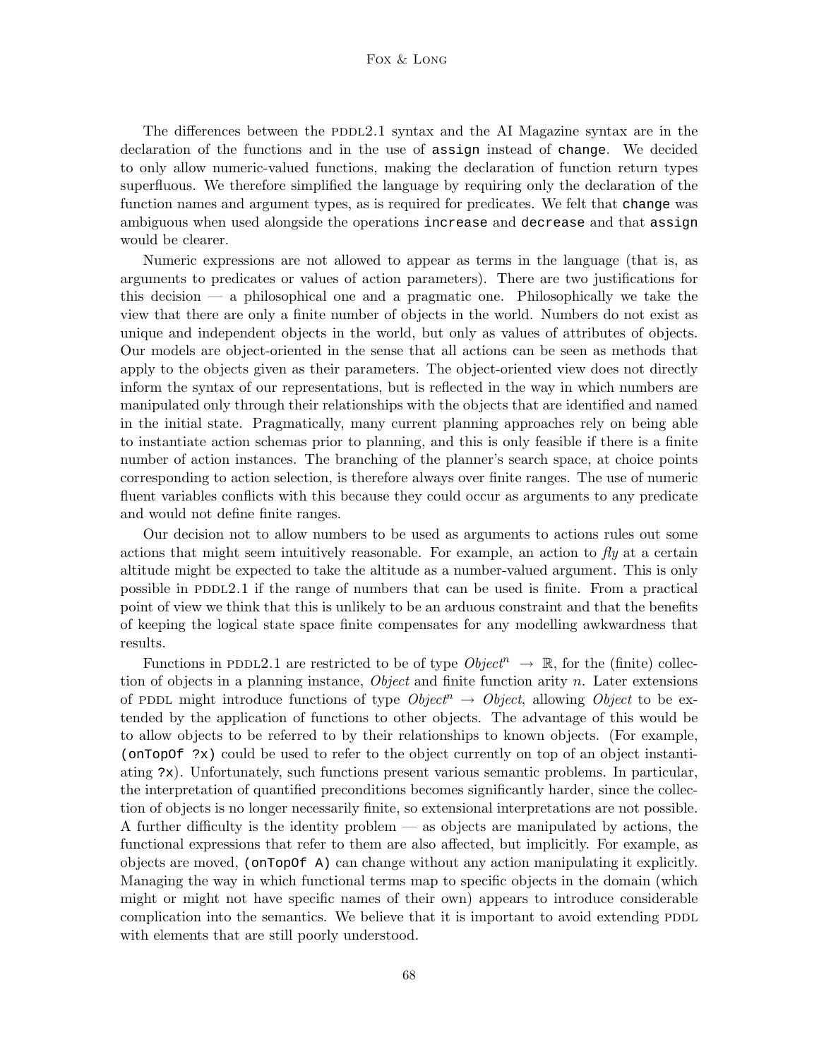The differences between the PDDL2.1 syntax and the AI Magazine syntax are in the declaration of the functions and in the use of `assign` instead of `change`. We decided to only allow numeric-valued functions, making the declaration of function return types superfluous. We therefore simplified the language by requiring only the declaration of the function names and argument types, as is required for predicates. We felt that `change` was ambiguous when used alongside the operations `increase` and `decrease` and that `assign` would be clearer.

Numeric expressions are not allowed to appear as terms in the language (that is, as arguments to predicates or values of action parameters). There are two justifications for this decision — a philosophical one and a pragmatic one. Philosophically we take the view that there are only a finite number of objects in the world. Numbers do not exist as unique and independent objects in the world, but only as values of attributes of objects. Our models are object-oriented in the sense that all actions can be seen as methods that apply to the objects given as their parameters. The object-oriented view does not directly inform the syntax of our representations, but is reflected in the way in which numbers are manipulated only through their relationships with the objects that are identified and named in the initial state. Pragmatically, many current planning approaches rely on being able to instantiate action schemas prior to planning, and this is only feasible if there is a finite number of action instances. The branching of the planner's search space, at choice points corresponding to action selection, is therefore always over finite ranges. The use of numeric fluent variables conflicts with this because they could occur as arguments to any predicate and would not define finite ranges.

Our decision not to allow numbers to be used as arguments to actions rules out some actions that might seem intuitively reasonable. For example, an action to *fly* at a certain altitude might be expected to take the altitude as a number-valued argument. This is only possible in PDDL2.1 if the range of numbers that can be used is finite. From a practical point of view we think that this is unlikely to be an arduous constraint and that the benefits of keeping the logical state space finite compensates for any modelling awkwardness that results.

Functions in PDDL2.1 are restricted to be of type $Object^n \rightarrow \mathbb{R}$, for the (finite) collection of objects in a planning instance, *Object* and finite function arity $n$. Later extensions of PDDL might introduce functions of type $Object^n \rightarrow Object$, allowing *Object* to be extended by the application of functions to other objects. The advantage of this would be to allow objects to be referred to by their relationships to known objects. (For example, `(onTopOf ?x)` could be used to refer to the object currently on top of an object instantiating `?x`). Unfortunately, such functions present various semantic problems. In particular, the interpretation of quantified preconditions becomes significantly harder, since the collection of objects is no longer necessarily finite, so extensional interpretations are not possible. A further difficulty is the identity problem — as objects are manipulated by actions, the functional expressions that refer to them are also affected, but implicitly. For example, as objects are moved, `(onTopOf A)` can change without any action manipulating it explicitly. Managing the way in which functional terms map to specific objects in the domain (which might or might not have specific names of their own) appears to introduce considerable complication into the semantics. We believe that it is important to avoid extending PDDL with elements that are still poorly understood.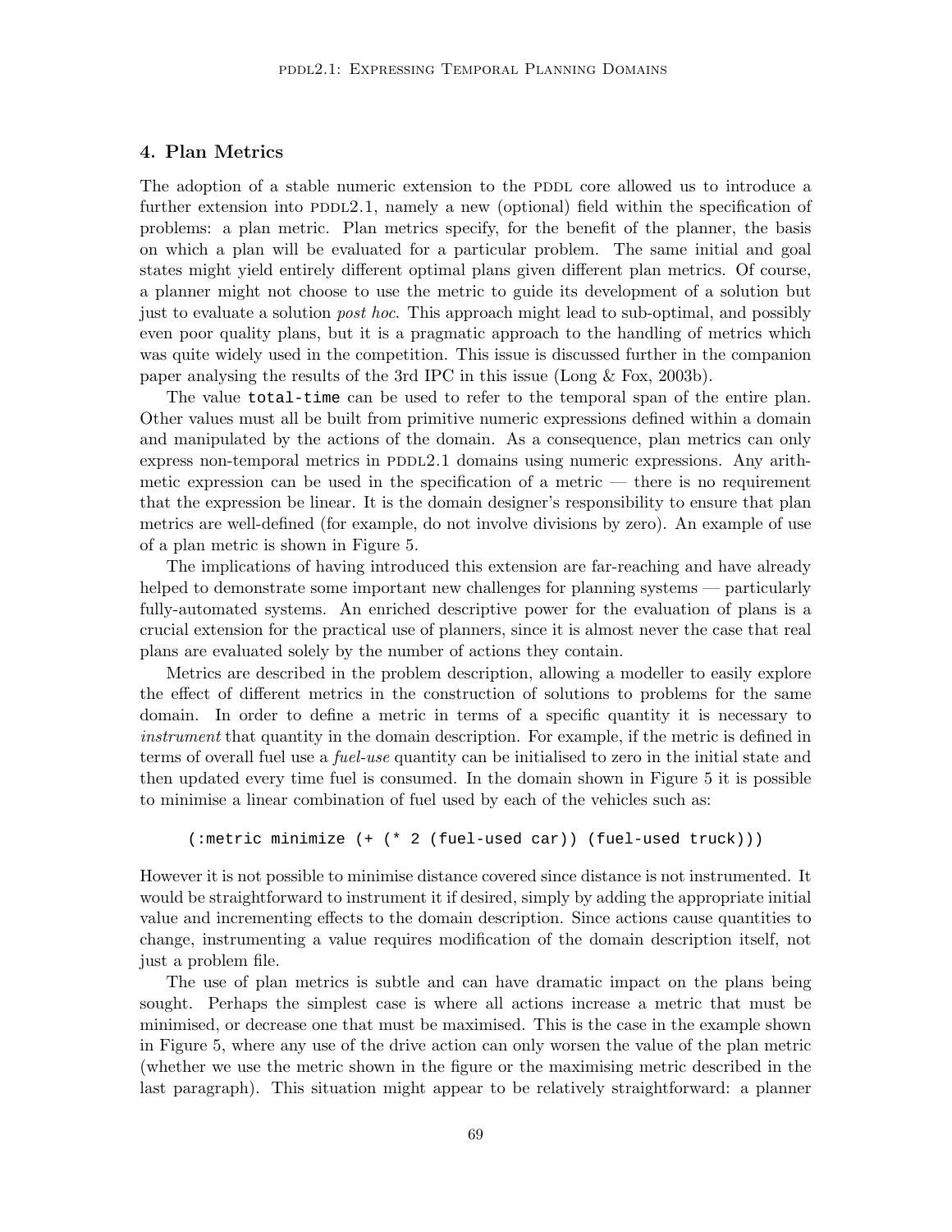## 4. Plan Metrics

The adoption of a stable numeric extension to the PDDL core allowed us to introduce a further extension into PDDL2.1, namely a new (optional) field within the specification of problems: a plan metric. Plan metrics specify, for the benefit of the planner, the basis on which a plan will be evaluated for a particular problem. The same initial and goal states might yield entirely different optimal plans given different plan metrics. Of course, a planner might not choose to use the metric to guide its development of a solution but just to evaluate a solution *post hoc*. This approach might lead to sub-optimal, and possibly even poor quality plans, but it is a pragmatic approach to the handling of metrics which was quite widely used in the competition. This issue is discussed further in the companion paper analysing the results of the 3rd IPC in this issue (Long & Fox, 2003b).

The value `total-time` can be used to refer to the temporal span of the entire plan. Other values must all be built from primitive numeric expressions defined within a domain and manipulated by the actions of the domain. As a consequence, plan metrics can only express non-temporal metrics in PDDL2.1 domains using numeric expressions. Any arithmetic expression can be used in the specification of a metric — there is no requirement that the expression be linear. It is the domain designer's responsibility to ensure that plan metrics are well-defined (for example, do not involve divisions by zero). An example of use of a plan metric is shown in Figure 5.

The implications of having introduced this extension are far-reaching and have already helped to demonstrate some important new challenges for planning systems — particularly fully-automated systems. An enriched descriptive power for the evaluation of plans is a crucial extension for the practical use of planners, since it is almost never the case that real plans are evaluated solely by the number of actions they contain.

Metrics are described in the problem description, allowing a modeller to easily explore the effect of different metrics in the construction of solutions to problems for the same domain. In order to define a metric in terms of a specific quantity it is necessary to *instrument* that quantity in the domain description. For example, if the metric is defined in terms of overall fuel use a *fuel-use* quantity can be initialised to zero in the initial state and then updated every time fuel is consumed. In the domain shown in Figure 5 it is possible to minimise a linear combination of fuel used by each of the vehicles such as:

```
(:metric minimize (+ (* 2 (fuel-used car)) (fuel-used truck)))
```

However it is not possible to minimise distance covered since distance is not instrumented. It would be straightforward to instrument it if desired, simply by adding the appropriate initial value and incrementing effects to the domain description. Since actions cause quantities to change, instrumenting a value requires modification of the domain description itself, not just a problem file.

The use of plan metrics is subtle and can have dramatic impact on the plans being sought. Perhaps the simplest case is where all actions increase a metric that must be minimised, or decrease one that must be maximised. This is the case in the example shown in Figure 5, where any use of the drive action can only worsen the value of the plan metric (whether we use the metric shown in the figure or the maximising metric described in the last paragraph). This situation might appear to be relatively straightforward: a planner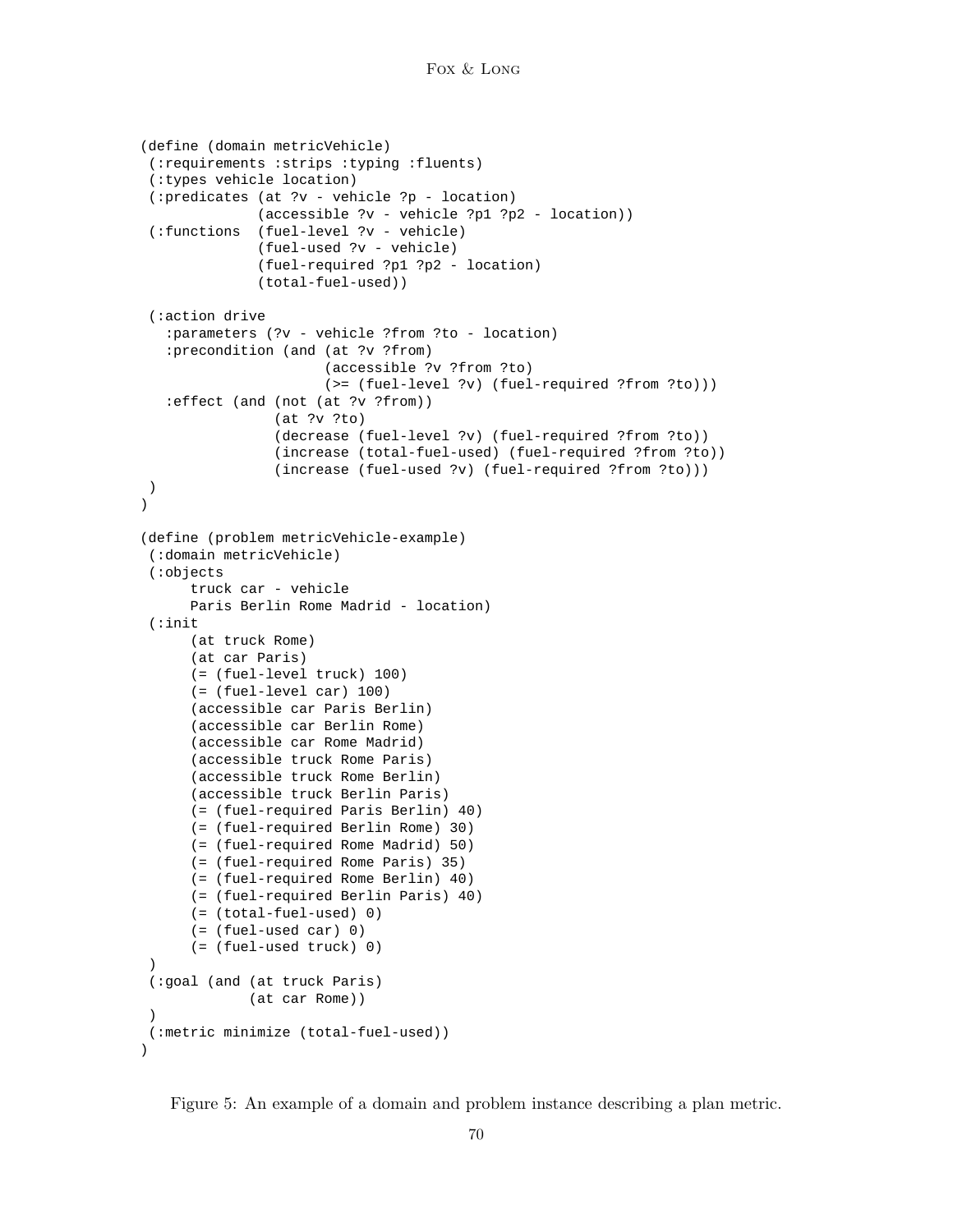```
(define (domain metricVehicle)
 (:requirements :strips :typing :fluents)
 (:types vehicle location)
 (:predicates (at ?v - vehicle ?p - location)
              (accessible ?v - vehicle ?p1 ?p2 - location))
 (:functions  (fuel-level ?v - vehicle)
              (fuel-used ?v - vehicle)
              (fuel-required ?p1 ?p2 - location)
              (total-fuel-used))

 (:action drive
   :parameters (?v - vehicle ?from ?to - location)
   :precondition (and (at ?v ?from)
                      (accessible ?v ?from ?to)
                      (>= (fuel-level ?v) (fuel-required ?from ?to)))
   :effect (and (not (at ?v ?from))
                (at ?v ?to)
                (decrease (fuel-level ?v) (fuel-required ?from ?to))
                (increase (total-fuel-used) (fuel-required ?from ?to))
                (increase (fuel-used ?v) (fuel-required ?from ?to)))
 )
)

(define (problem metricVehicle-example)
 (:domain metricVehicle)
 (:objects
      truck car - vehicle
      Paris Berlin Rome Madrid - location)
 (:init
      (at truck Rome)
      (at car Paris)
      (= (fuel-level truck) 100)
      (= (fuel-level car) 100)
      (accessible car Paris Berlin)
      (accessible car Berlin Rome)
      (accessible car Rome Madrid)
      (accessible truck Rome Paris)
      (accessible truck Rome Berlin)
      (accessible truck Berlin Paris)
      (= (fuel-required Paris Berlin) 40)
      (= (fuel-required Berlin Rome) 30)
      (= (fuel-required Rome Madrid) 50)
      (= (fuel-required Rome Paris) 35)
      (= (fuel-required Rome Berlin) 40)
      (= (fuel-required Berlin Paris) 40)
      (= (total-fuel-used) 0)
      (= (fuel-used car) 0)
      (= (fuel-used truck) 0)
 )
 (:goal (and (at truck Paris)
             (at car Rome))
 )
 (:metric minimize (total-fuel-used))
)
```

Figure 5: An example of a domain and problem instance describing a plan metric.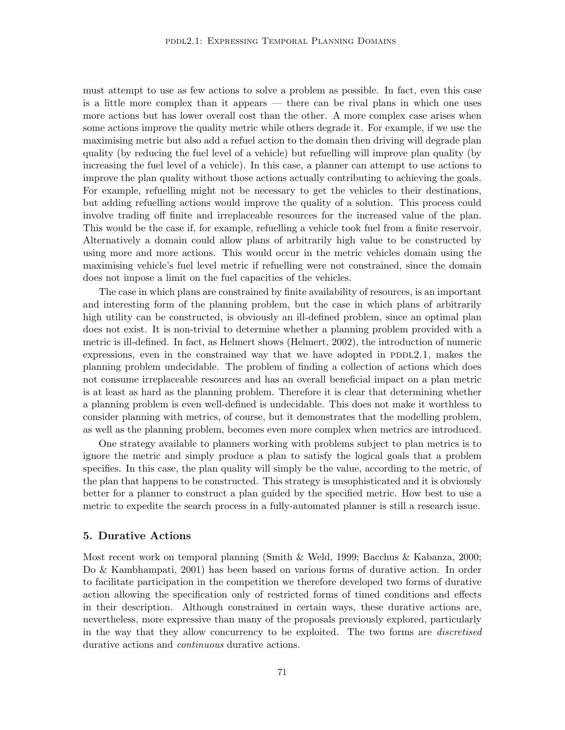must attempt to use as few actions to solve a problem as possible. In fact, even this case is a little more complex than it appears — there can be rival plans in which one uses more actions but has lower overall cost than the other. A more complex case arises when some actions improve the quality metric while others degrade it. For example, if we use the maximising metric but also add a refuel action to the domain then driving will degrade plan quality (by reducing the fuel level of a vehicle) but refuelling will improve plan quality (by increasing the fuel level of a vehicle). In this case, a planner can attempt to use actions to improve the plan quality without those actions actually contributing to achieving the goals. For example, refuelling might not be necessary to get the vehicles to their destinations, but adding refuelling actions would improve the quality of a solution. This process could involve trading off finite and irreplaceable resources for the increased value of the plan. This would be the case if, for example, refuelling a vehicle took fuel from a finite reservoir. Alternatively a domain could allow plans of arbitrarily high value to be constructed by using more and more actions. This would occur in the metric vehicles domain using the maximising vehicle's fuel level metric if refuelling were not constrained, since the domain does not impose a limit on the fuel capacities of the vehicles.

The case in which plans are constrained by finite availability of resources, is an important and interesting form of the planning problem, but the case in which plans of arbitrarily high utility can be constructed, is obviously an ill-defined problem, since an optimal plan does not exist. It is non-trivial to determine whether a planning problem provided with a metric is ill-defined. In fact, as Helmert shows (Helmert, 2002), the introduction of numeric expressions, even in the constrained way that we have adopted in PDDL2.1, makes the planning problem undecidable. The problem of finding a collection of actions which does not consume irreplaceable resources and has an overall beneficial impact on a plan metric is at least as hard as the planning problem. Therefore it is clear that determining whether a planning problem is even well-defined is undecidable. This does not make it worthless to consider planning with metrics, of course, but it demonstrates that the modelling problem, as well as the planning problem, becomes even more complex when metrics are introduced.

One strategy available to planners working with problems subject to plan metrics is to ignore the metric and simply produce a plan to satisfy the logical goals that a problem specifies. In this case, the plan quality will simply be the value, according to the metric, of the plan that happens to be constructed. This strategy is unsophisticated and it is obviously better for a planner to construct a plan guided by the specified metric. How best to use a metric to expedite the search process in a fully-automated planner is still a research issue.

## 5. Durative Actions

Most recent work on temporal planning (Smith & Weld, 1999; Bacchus & Kabanza, 2000; Do & Kambhampati, 2001) has been based on various forms of durative action. In order to facilitate participation in the competition we therefore developed two forms of durative action allowing the specification only of restricted forms of timed conditions and effects in their description. Although constrained in certain ways, these durative actions are, nevertheless, more expressive than many of the proposals previously explored, particularly in the way that they allow concurrency to be exploited. The two forms are *discretised* durative actions and *continuous* durative actions.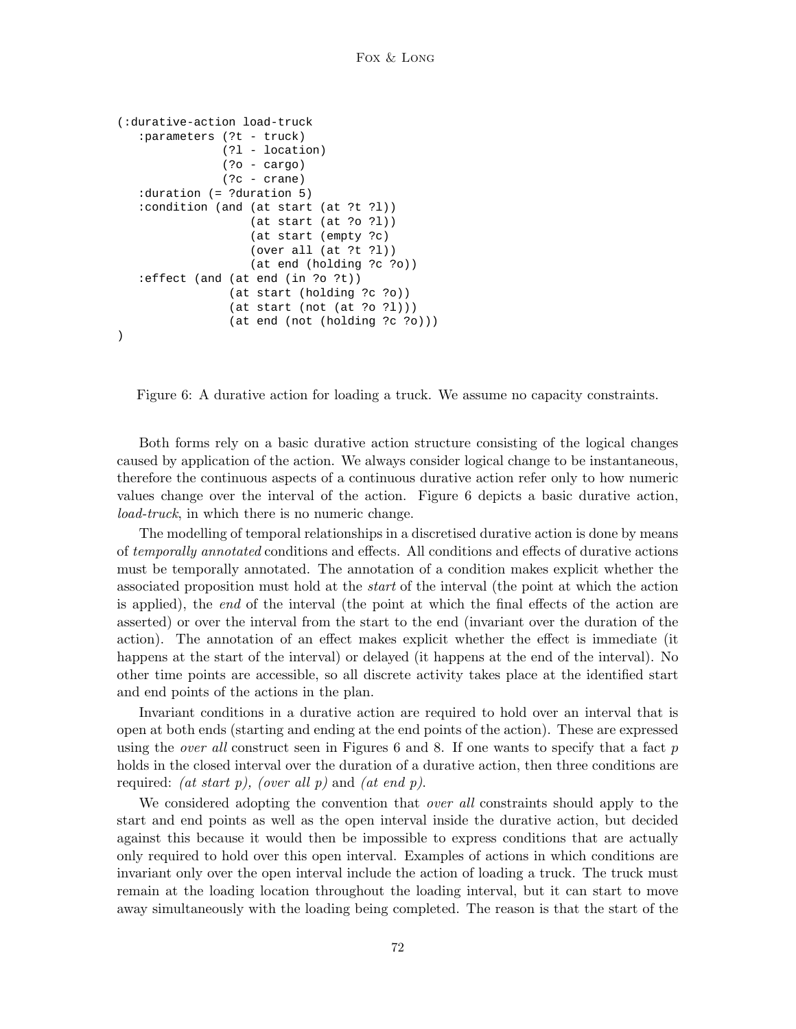```
(:durative-action load-truck
   :parameters (?t - truck)
               (?l - location)
               (?o - cargo)
               (?c - crane)
   :duration (= ?duration 5)
   :condition (and (at start (at ?t ?l))
                   (at start (at ?o ?l))
                   (at start (empty ?c)
                   (over all (at ?t ?l))
                   (at end (holding ?c ?o))
   :effect (and (at end (in ?o ?t))
                (at start (holding ?c ?o))
                (at start (not (at ?o ?l)))
                (at end (not (holding ?c ?o)))
)
```

Figure 6: A durative action for loading a truck. We assume no capacity constraints.

Both forms rely on a basic durative action structure consisting of the logical changes caused by application of the action. We always consider logical change to be instantaneous, therefore the continuous aspects of a continuous durative action refer only to how numeric values change over the interval of the action. Figure 6 depicts a basic durative action, *load-truck*, in which there is no numeric change.

The modelling of temporal relationships in a discretised durative action is done by means of *temporally annotated* conditions and effects. All conditions and effects of durative actions must be temporally annotated. The annotation of a condition makes explicit whether the associated proposition must hold at the *start* of the interval (the point at which the action is applied), the *end* of the interval (the point at which the final effects of the action are asserted) or over the interval from the start to the end (invariant over the duration of the action). The annotation of an effect makes explicit whether the effect is immediate (it happens at the start of the interval) or delayed (it happens at the end of the interval). No other time points are accessible, so all discrete activity takes place at the identified start and end points of the actions in the plan.

Invariant conditions in a durative action are required to hold over an interval that is open at both ends (starting and ending at the end points of the action). These are expressed using the *over all* construct seen in Figures 6 and 8. If one wants to specify that a fact $p$ holds in the closed interval over the duration of a durative action, then three conditions are required: *(at start p), (over all p)* and *(at end p).*

We considered adopting the convention that *over all* constraints should apply to the start and end points as well as the open interval inside the durative action, but decided against this because it would then be impossible to express conditions that are actually only required to hold over this open interval. Examples of actions in which conditions are invariant only over the open interval include the action of loading a truck. The truck must remain at the loading location throughout the loading interval, but it can start to move away simultaneously with the loading being completed. The reason is that the start of the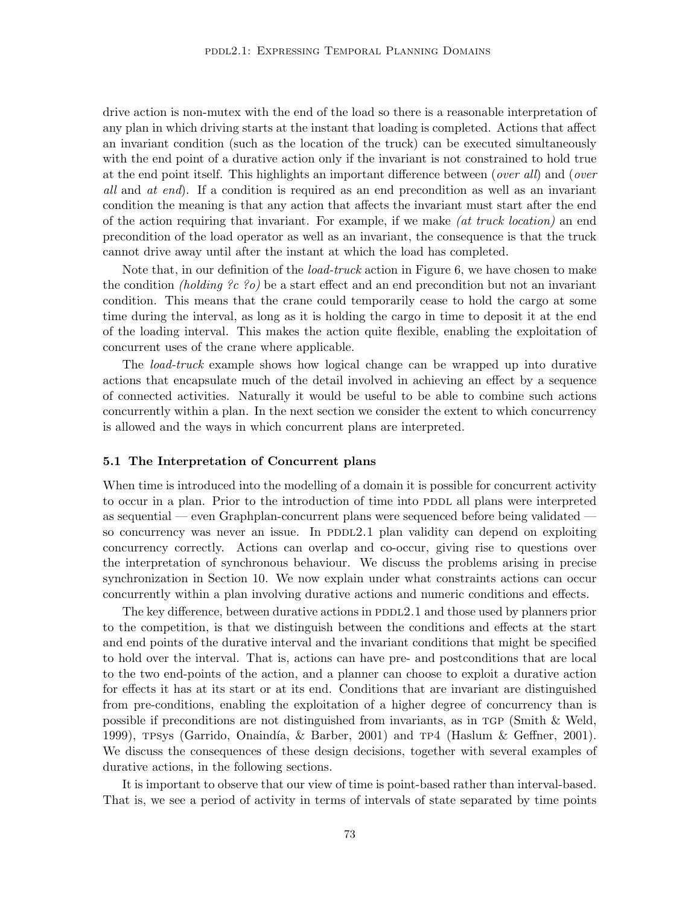drive action is non-mutex with the end of the load so there is a reasonable interpretation of any plan in which driving starts at the instant that loading is completed. Actions that affect an invariant condition (such as the location of the truck) can be executed simultaneously with the end point of a durative action only if the invariant is not constrained to hold true at the end point itself. This highlights an important difference between (*over all*) and (*over all* and *at end*). If a condition is required as an end precondition as well as an invariant condition the meaning is that any action that affects the invariant must start after the end of the action requiring that invariant. For example, if we make *(at truck location)* an end precondition of the load operator as well as an invariant, the consequence is that the truck cannot drive away until after the instant at which the load has completed.

Note that, in our definition of the *load-truck* action in Figure 6, we have chosen to make the condition *(holding ?c ?o)* be a start effect and an end precondition but not an invariant condition. This means that the crane could temporarily cease to hold the cargo at some time during the interval, as long as it is holding the cargo in time to deposit it at the end of the loading interval. This makes the action quite flexible, enabling the exploitation of concurrent uses of the crane where applicable.

The *load-truck* example shows how logical change can be wrapped up into durative actions that encapsulate much of the detail involved in achieving an effect by a sequence of connected activities. Naturally it would be useful to be able to combine such actions concurrently within a plan. In the next section we consider the extent to which concurrency is allowed and the ways in which concurrent plans are interpreted.

### 5.1 The Interpretation of Concurrent plans

When time is introduced into the modelling of a domain it is possible for concurrent activity to occur in a plan. Prior to the introduction of time into PDDL all plans were interpreted as sequential — even Graphplan-concurrent plans were sequenced before being validated — so concurrency was never an issue. In PDDL2.1 plan validity can depend on exploiting concurrency correctly. Actions can overlap and co-occur, giving rise to questions over the interpretation of synchronous behaviour. We discuss the problems arising in precise synchronization in Section 10. We now explain under what constraints actions can occur concurrently within a plan involving durative actions and numeric conditions and effects.

The key difference, between durative actions in PDDL2.1 and those used by planners prior to the competition, is that we distinguish between the conditions and effects at the start and end points of the durative interval and the invariant conditions that might be specified to hold over the interval. That is, actions can have pre- and postconditions that are local to the two end-points of the action, and a planner can choose to exploit a durative action for effects it has at its start or at its end. Conditions that are invariant are distinguished from pre-conditions, enabling the exploitation of a higher degree of concurrency than is possible if preconditions are not distinguished from invariants, as in TGP (Smith & Weld, 1999), TPSys (Garrido, Onaindía, & Barber, 2001) and TP4 (Haslum & Geffner, 2001). We discuss the consequences of these design decisions, together with several examples of durative actions, in the following sections.

It is important to observe that our view of time is point-based rather than interval-based. That is, we see a period of activity in terms of intervals of state separated by time points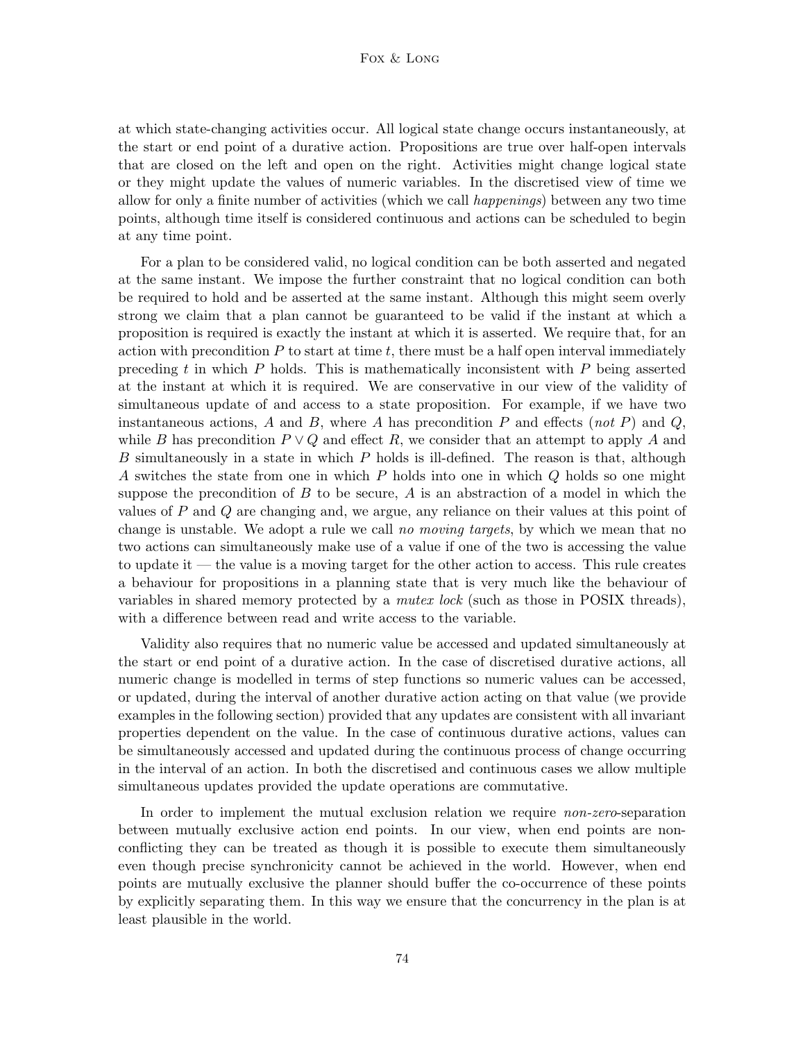at which state-changing activities occur. All logical state change occurs instantaneously, at the start or end point of a durative action. Propositions are true over half-open intervals that are closed on the left and open on the right. Activities might change logical state or they might update the values of numeric variables. In the discretised view of time we allow for only a finite number of activities (which we call *happenings*) between any two time points, although time itself is considered continuous and actions can be scheduled to begin at any time point.

For a plan to be considered valid, no logical condition can be both asserted and negated at the same instant. We impose the further constraint that no logical condition can both be required to hold and be asserted at the same instant. Although this might seem overly strong we claim that a plan cannot be guaranteed to be valid if the instant at which a proposition is required is exactly the instant at which it is asserted. We require that, for an action with precondition $P$ to start at time $t$, there must be a half open interval immediately preceding $t$ in which $P$ holds. This is mathematically inconsistent with $P$ being asserted at the instant at which it is required. We are conservative in our view of the validity of simultaneous update of and access to a state proposition. For example, if we have two instantaneous actions, $A$ and $B$, where $A$ has precondition $P$ and effects (*not* $P$) and $Q$, while $B$ has precondition $P \vee Q$ and effect $R$, we consider that an attempt to apply $A$ and $B$ simultaneously in a state in which $P$ holds is ill-defined. The reason is that, although $A$ switches the state from one in which $P$ holds into one in which $Q$ holds so one might suppose the precondition of $B$ to be secure, $A$ is an abstraction of a model in which the values of $P$ and $Q$ are changing and, we argue, any reliance on their values at this point of change is unstable. We adopt a rule we call *no moving targets*, by which we mean that no two actions can simultaneously make use of a value if one of the two is accessing the value to update it — the value is a moving target for the other action to access. This rule creates a behaviour for propositions in a planning state that is very much like the behaviour of variables in shared memory protected by a *mutex lock* (such as those in POSIX threads), with a difference between read and write access to the variable.

Validity also requires that no numeric value be accessed and updated simultaneously at the start or end point of a durative action. In the case of discretised durative actions, all numeric change is modelled in terms of step functions so numeric values can be accessed, or updated, during the interval of another durative action acting on that value (we provide examples in the following section) provided that any updates are consistent with all invariant properties dependent on the value. In the case of continuous durative actions, values can be simultaneously accessed and updated during the continuous process of change occurring in the interval of an action. In both the discretised and continuous cases we allow multiple simultaneous updates provided the update operations are commutative.

In order to implement the mutual exclusion relation we require *non-zero*-separation between mutually exclusive action end points. In our view, when end points are non-conflicting they can be treated as though it is possible to execute them simultaneously even though precise synchronicity cannot be achieved in the world. However, when end points are mutually exclusive the planner should buffer the co-occurrence of these points by explicitly separating them. In this way we ensure that the concurrency in the plan is at least plausible in the world.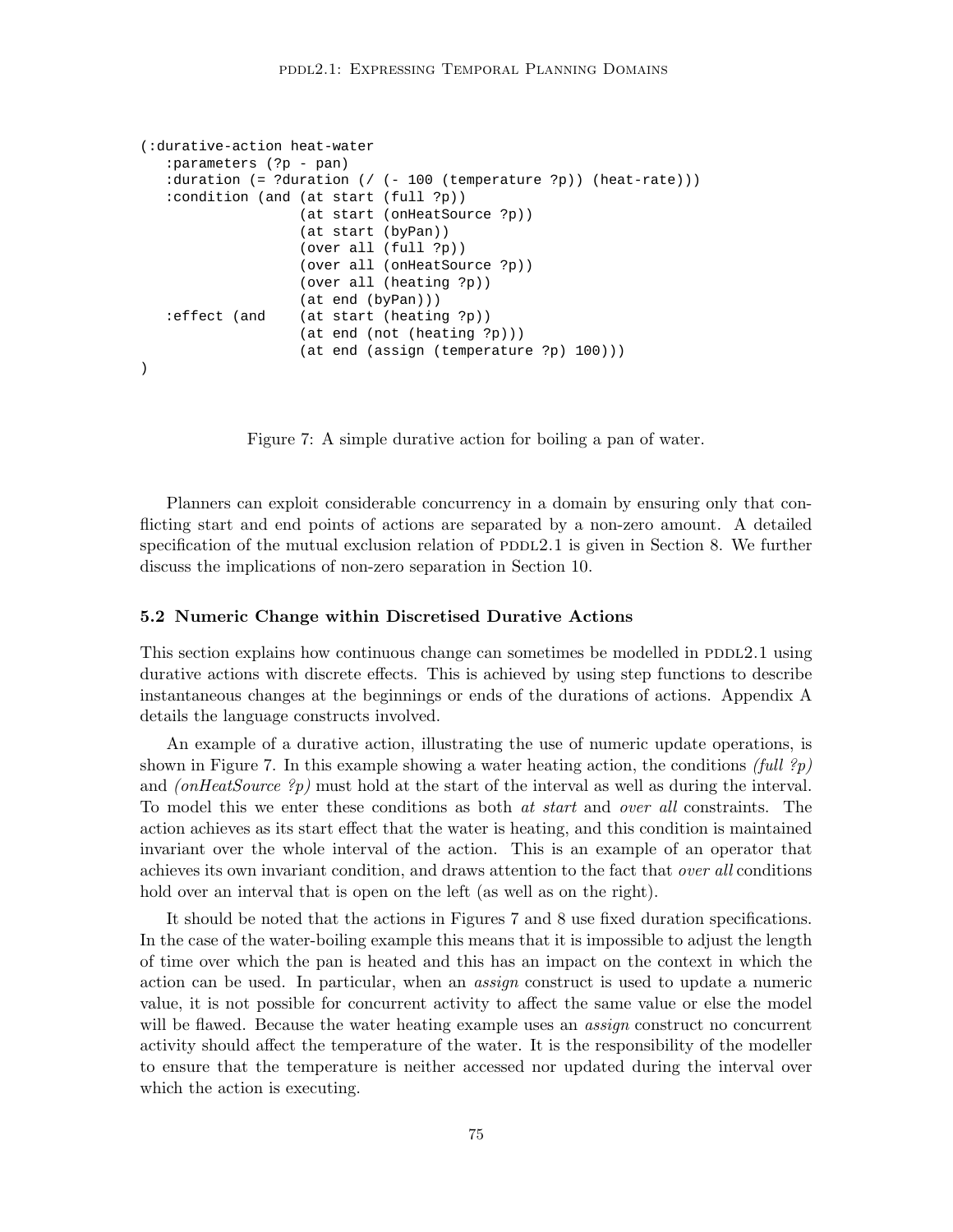```
(:durative-action heat-water
   :parameters (?p - pan)
   :duration (= ?duration (/ (- 100 (temperature ?p)) (heat-rate)))
   :condition (and (at start (full ?p))
                   (at start (onHeatSource ?p))
                   (at start (byPan))
                   (over all (full ?p))
                   (over all (onHeatSource ?p))
                   (over all (heating ?p))
                   (at end (byPan)))
   :effect (and    (at start (heating ?p))
                   (at end (not (heating ?p)))
                   (at end (assign (temperature ?p) 100)))
)
```

Figure 7: A simple durative action for boiling a pan of water.

Planners can exploit considerable concurrency in a domain by ensuring only that conflicting start and end points of actions are separated by a non-zero amount. A detailed specification of the mutual exclusion relation of PDDL2.1 is given in Section 8. We further discuss the implications of non-zero separation in Section 10.

### 5.2 Numeric Change within Discretised Durative Actions

This section explains how continuous change can sometimes be modelled in PDDL2.1 using durative actions with discrete effects. This is achieved by using step functions to describe instantaneous changes at the beginnings or ends of the durations of actions. Appendix A details the language constructs involved.

An example of a durative action, illustrating the use of numeric update operations, is shown in Figure 7. In this example showing a water heating action, the conditions *(full ?p)* and *(onHeatSource ?p)* must hold at the start of the interval as well as during the interval. To model this we enter these conditions as both *at start* and *over all* constraints. The action achieves as its start effect that the water is heating, and this condition is maintained invariant over the whole interval of the action. This is an example of an operator that achieves its own invariant condition, and draws attention to the fact that *over all* conditions hold over an interval that is open on the left (as well as on the right).

It should be noted that the actions in Figures 7 and 8 use fixed duration specifications. In the case of the water-boiling example this means that it is impossible to adjust the length of time over which the pan is heated and this has an impact on the context in which the action can be used. In particular, when an *assign* construct is used to update a numeric value, it is not possible for concurrent activity to affect the same value or else the model will be flawed. Because the water heating example uses an *assign* construct no concurrent activity should affect the temperature of the water. It is the responsibility of the modeller to ensure that the temperature is neither accessed nor updated during the interval over which the action is executing.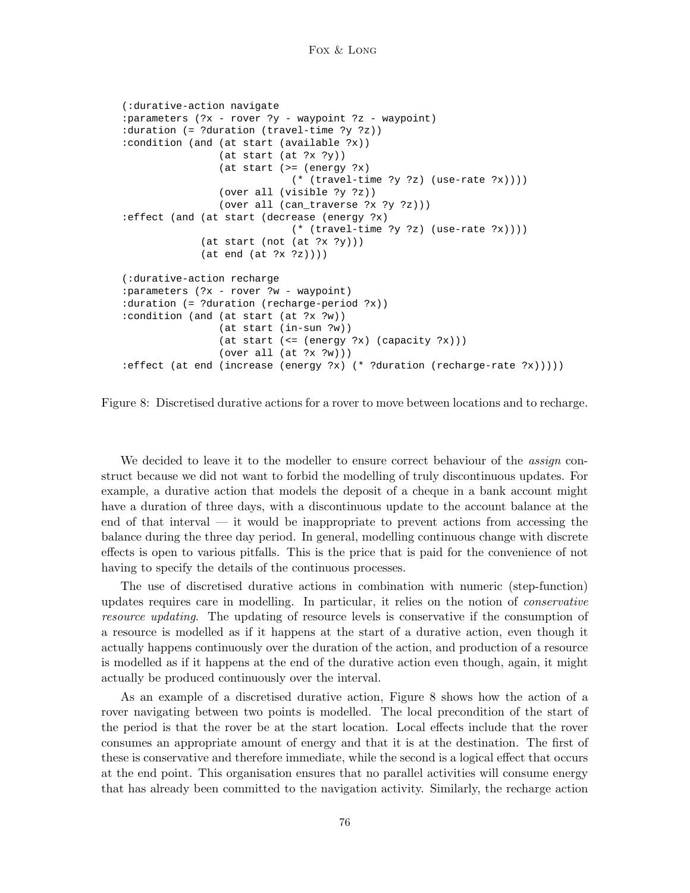```
(:durative-action navigate
:parameters (?x - rover ?y - waypoint ?z - waypoint)
:duration (= ?duration (travel-time ?y ?z))
:condition (and (at start (available ?x))
                (at start (at ?x ?y))
                (at start (>= (energy ?x)
                              (* (travel-time ?y ?z) (use-rate ?x))))
                (over all (visible ?y ?z))
                (over all (can_traverse ?x ?y ?z)))
:effect (and (at start (decrease (energy ?x)
                              (* (travel-time ?y ?z) (use-rate ?x))))
             (at start (not (at ?x ?y)))
             (at end (at ?x ?z))))

(:durative-action recharge
:parameters (?x - rover ?w - waypoint)
:duration (= ?duration (recharge-period ?x))
:condition (and (at start (at ?x ?w))
                (at start (in-sun ?w))
                (at start (<= (energy ?x) (capacity ?x)))
                (over all (at ?x ?w)))
:effect (at end (increase (energy ?x) (* ?duration (recharge-rate ?x)))))
```

Figure 8: Discretised durative actions for a rover to move between locations and to recharge.

We decided to leave it to the modeller to ensure correct behaviour of the *assign* construct because we did not want to forbid the modelling of truly discontinuous updates. For example, a durative action that models the deposit of a cheque in a bank account might have a duration of three days, with a discontinuous update to the account balance at the end of that interval — it would be inappropriate to prevent actions from accessing the balance during the three day period. In general, modelling continuous change with discrete effects is open to various pitfalls. This is the price that is paid for the convenience of not having to specify the details of the continuous processes.

The use of discretised durative actions in combination with numeric (step-function) updates requires care in modelling. In particular, it relies on the notion of *conservative resource updating*. The updating of resource levels is conservative if the consumption of a resource is modelled as if it happens at the start of a durative action, even though it actually happens continuously over the duration of the action, and production of a resource is modelled as if it happens at the end of the durative action even though, again, it might actually be produced continuously over the interval.

As an example of a discretised durative action, Figure 8 shows how the action of a rover navigating between two points is modelled. The local precondition of the start of the period is that the rover be at the start location. Local effects include that the rover consumes an appropriate amount of energy and that it is at the destination. The first of these is conservative and therefore immediate, while the second is a logical effect that occurs at the end point. This organisation ensures that no parallel activities will consume energy that has already been committed to the navigation activity. Similarly, the recharge action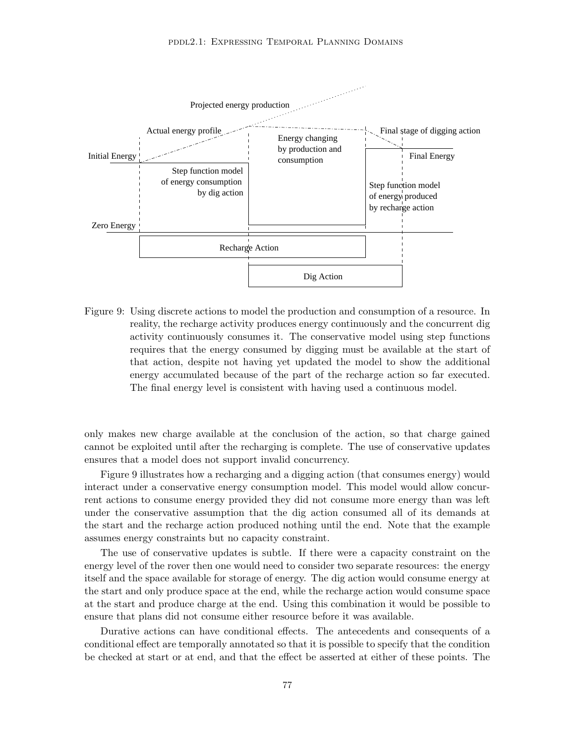Figure 9: Using discrete actions to model the production and consumption of a resource. In reality, the recharge activity produces energy continuously and the concurrent dig activity continuously consumes it. The conservative model using step functions requires that the energy consumed by digging must be available at the start of that action, despite not having yet updated the model to show the additional energy accumulated because of the part of the recharge action so far executed. The final energy level is consistent with having used a continuous model.

only makes new charge available at the conclusion of the action, so that charge gained cannot be exploited until after the recharging is complete. The use of conservative updates ensures that a model does not support invalid concurrency.

Figure 9 illustrates how a recharging and a digging action (that consumes energy) would interact under a conservative energy consumption model. This model would allow concurrent actions to consume energy provided they did not consume more energy than was left under the conservative assumption that the dig action consumed all of its demands at the start and the recharge action produced nothing until the end. Note that the example assumes energy constraints but no capacity constraint.

The use of conservative updates is subtle. If there were a capacity constraint on the energy level of the rover then one would need to consider two separate resources: the energy itself and the space available for storage of energy. The dig action would consume energy at the start and only produce space at the end, while the recharge action would consume space at the start and produce charge at the end. Using this combination it would be possible to ensure that plans did not consume either resource before it was available.

Durative actions can have conditional effects. The antecedents and consequents of a conditional effect are temporally annotated so that it is possible to specify that the condition be checked at start or at end, and that the effect be asserted at either of these points. The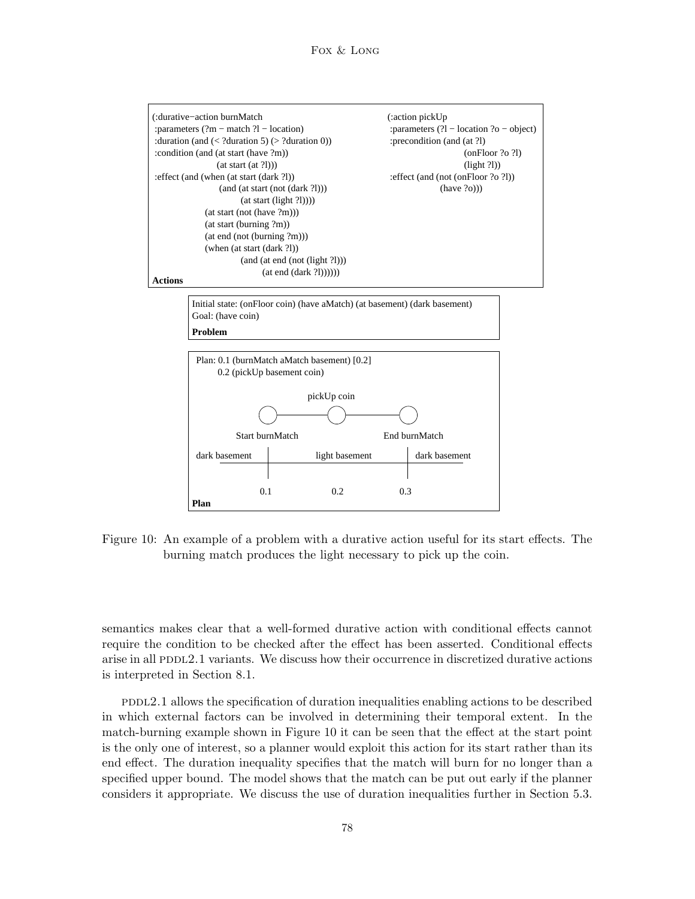```
(:durative-action burnMatch
 :parameters (?m - match ?l - location)
 :duration (and (< ?duration 5) (> ?duration 0))
 :condition (and (at start (have ?m))
                 (at start (at ?l)))
 :effect (and (when (at start (dark ?l))
                    (and (at start (not (dark ?l)))
                         (at start (light ?l))))
              (at start (not (have ?m)))
              (at start (burning ?m))
              (at end (not (burning ?m)))
              (when (at start (dark ?l))
                    (and (at end (not (light ?l)))
                         (at end (dark ?l))))))
```

```
(:action pickUp
 :parameters (?l - location ?o - object)
 :precondition (and (at ?l)
                    (onFloor ?o ?l)
                    (light ?l))
 :effect (and (not (onFloor ?o ?l))
              (have ?o)))
```

**Actions**

Initial state: (onFloor coin) (have aMatch) (at basement) (dark basement)
Goal: (have coin)

**Problem**

Plan: 0.1 (burnMatch aMatch basement) [0.2]
0.2 (pickUp basement coin)

pickUp coin

Start burnMatch — End burnMatch

dark basement | light basement | dark basement

0.1 0.2 0.3

**Plan**

Figure 10: An example of a problem with a durative action useful for its start effects. The burning match produces the light necessary to pick up the coin.

semantics makes clear that a well-formed durative action with conditional effects cannot require the condition to be checked after the effect has been asserted. Conditional effects arise in all PDDL2.1 variants. We discuss how their occurrence in discretized durative actions is interpreted in Section 8.1.

PDDL2.1 allows the specification of duration inequalities enabling actions to be described in which external factors can be involved in determining their temporal extent. In the match-burning example shown in Figure 10 it can be seen that the effect at the start point is the only one of interest, so a planner would exploit this action for its start rather than its end effect. The duration inequality specifies that the match will burn for no longer than a specified upper bound. The model shows that the match can be put out early if the planner considers it appropriate. We discuss the use of duration inequalities further in Section 5.3.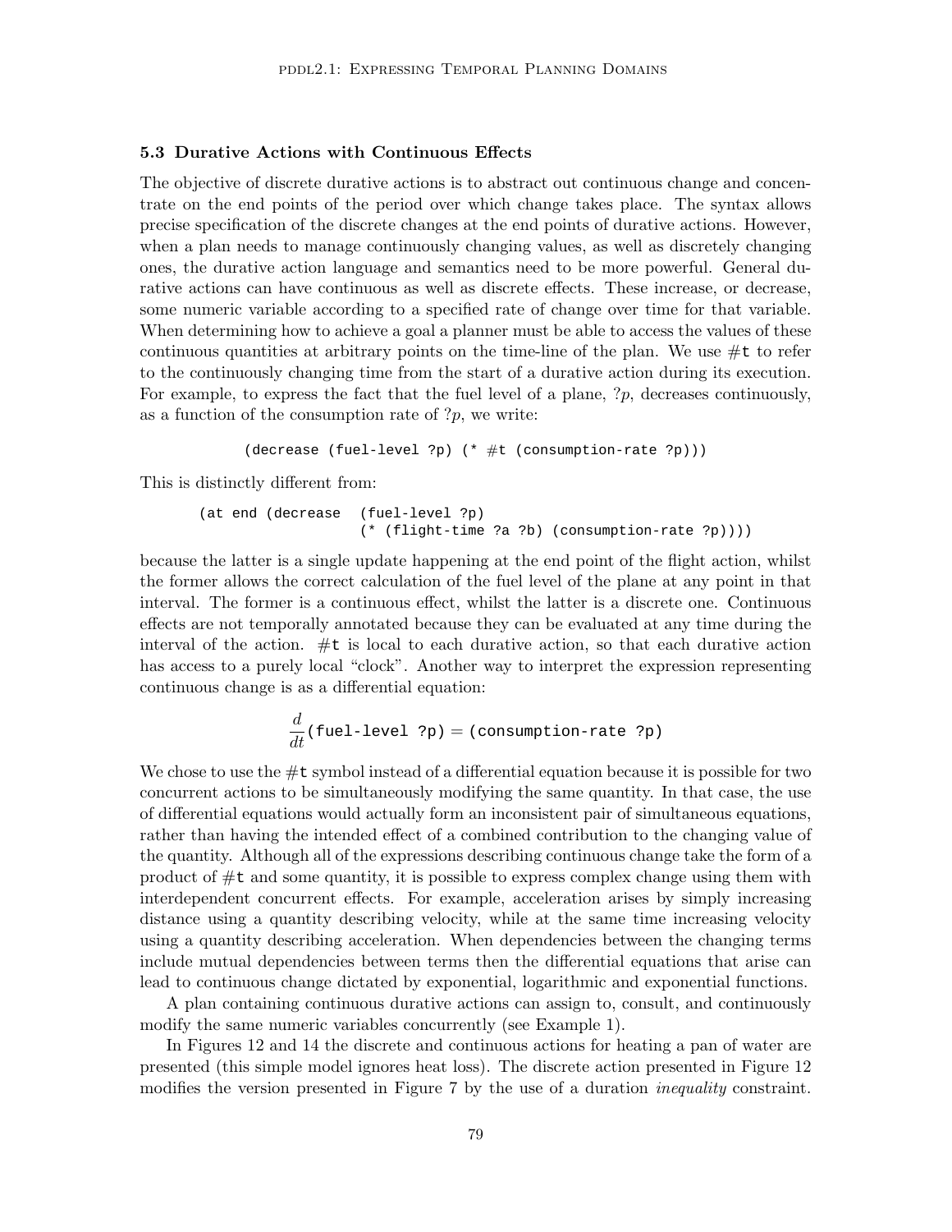### 5.3 Durative Actions with Continuous Effects

The objective of discrete durative actions is to abstract out continuous change and concentrate on the end points of the period over which change takes place. The syntax allows precise specification of the discrete changes at the end points of durative actions. However, when a plan needs to manage continuously changing values, as well as discretely changing ones, the durative action language and semantics need to be more powerful. General durative actions can have continuous as well as discrete effects. These increase, or decrease, some numeric variable according to a specified rate of change over time for that variable. When determining how to achieve a goal a planner must be able to access the values of these continuous quantities at arbitrary points on the time-line of the plan. We use `#t` to refer to the continuously changing time from the start of a durative action during its execution. For example, to express the fact that the fuel level of a plane, ?*p*, decreases continuously, as a function of the consumption rate of ?*p*, we write:

```
(decrease (fuel-level ?p) (* #t (consumption-rate ?p)))
```

This is distinctly different from:

```
(at end (decrease  (fuel-level ?p)
                   (* (flight-time ?a ?b) (consumption-rate ?p))))
```

because the latter is a single update happening at the end point of the flight action, whilst the former allows the correct calculation of the fuel level of the plane at any point in that interval. The former is a continuous effect, whilst the latter is a discrete one. Continuous effects are not temporally annotated because they can be evaluated at any time during the interval of the action. `#t` is local to each durative action, so that each durative action has access to a purely local "clock". Another way to interpret the expression representing continuous change is as a differential equation:

$$\frac{d}{dt}\texttt{(fuel-level ?p)} = \texttt{(consumption-rate ?p)}$$

We chose to use the `#t` symbol instead of a differential equation because it is possible for two concurrent actions to be simultaneously modifying the same quantity. In that case, the use of differential equations would actually form an inconsistent pair of simultaneous equations, rather than having the intended effect of a combined contribution to the changing value of the quantity. Although all of the expressions describing continuous change take the form of a product of `#t` and some quantity, it is possible to express complex change using them with interdependent concurrent effects. For example, acceleration arises by simply increasing distance using a quantity describing velocity, while at the same time increasing velocity using a quantity describing acceleration. When dependencies between the changing terms include mutual dependencies between terms then the differential equations that arise can lead to continuous change dictated by exponential, logarithmic and exponential functions.

A plan containing continuous durative actions can assign to, consult, and continuously modify the same numeric variables concurrently (see Example 1).

In Figures 12 and 14 the discrete and continuous actions for heating a pan of water are presented (this simple model ignores heat loss). The discrete action presented in Figure 12 modifies the version presented in Figure 7 by the use of a duration *inequality* constraint.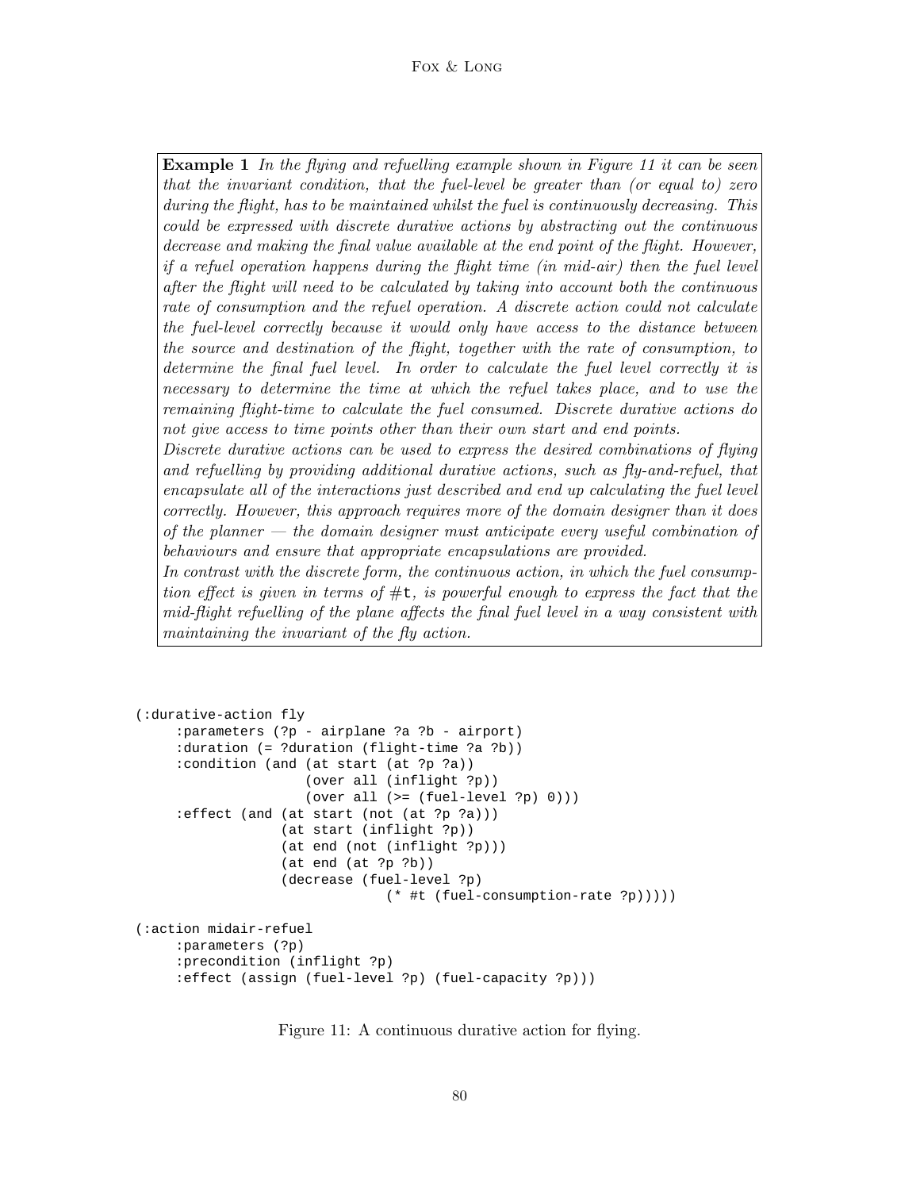**Example 1** *In the flying and refuelling example shown in Figure 11 it can be seen that the invariant condition, that the fuel-level be greater than (or equal to) zero during the flight, has to be maintained whilst the fuel is continuously decreasing. This could be expressed with discrete durative actions by abstracting out the continuous decrease and making the final value available at the end point of the flight. However, if a refuel operation happens during the flight time (in mid-air) then the fuel level after the flight will need to be calculated by taking into account both the continuous rate of consumption and the refuel operation. A discrete action could not calculate the fuel-level correctly because it would only have access to the distance between the source and destination of the flight, together with the rate of consumption, to determine the final fuel level. In order to calculate the fuel level correctly it is necessary to determine the time at which the refuel takes place, and to use the remaining flight-time to calculate the fuel consumed. Discrete durative actions do not give access to time points other than their own start and end points.*

*Discrete durative actions can be used to express the desired combinations of flying and refuelling by providing additional durative actions, such as fly-and-refuel, that encapsulate all of the interactions just described and end up calculating the fuel level correctly. However, this approach requires more of the domain designer than it does of the planner — the domain designer must anticipate every useful combination of behaviours and ensure that appropriate encapsulations are provided.*

*In contrast with the discrete form, the continuous action, in which the fuel consumption effect is given in terms of* `#t`*, is powerful enough to express the fact that the mid-flight refuelling of the plane affects the final fuel level in a way consistent with maintaining the invariant of the fly action.*

```
(:durative-action fly
     :parameters (?p - airplane ?a ?b - airport)
     :duration (= ?duration (flight-time ?a ?b))
     :condition (and (at start (at ?p ?a))
                     (over all (inflight ?p))
                     (over all (>= (fuel-level ?p) 0)))
     :effect (and (at start (not (at ?p ?a)))
                  (at start (inflight ?p))
                  (at end (not (inflight ?p)))
                  (at end (at ?p ?b))
                  (decrease (fuel-level ?p)
                            (* #t (fuel-consumption-rate ?p)))))

(:action midair-refuel
     :parameters (?p)
     :precondition (inflight ?p)
     :effect (assign (fuel-level ?p) (fuel-capacity ?p)))
```

Figure 11: A continuous durative action for flying.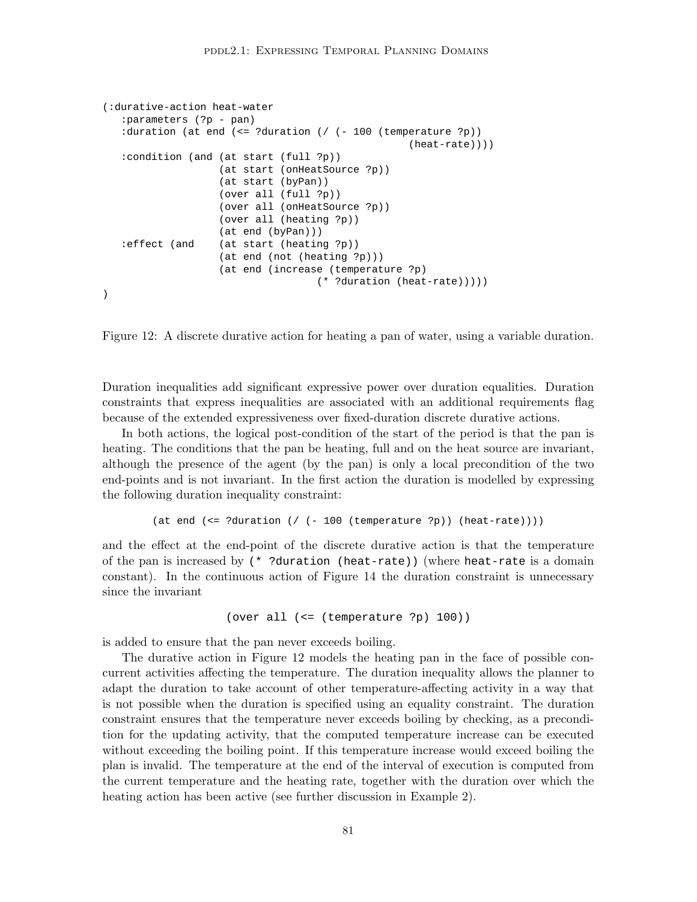```
(:durative-action heat-water
   :parameters (?p - pan)
   :duration (at end (<= ?duration (/ (- 100 (temperature ?p))
                                              (heat-rate))))
   :condition (and (at start (full ?p))
                   (at start (onHeatSource ?p))
                   (at start (byPan))
                   (over all (full ?p))
                   (over all (onHeatSource ?p))
                   (over all (heating ?p))
                   (at end (byPan)))
   :effect (and    (at start (heating ?p))
                   (at end (not (heating ?p)))
                   (at end (increase (temperature ?p)
                                  (* ?duration (heat-rate)))))
)
```

Figure 12: A discrete durative action for heating a pan of water, using a variable duration.

Duration inequalities add significant expressive power over duration equalities. Duration constraints that express inequalities are associated with an additional requirements flag because of the extended expressiveness over fixed-duration discrete durative actions.

In both actions, the logical post-condition of the start of the period is that the pan is heating. The conditions that the pan be heating, full and on the heat source are invariant, although the presence of the agent (by the pan) is only a local precondition of the two end-points and is not invariant. In the first action the duration is modelled by expressing the following duration inequality constraint:

```
(at end (<= ?duration (/ (- 100 (temperature ?p)) (heat-rate))))
```

and the effect at the end-point of the discrete durative action is that the temperature of the pan is increased by `(* ?duration (heat-rate))` (where `heat-rate` is a domain constant). In the continuous action of Figure 14 the duration constraint is unnecessary since the invariant

```
(over all (<= (temperature ?p) 100))
```

is added to ensure that the pan never exceeds boiling.

The durative action in Figure 12 models the heating pan in the face of possible concurrent activities affecting the temperature. The duration inequality allows the planner to adapt the duration to take account of other temperature-affecting activity in a way that is not possible when the duration is specified using an equality constraint. The duration constraint ensures that the temperature never exceeds boiling by checking, as a precondition for the updating activity, that the computed temperature increase can be executed without exceeding the boiling point. If this temperature increase would exceed boiling the plan is invalid. The temperature at the end of the interval of execution is computed from the current temperature and the heating rate, together with the duration over which the heating action has been active (see further discussion in Example 2).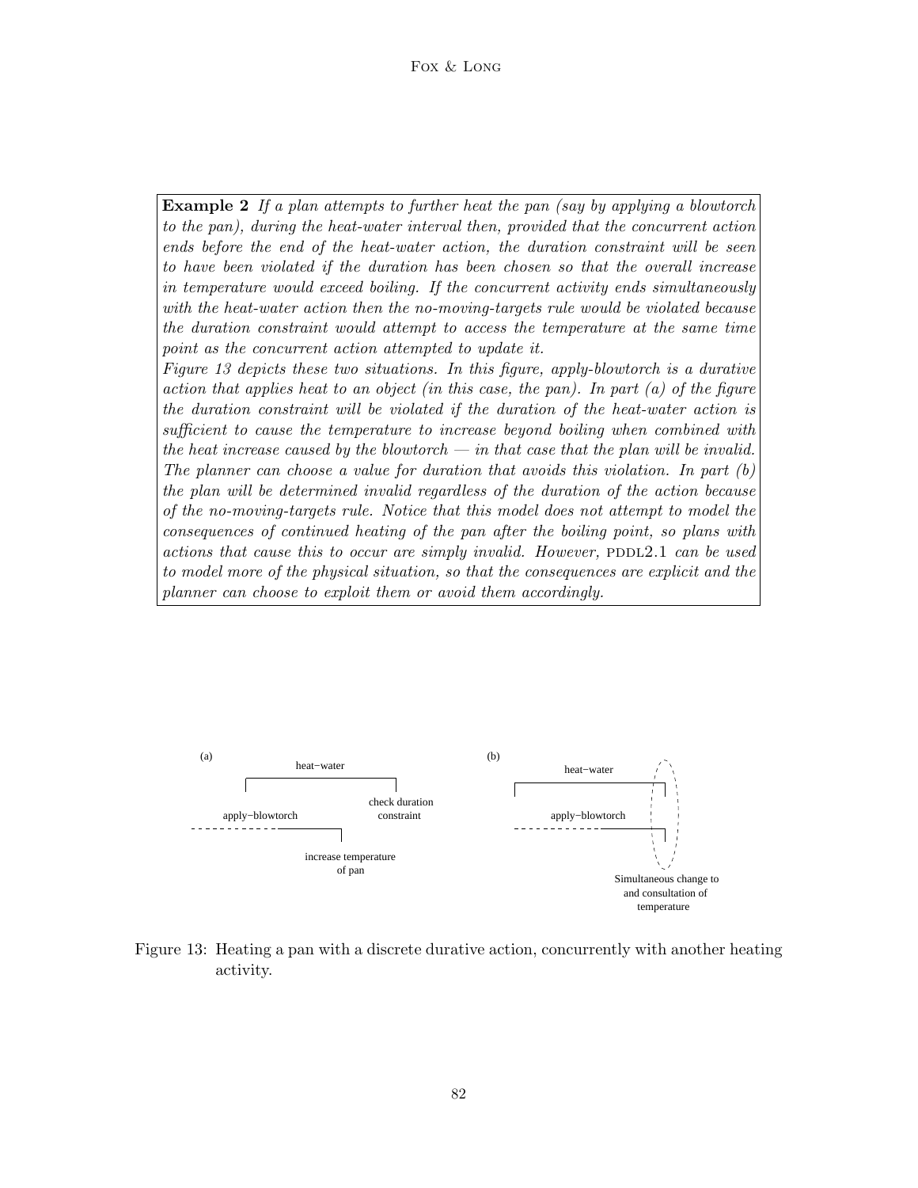**Example 2** *If a plan attempts to further heat the pan (say by applying a blowtorch to the pan), during the heat-water interval then, provided that the concurrent action ends before the end of the heat-water action, the duration constraint will be seen to have been violated if the duration has been chosen so that the overall increase in temperature would exceed boiling. If the concurrent activity ends simultaneously with the heat-water action then the no-moving-targets rule would be violated because the duration constraint would attempt to access the temperature at the same time point as the concurrent action attempted to update it.*

*Figure 13 depicts these two situations. In this figure, apply-blowtorch is a durative action that applies heat to an object (in this case, the pan). In part (a) of the figure the duration constraint will be violated if the duration of the heat-water action is sufficient to cause the temperature to increase beyond boiling when combined with the heat increase caused by the blowtorch — in that case that the plan will be invalid. The planner can choose a value for duration that avoids this violation. In part (b) the plan will be determined invalid regardless of the duration of the action because of the no-moving-targets rule. Notice that this model does not attempt to model the consequences of continued heating of the pan after the boiling point, so plans with actions that cause this to occur are simply invalid. However,* PDDL2.1 *can be used to model more of the physical situation, so that the consequences are explicit and the planner can choose to exploit them or avoid them accordingly.*

(a) heat−water; apply−blowtorch; check duration constraint; increase temperature of pan

(b) heat−water; apply−blowtorch; Simultaneous change to and consultation of temperature

Figure 13: Heating a pan with a discrete durative action, concurrently with another heating activity.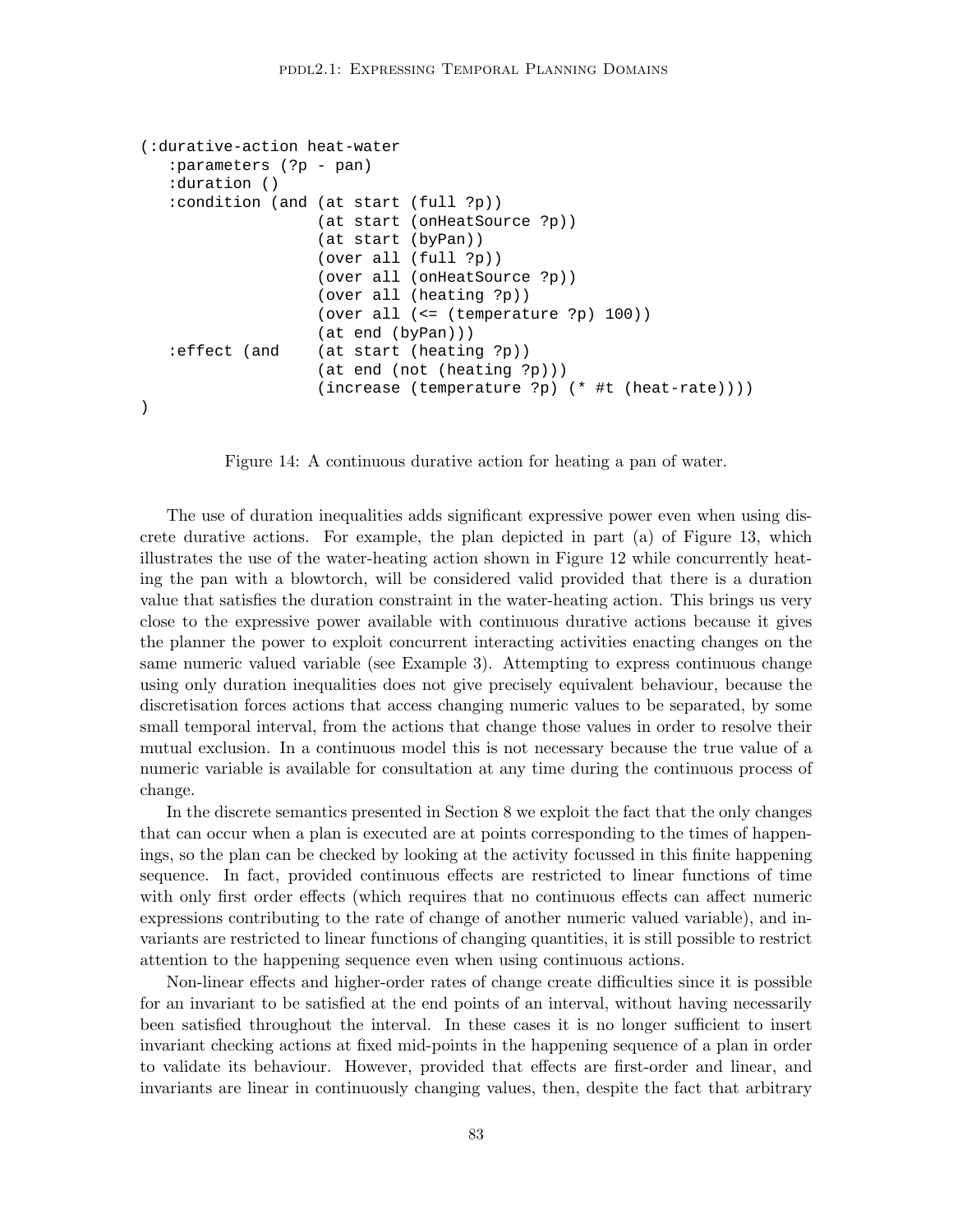```
(:durative-action heat-water
   :parameters (?p - pan)
   :duration ()
   :condition (and (at start (full ?p))
                   (at start (onHeatSource ?p))
                   (at start (byPan))
                   (over all (full ?p))
                   (over all (onHeatSource ?p))
                   (over all (heating ?p))
                   (over all (<= (temperature ?p) 100))
                   (at end (byPan)))
   :effect (and    (at start (heating ?p))
                   (at end (not (heating ?p)))
                   (increase (temperature ?p) (* #t (heat-rate))))
)
```

Figure 14: A continuous durative action for heating a pan of water.

The use of duration inequalities adds significant expressive power even when using discrete durative actions. For example, the plan depicted in part (a) of Figure 13, which illustrates the use of the water-heating action shown in Figure 12 while concurrently heating the pan with a blowtorch, will be considered valid provided that there is a duration value that satisfies the duration constraint in the water-heating action. This brings us very close to the expressive power available with continuous durative actions because it gives the planner the power to exploit concurrent interacting activities enacting changes on the same numeric valued variable (see Example 3). Attempting to express continuous change using only duration inequalities does not give precisely equivalent behaviour, because the discretisation forces actions that access changing numeric values to be separated, by some small temporal interval, from the actions that change those values in order to resolve their mutual exclusion. In a continuous model this is not necessary because the true value of a numeric variable is available for consultation at any time during the continuous process of change.

In the discrete semantics presented in Section 8 we exploit the fact that the only changes that can occur when a plan is executed are at points corresponding to the times of happenings, so the plan can be checked by looking at the activity focussed in this finite happening sequence. In fact, provided continuous effects are restricted to linear functions of time with only first order effects (which requires that no continuous effects can affect numeric expressions contributing to the rate of change of another numeric valued variable), and invariants are restricted to linear functions of changing quantities, it is still possible to restrict attention to the happening sequence even when using continuous actions.

Non-linear effects and higher-order rates of change create difficulties since it is possible for an invariant to be satisfied at the end points of an interval, without having necessarily been satisfied throughout the interval. In these cases it is no longer sufficient to insert invariant checking actions at fixed mid-points in the happening sequence of a plan in order to validate its behaviour. However, provided that effects are first-order and linear, and invariants are linear in continuously changing values, then, despite the fact that arbitrary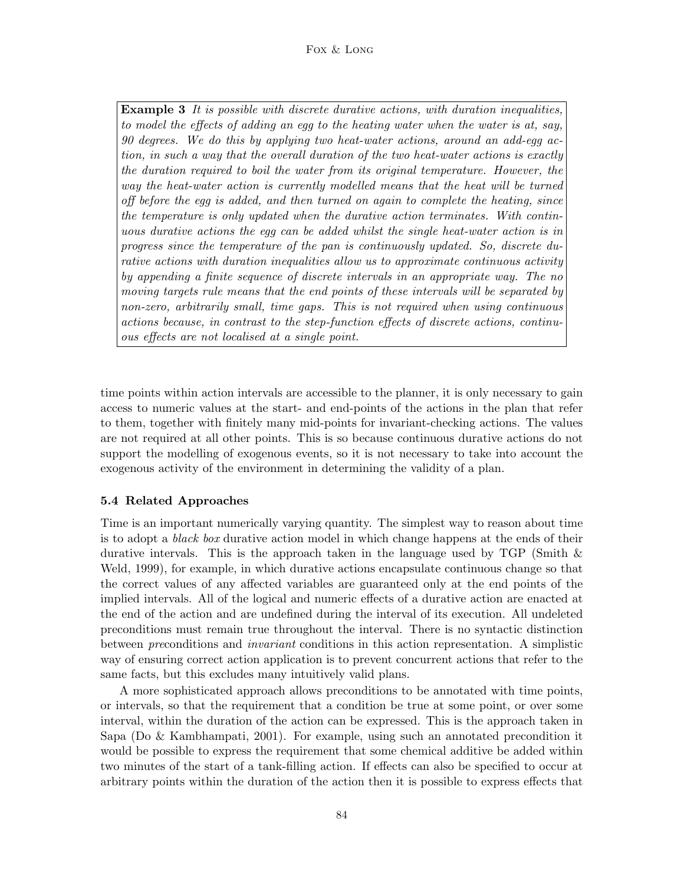> **Example 3** *It is possible with discrete durative actions, with duration inequalities, to model the effects of adding an egg to the heating water when the water is at, say, 90 degrees. We do this by applying two heat-water actions, around an add-egg action, in such a way that the overall duration of the two heat-water actions is exactly the duration required to boil the water from its original temperature. However, the way the heat-water action is currently modelled means that the heat will be turned off before the egg is added, and then turned on again to complete the heating, since the temperature is only updated when the durative action terminates. With continuous durative actions the egg can be added whilst the single heat-water action is in progress since the temperature of the pan is continuously updated. So, discrete durative actions with duration inequalities allow us to approximate continuous activity by appending a finite sequence of discrete intervals in an appropriate way. The no moving targets rule means that the end points of these intervals will be separated by non-zero, arbitrarily small, time gaps. This is not required when using continuous actions because, in contrast to the step-function effects of discrete actions, continuous effects are not localised at a single point.*

time points within action intervals are accessible to the planner, it is only necessary to gain access to numeric values at the start- and end-points of the actions in the plan that refer to them, together with finitely many mid-points for invariant-checking actions. The values are not required at all other points. This is so because continuous durative actions do not support the modelling of exogenous events, so it is not necessary to take into account the exogenous activity of the environment in determining the validity of a plan.

### 5.4 Related Approaches

Time is an important numerically varying quantity. The simplest way to reason about time is to adopt a *black box* durative action model in which change happens at the ends of their durative intervals. This is the approach taken in the language used by TGP (Smith & Weld, 1999), for example, in which durative actions encapsulate continuous change so that the correct values of any affected variables are guaranteed only at the end points of the implied intervals. All of the logical and numeric effects of a durative action are enacted at the end of the action and are undefined during the interval of its execution. All undeleted preconditions must remain true throughout the interval. There is no syntactic distinction between *pre*conditions and *invariant* conditions in this action representation. A simplistic way of ensuring correct action application is to prevent concurrent actions that refer to the same facts, but this excludes many intuitively valid plans.

A more sophisticated approach allows preconditions to be annotated with time points, or intervals, so that the requirement that a condition be true at some point, or over some interval, within the duration of the action can be expressed. This is the approach taken in Sapa (Do & Kambhampati, 2001). For example, using such an annotated precondition it would be possible to express the requirement that some chemical additive be added within two minutes of the start of a tank-filling action. If effects can also be specified to occur at arbitrary points within the duration of the action then it is possible to express effects that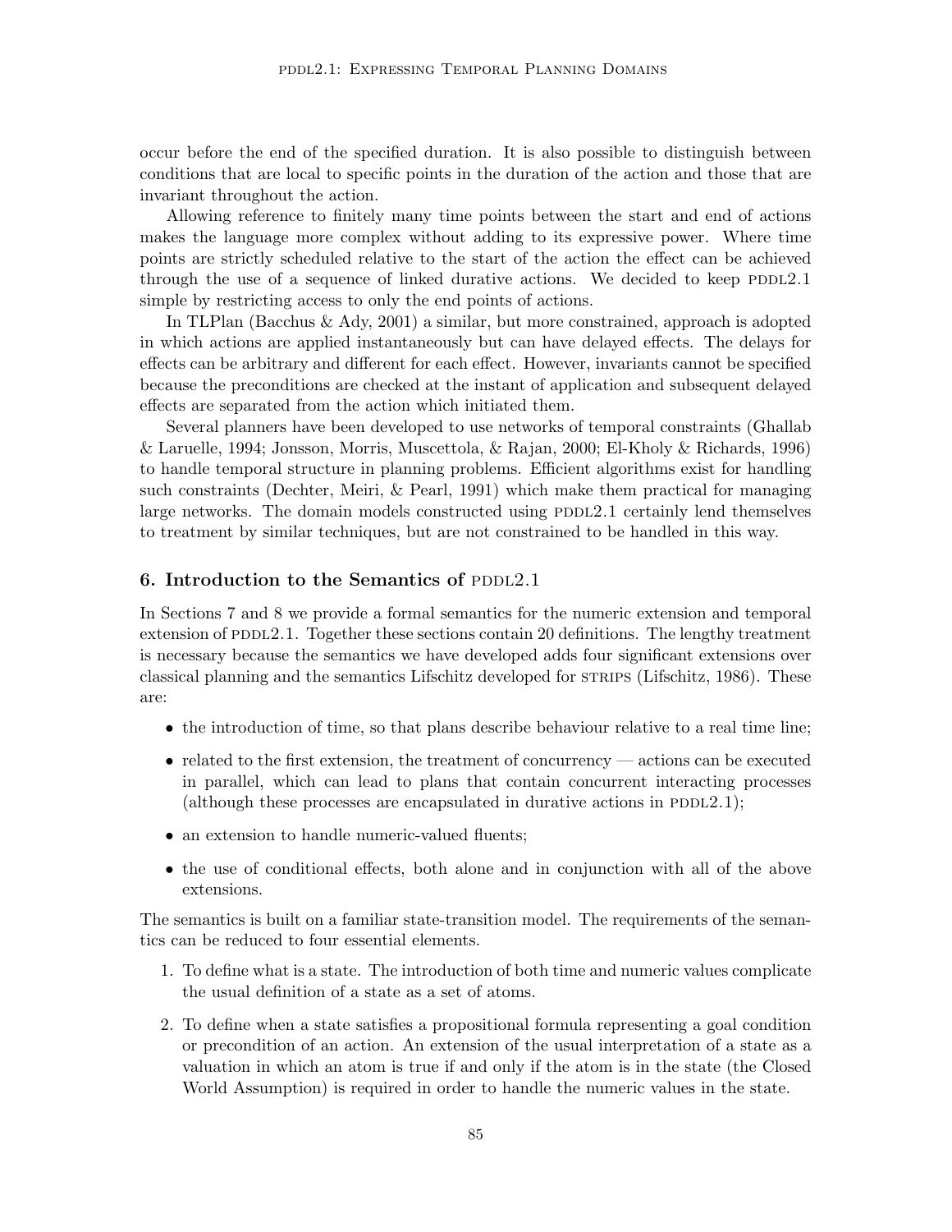occur before the end of the specified duration. It is also possible to distinguish between conditions that are local to specific points in the duration of the action and those that are invariant throughout the action.

Allowing reference to finitely many time points between the start and end of actions makes the language more complex without adding to its expressive power. Where time points are strictly scheduled relative to the start of the action the effect can be achieved through the use of a sequence of linked durative actions. We decided to keep PDDL2.1 simple by restricting access to only the end points of actions.

In TLPlan (Bacchus & Ady, 2001) a similar, but more constrained, approach is adopted in which actions are applied instantaneously but can have delayed effects. The delays for effects can be arbitrary and different for each effect. However, invariants cannot be specified because the preconditions are checked at the instant of application and subsequent delayed effects are separated from the action which initiated them.

Several planners have been developed to use networks of temporal constraints (Ghallab & Laruelle, 1994; Jonsson, Morris, Muscettola, & Rajan, 2000; El-Kholy & Richards, 1996) to handle temporal structure in planning problems. Efficient algorithms exist for handling such constraints (Dechter, Meiri, & Pearl, 1991) which make them practical for managing large networks. The domain models constructed using PDDL2.1 certainly lend themselves to treatment by similar techniques, but are not constrained to be handled in this way.

## 6. Introduction to the Semantics of PDDL2.1

In Sections 7 and 8 we provide a formal semantics for the numeric extension and temporal extension of PDDL2.1. Together these sections contain 20 definitions. The lengthy treatment is necessary because the semantics we have developed adds four significant extensions over classical planning and the semantics Lifschitz developed for STRIPS (Lifschitz, 1986). These are:

- the introduction of time, so that plans describe behaviour relative to a real time line;
- related to the first extension, the treatment of concurrency — actions can be executed in parallel, which can lead to plans that contain concurrent interacting processes (although these processes are encapsulated in durative actions in PDDL2.1);
- an extension to handle numeric-valued fluents;
- the use of conditional effects, both alone and in conjunction with all of the above extensions.

The semantics is built on a familiar state-transition model. The requirements of the semantics can be reduced to four essential elements.

1. To define what is a state. The introduction of both time and numeric values complicate the usual definition of a state as a set of atoms.
2. To define when a state satisfies a propositional formula representing a goal condition or precondition of an action. An extension of the usual interpretation of a state as a valuation in which an atom is true if and only if the atom is in the state (the Closed World Assumption) is required in order to handle the numeric values in the state.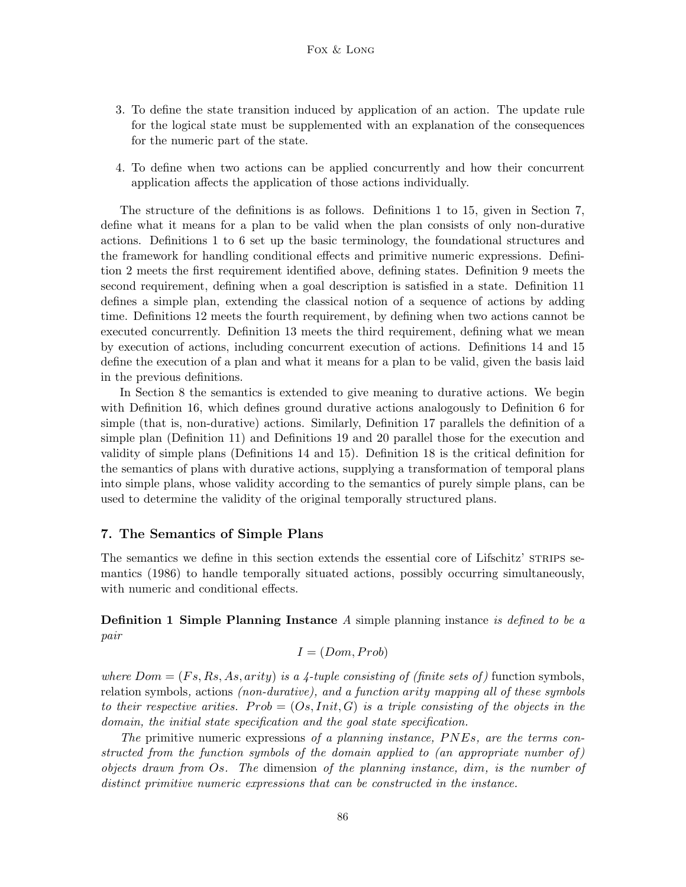3. To define the state transition induced by application of an action. The update rule for the logical state must be supplemented with an explanation of the consequences for the numeric part of the state.

4. To define when two actions can be applied concurrently and how their concurrent application affects the application of those actions individually.

The structure of the definitions is as follows. Definitions 1 to 15, given in Section 7, define what it means for a plan to be valid when the plan consists of only non-durative actions. Definitions 1 to 6 set up the basic terminology, the foundational structures and the framework for handling conditional effects and primitive numeric expressions. Definition 2 meets the first requirement identified above, defining states. Definition 9 meets the second requirement, defining when a goal description is satisfied in a state. Definition 11 defines a simple plan, extending the classical notion of a sequence of actions by adding time. Definitions 12 meets the fourth requirement, by defining when two actions cannot be executed concurrently. Definition 13 meets the third requirement, defining what we mean by execution of actions, including concurrent execution of actions. Definitions 14 and 15 define the execution of a plan and what it means for a plan to be valid, given the basis laid in the previous definitions.

In Section 8 the semantics is extended to give meaning to durative actions. We begin with Definition 16, which defines ground durative actions analogously to Definition 6 for simple (that is, non-durative) actions. Similarly, Definition 17 parallels the definition of a simple plan (Definition 11) and Definitions 19 and 20 parallel those for the execution and validity of simple plans (Definitions 14 and 15). Definition 18 is the critical definition for the semantics of plans with durative actions, supplying a transformation of temporal plans into simple plans, whose validity according to the semantics of purely simple plans, can be used to determine the validity of the original temporally structured plans.

## 7. The Semantics of Simple Plans

The semantics we define in this section extends the essential core of Lifschitz' STRIPS semantics (1986) to handle temporally situated actions, possibly occurring simultaneously, with numeric and conditional effects.

**Definition 1 Simple Planning Instance** *A* simple planning instance *is defined to be a pair*

$$I = (Dom, Prob)$$

*where $Dom = (Fs, Rs, As, arity)$ is a 4-tuple consisting of (finite sets of)* function symbols*,* relation symbols*,* actions *(non-durative), and a function arity mapping all of these symbols to their respective arities. $Prob = (Os, Init, G)$ is a triple consisting of the objects in the domain, the initial state specification and the goal state specification.*

*The* primitive numeric expressions *of a planning instance, $PNEs$, are the terms constructed from the function symbols of the domain applied to (an appropriate number of) objects drawn from $Os$. The* dimension *of the planning instance, $dim$, is the number of distinct primitive numeric expressions that can be constructed in the instance.*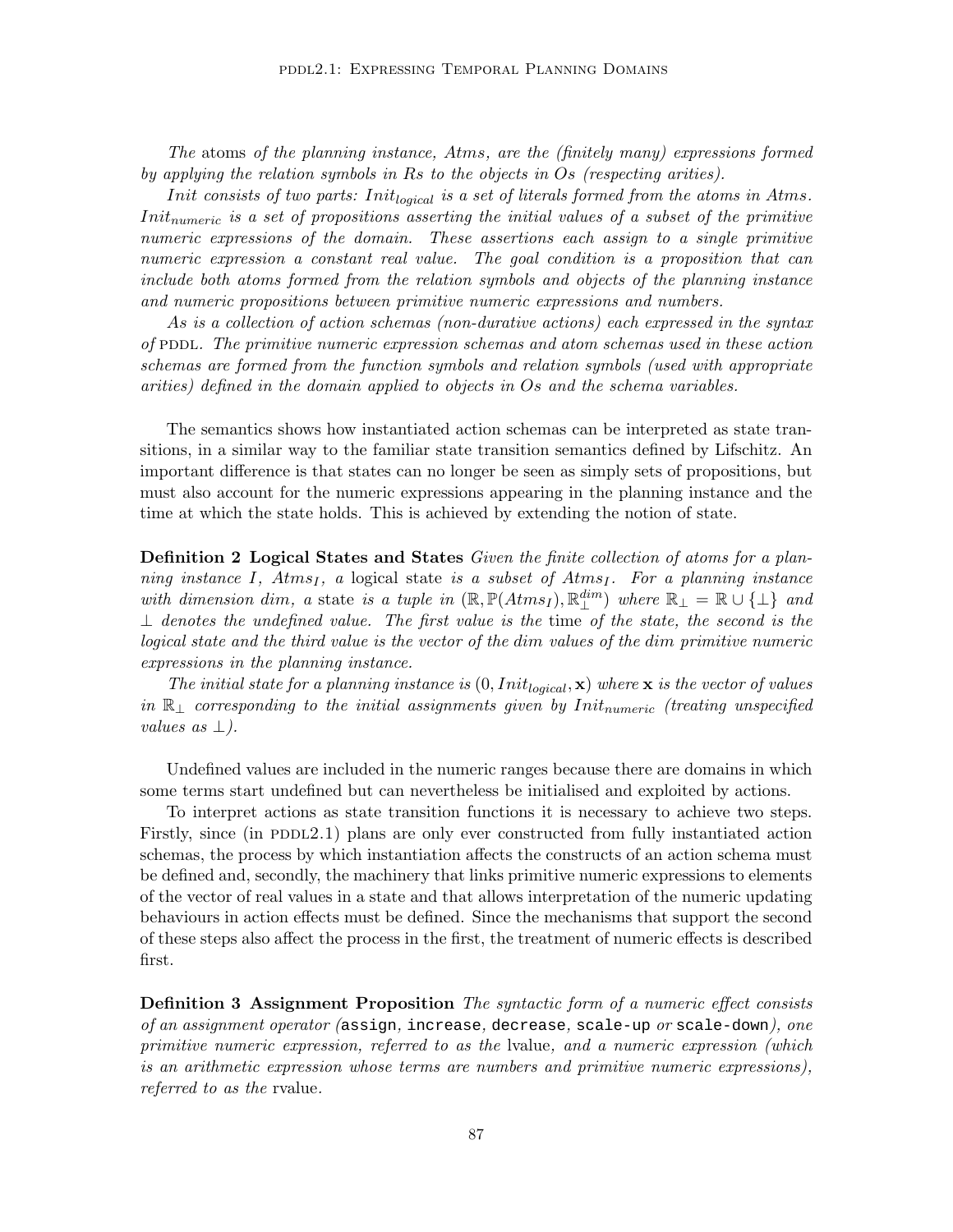*The* atoms *of the planning instance, Atms, are the (finitely many) expressions formed by applying the relation symbols in Rs to the objects in Os (respecting arities).*

*Init consists of two parts: $Init_{logical}$ is a set of literals formed from the atoms in Atms. $Init_{numeric}$ is a set of propositions asserting the initial values of a subset of the primitive numeric expressions of the domain. These assertions each assign to a single primitive numeric expression a constant real value. The goal condition is a proposition that can include both atoms formed from the relation symbols and objects of the planning instance and numeric propositions between primitive numeric expressions and numbers.*

*As is a collection of action schemas (non-durative actions) each expressed in the syntax of* PDDL. *The primitive numeric expression schemas and atom schemas used in these action schemas are formed from the function symbols and relation symbols (used with appropriate arities) defined in the domain applied to objects in Os and the schema variables.*

The semantics shows how instantiated action schemas can be interpreted as state transitions, in a similar way to the familiar state transition semantics defined by Lifschitz. An important difference is that states can no longer be seen as simply sets of propositions, but must also account for the numeric expressions appearing in the planning instance and the time at which the state holds. This is achieved by extending the notion of state.

**Definition 2 Logical States and States** *Given the finite collection of atoms for a planning instance I, $Atms_I$, a* logical state *is a subset of $Atms_I$. For a planning instance with dimension dim, a* state *is a tuple in $(\mathbb{R}, \mathbb{P}(Atms_I), \mathbb{R}_\perp^{dim})$ where $\mathbb{R}_\perp = \mathbb{R} \cup \{\perp\}$ and $\perp$ denotes the undefined value. The first value is the* time *of the state, the second is the logical state and the third value is the vector of the dim values of the dim primitive numeric expressions in the planning instance.*

*The initial state for a planning instance is $(0, Init_{logical}, \mathbf{x})$ where $\mathbf{x}$ is the vector of values in $\mathbb{R}_\perp$ corresponding to the initial assignments given by $Init_{numeric}$ (treating unspecified values as $\perp$).*

Undefined values are included in the numeric ranges because there are domains in which some terms start undefined but can nevertheless be initialised and exploited by actions.

To interpret actions as state transition functions it is necessary to achieve two steps. Firstly, since (in PDDL2.1) plans are only ever constructed from fully instantiated action schemas, the process by which instantiation affects the constructs of an action schema must be defined and, secondly, the machinery that links primitive numeric expressions to elements of the vector of real values in a state and that allows interpretation of the numeric updating behaviours in action effects must be defined. Since the mechanisms that support the second of these steps also affect the process in the first, the treatment of numeric effects is described first.

**Definition 3 Assignment Proposition** *The syntactic form of a numeric effect consists of an assignment operator (*`assign`*,* `increase`*,* `decrease`*,* `scale-up` *or* `scale-down`*), one primitive numeric expression, referred to as the* lvalue*, and a numeric expression (which is an arithmetic expression whose terms are numbers and primitive numeric expressions), referred to as the* rvalue.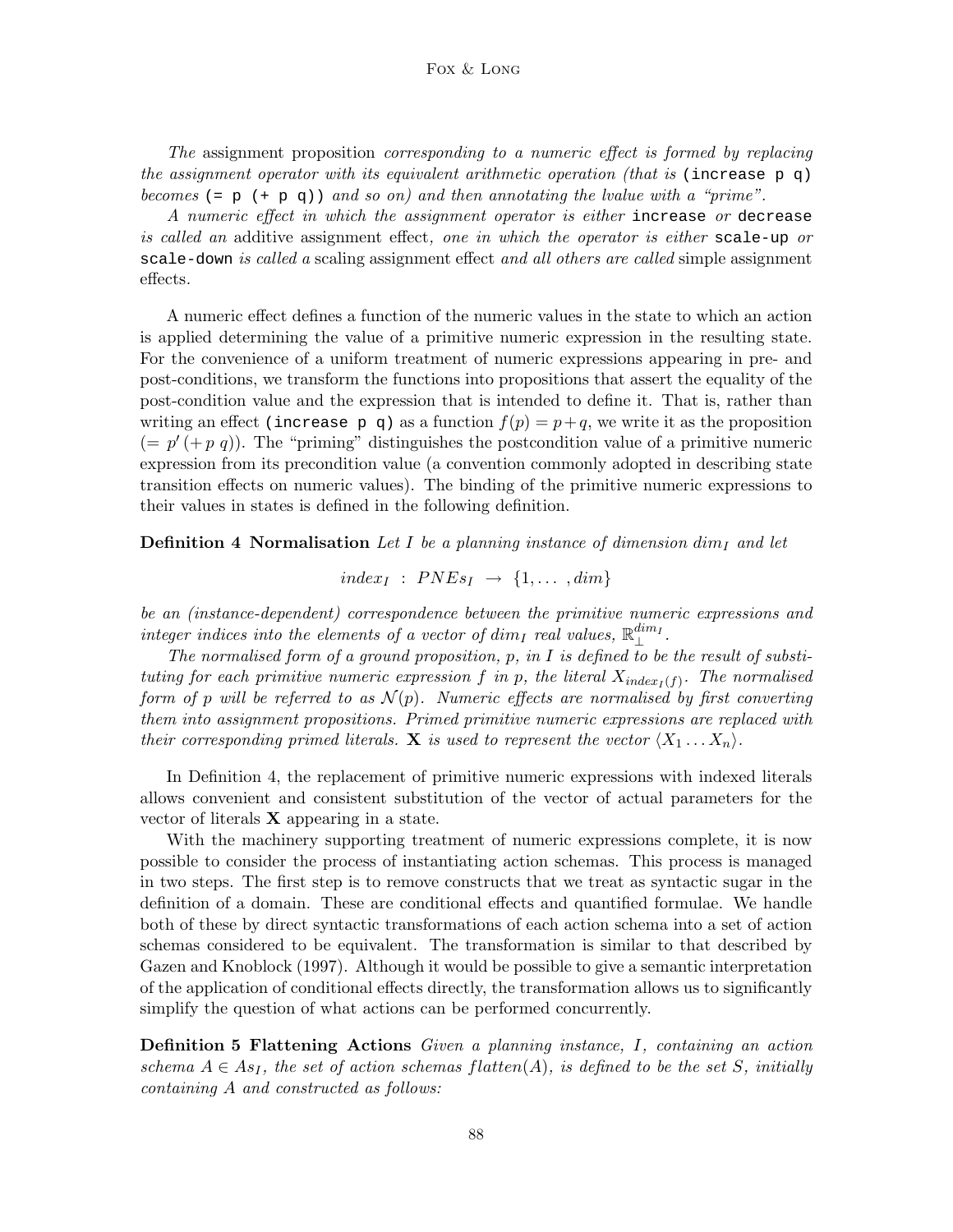*The* assignment proposition *corresponding to a numeric effect is formed by replacing the assignment operator with its equivalent arithmetic operation (that is* `(increase p q)` *becomes* `(= p (+ p q))` *and so on) and then annotating the lvalue with a "prime".*

*A numeric effect in which the assignment operator is either* `increase` *or* `decrease` *is called an* additive assignment effect*, one in which the operator is either* `scale-up` *or* `scale-down` *is called a* scaling assignment effect *and all others are called* simple assignment effects.

A numeric effect defines a function of the numeric values in the state to which an action is applied determining the value of a primitive numeric expression in the resulting state. For the convenience of a uniform treatment of numeric expressions appearing in pre- and post-conditions, we transform the functions into propositions that assert the equality of the post-condition value and the expression that is intended to define it. That is, rather than writing an effect `(increase p q)` as a function $f(p) = p+q$, we write it as the proposition $(= p' (+ p\ q))$. The "priming" distinguishes the postcondition value of a primitive numeric expression from its precondition value (a convention commonly adopted in describing state transition effects on numeric values). The binding of the primitive numeric expressions to their values in states is defined in the following definition.

**Definition 4 Normalisation** *Let $I$ be a planning instance of dimension $dim_I$ and let*

$$index_I \ : \ PNEs_I \ \rightarrow \ \{1, \ldots \ , dim\}$$

*be an (instance-dependent) correspondence between the primitive numeric expressions and integer indices into the elements of a vector of $dim_I$ real values, $\mathbb{R}_{\perp}^{dim_I}$.*

*The normalised form of a ground proposition, $p$, in $I$ is defined to be the result of substituting for each primitive numeric expression $f$ in $p$, the literal $X_{index_I(f)}$. The normalised form of $p$ will be referred to as $\mathcal{N}(p)$. Numeric effects are normalised by first converting them into assignment propositions. Primed primitive numeric expressions are replaced with their corresponding primed literals. $\mathbf{X}$ is used to represent the vector $\langle X_1 \ldots X_n \rangle$.*

In Definition 4, the replacement of primitive numeric expressions with indexed literals allows convenient and consistent substitution of the vector of actual parameters for the vector of literals $\mathbf{X}$ appearing in a state.

With the machinery supporting treatment of numeric expressions complete, it is now possible to consider the process of instantiating action schemas. This process is managed in two steps. The first step is to remove constructs that we treat as syntactic sugar in the definition of a domain. These are conditional effects and quantified formulae. We handle both of these by direct syntactic transformations of each action schema into a set of action schemas considered to be equivalent. The transformation is similar to that described by Gazen and Knoblock (1997). Although it would be possible to give a semantic interpretation of the application of conditional effects directly, the transformation allows us to significantly simplify the question of what actions can be performed concurrently.

**Definition 5 Flattening Actions** *Given a planning instance, $I$, containing an action schema $A \in As_I$, the set of action schemas $flatten(A)$, is defined to be the set $S$, initially containing $A$ and constructed as follows:*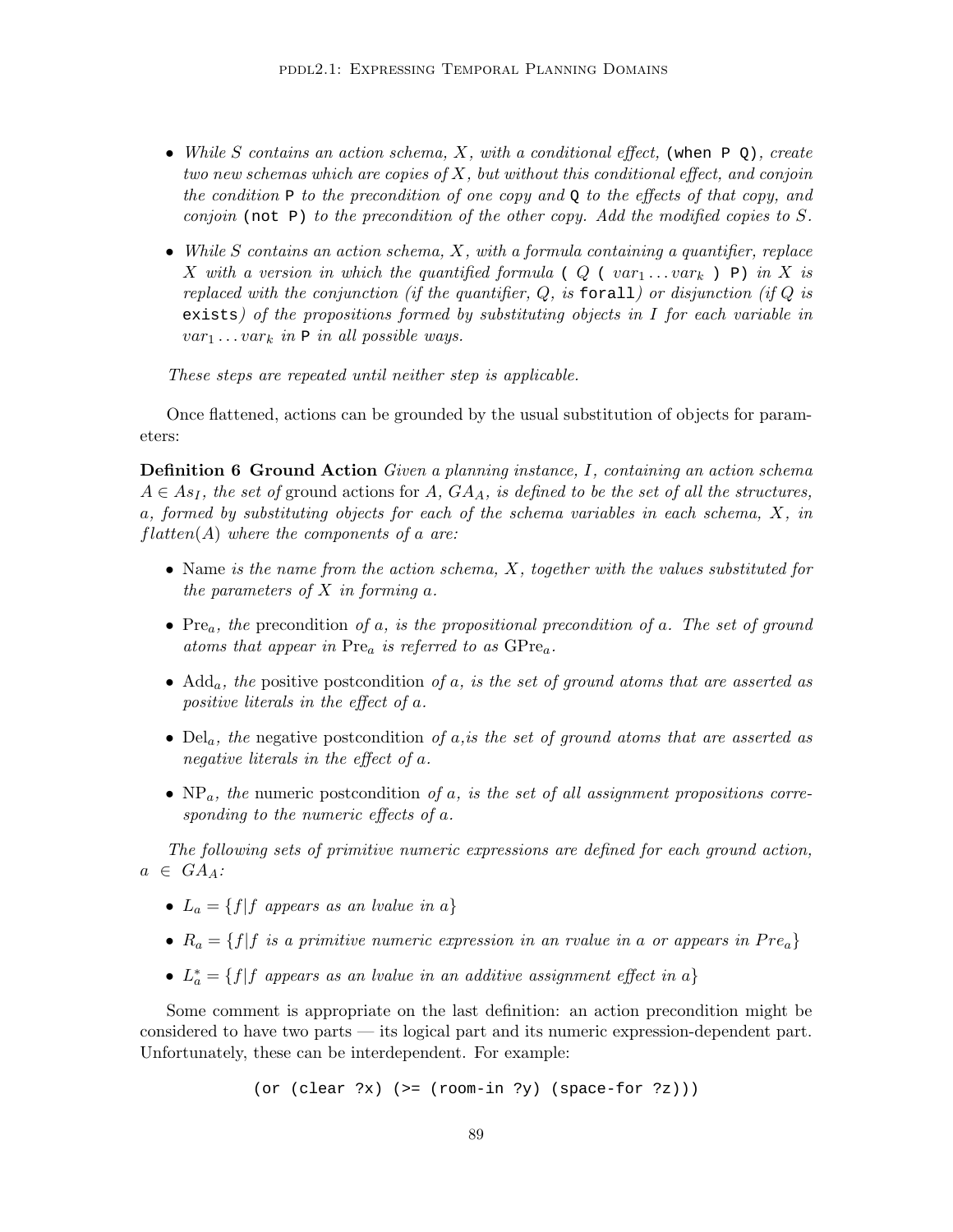- *While $S$ contains an action schema, $X$, with a conditional effect,* `(when P Q)`*, create two new schemas which are copies of $X$, but without this conditional effect, and conjoin the condition* `P` *to the precondition of one copy and* `Q` *to the effects of that copy, and conjoin* `(not P)` *to the precondition of the other copy. Add the modified copies to $S$.*

- *While $S$ contains an action schema, $X$, with a formula containing a quantifier, replace $X$ with a version in which the quantified formula* `(` $Q$ `(` $var_1 \ldots var_k$ `) P)` *in $X$ is replaced with the conjunction (if the quantifier, $Q$, is* `forall`*) or disjunction (if $Q$ is* `exists`*) of the propositions formed by substituting objects in $I$ for each variable in $var_1 \ldots var_k$ in* `P` *in all possible ways.*

*These steps are repeated until neither step is applicable.*

Once flattened, actions can be grounded by the usual substitution of objects for parameters:

**Definition 6 Ground Action** *Given a planning instance, $I$, containing an action schema $A \in As_I$, the set of* ground actions *for $A$, $GA_A$, is defined to be the set of all the structures, $a$, formed by substituting objects for each of the schema variables in each schema, $X$, in $flatten(A)$ where the components of $a$ are:*

- Name *is the name from the action schema, $X$, together with the values substituted for the parameters of $X$ in forming $a$.*
- $\text{Pre}_a$*, the* precondition *of $a$, is the propositional precondition of $a$. The set of ground atoms that appear in $\text{Pre}_a$ is referred to as $\text{GPre}_a$.*
- $\text{Add}_a$*, the* positive postcondition *of $a$, is the set of ground atoms that are asserted as positive literals in the effect of $a$.*
- $\text{Del}_a$*, the* negative postcondition *of $a$,is the set of ground atoms that are asserted as negative literals in the effect of $a$.*
- $\text{NP}_a$*, the* numeric postcondition *of $a$, is the set of all assignment propositions corresponding to the numeric effects of $a$.*

*The following sets of primitive numeric expressions are defined for each ground action, $a \in GA_A$:*

- $L_a = \{f | f \text{ appears as an lvalue in } a\}$
- $R_a = \{f | f \text{ is a primitive numeric expression in an rvalue in } a \text{ or appears in } Pre_a\}$
- $L^*_a = \{f | f \text{ appears as an lvalue in an additive assignment effect in } a\}$

Some comment is appropriate on the last definition: an action precondition might be considered to have two parts — its logical part and its numeric expression-dependent part. Unfortunately, these can be interdependent. For example:

```
(or (clear ?x) (>= (room-in ?y) (space-for ?z)))
```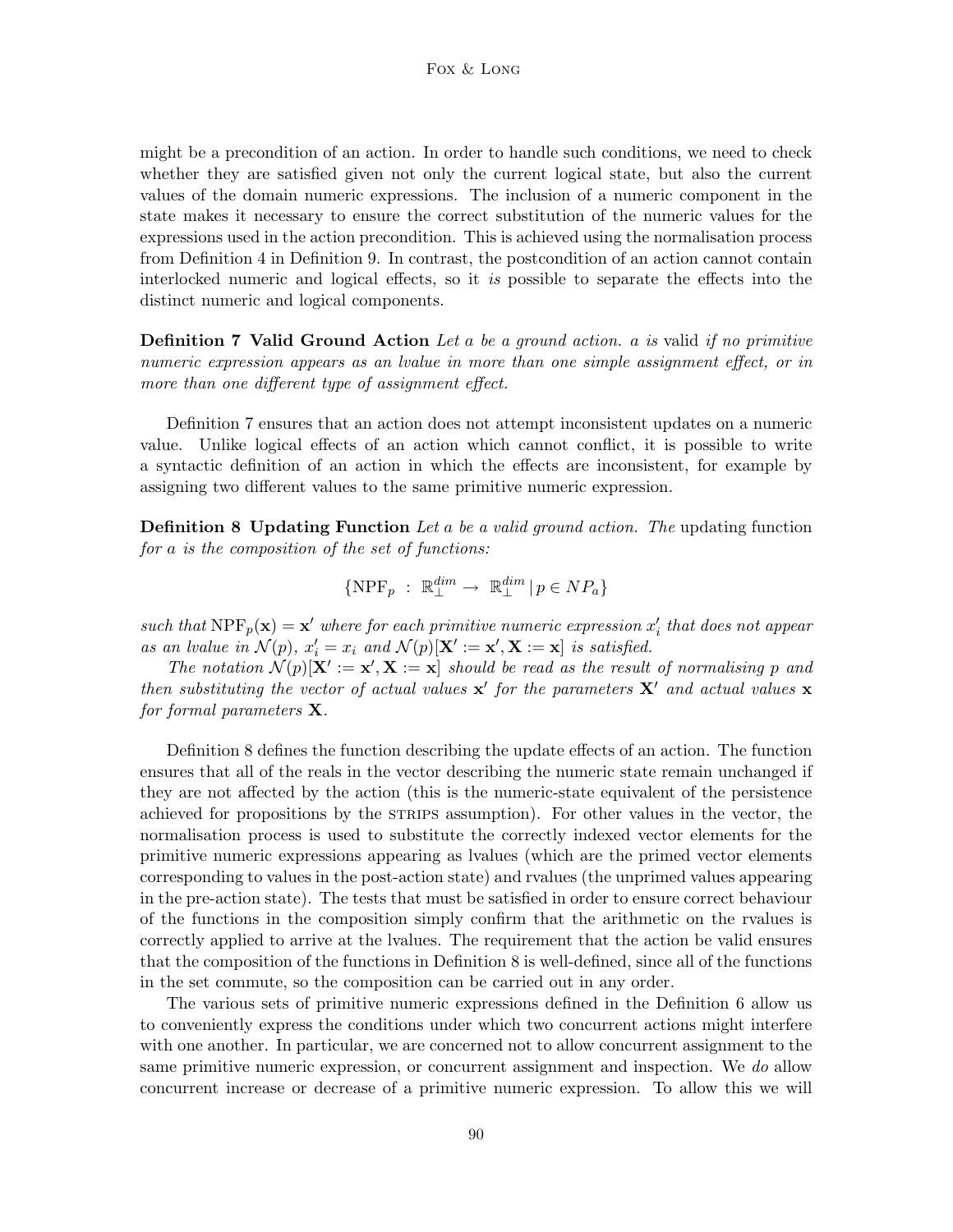might be a precondition of an action. In order to handle such conditions, we need to check whether they are satisfied given not only the current logical state, but also the current values of the domain numeric expressions. The inclusion of a numeric component in the state makes it necessary to ensure the correct substitution of the numeric values for the expressions used in the action precondition. This is achieved using the normalisation process from Definition 4 in Definition 9. In contrast, the postcondition of an action cannot contain interlocked numeric and logical effects, so it *is* possible to separate the effects into the distinct numeric and logical components.

**Definition 7 Valid Ground Action** *Let a be a ground action. a is* valid *if no primitive numeric expression appears as an lvalue in more than one simple assignment effect, or in more than one different type of assignment effect.*

Definition 7 ensures that an action does not attempt inconsistent updates on a numeric value. Unlike logical effects of an action which cannot conflict, it is possible to write a syntactic definition of an action in which the effects are inconsistent, for example by assigning two different values to the same primitive numeric expression.

**Definition 8 Updating Function** *Let a be a valid ground action. The* updating function *for a is the composition of the set of functions:*

$$\{\text{NPF}_p \ : \ \mathbb{R}_\perp^{dim} \rightarrow \ \mathbb{R}_\perp^{dim} \,|\, p \in NP_a\}$$

*such that* $\text{NPF}_p(\mathbf{x}) = \mathbf{x}'$ *where for each primitive numeric expression* $x_i'$ *that does not appear as an lvalue in* $\mathcal{N}(p)$*,* $x_i' = x_i$ *and* $\mathcal{N}(p)[\mathbf{X}' := \mathbf{x}', \mathbf{X} := \mathbf{x}]$ *is satisfied.*

*The notation* $\mathcal{N}(p)[\mathbf{X}' := \mathbf{x}', \mathbf{X} := \mathbf{x}]$ *should be read as the result of normalising p and then substituting the vector of actual values* $\mathbf{x}'$ *for the parameters* $\mathbf{X}'$ *and actual values* $\mathbf{x}$ *for formal parameters* $\mathbf{X}$.

Definition 8 defines the function describing the update effects of an action. The function ensures that all of the reals in the vector describing the numeric state remain unchanged if they are not affected by the action (this is the numeric-state equivalent of the persistence achieved for propositions by the STRIPS assumption). For other values in the vector, the normalisation process is used to substitute the correctly indexed vector elements for the primitive numeric expressions appearing as lvalues (which are the primed vector elements corresponding to values in the post-action state) and rvalues (the unprimed values appearing in the pre-action state). The tests that must be satisfied in order to ensure correct behaviour of the functions in the composition simply confirm that the arithmetic on the rvalues is correctly applied to arrive at the lvalues. The requirement that the action be valid ensures that the composition of the functions in Definition 8 is well-defined, since all of the functions in the set commute, so the composition can be carried out in any order.

The various sets of primitive numeric expressions defined in the Definition 6 allow us to conveniently express the conditions under which two concurrent actions might interfere with one another. In particular, we are concerned not to allow concurrent assignment to the same primitive numeric expression, or concurrent assignment and inspection. We *do* allow concurrent increase or decrease of a primitive numeric expression. To allow this we will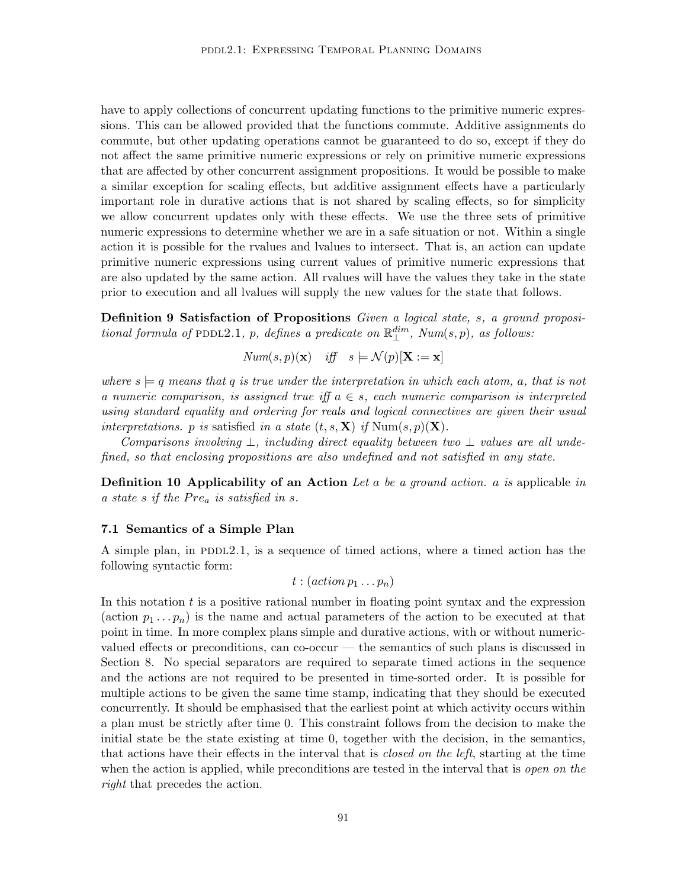have to apply collections of concurrent updating functions to the primitive numeric expressions. This can be allowed provided that the functions commute. Additive assignments do commute, but other updating operations cannot be guaranteed to do so, except if they do not affect the same primitive numeric expressions or rely on primitive numeric expressions that are affected by other concurrent assignment propositions. It would be possible to make a similar exception for scaling effects, but additive assignment effects have a particularly important role in durative actions that is not shared by scaling effects, so for simplicity we allow concurrent updates only with these effects. We use the three sets of primitive numeric expressions to determine whether we are in a safe situation or not. Within a single action it is possible for the rvalues and lvalues to intersect. That is, an action can update primitive numeric expressions using current values of primitive numeric expressions that are also updated by the same action. All rvalues will have the values they take in the state prior to execution and all lvalues will supply the new values for the state that follows.

**Definition 9 Satisfaction of Propositions** *Given a logical state, s, a ground propositional formula of* PDDL2.1*, p, defines a predicate on* $\mathbb{R}_{\perp}^{dim}$*, Num(s, p), as follows:*

$$Num(s,p)(\mathbf{x}) \quad \textit{iff} \quad s \models \mathcal{N}(p)[\mathbf{X} := \mathbf{x}]$$

*where* $s \models q$ *means that q is true under the interpretation in which each atom, a, that is not a numeric comparison, is assigned true iff* $a \in s$*, each numeric comparison is interpreted using standard equality and ordering for reals and logical connectives are given their usual interpretations. p is* satisfied *in a state* $(t, s, \mathbf{X})$ *if* $\mathrm{Num}(s, p)(\mathbf{X})$.

*Comparisons involving* $\perp$*, including direct equality between two* $\perp$ *values are all undefined, so that enclosing propositions are also undefined and not satisfied in any state.*

**Definition 10 Applicability of an Action** *Let a be a ground action. a is* applicable *in a state s if the* $Pre_a$ *is satisfied in s.*

### 7.1 Semantics of a Simple Plan

A simple plan, in PDDL2.1, is a sequence of timed actions, where a timed action has the following syntactic form:

$$t : (action\, p_1 \ldots p_n)$$

In this notation $t$ is a positive rational number in floating point syntax and the expression (action $p_1 \ldots p_n$) is the name and actual parameters of the action to be executed at that point in time. In more complex plans simple and durative actions, with or without numeric-valued effects or preconditions, can co-occur — the semantics of such plans is discussed in Section 8. No special separators are required to separate timed actions in the sequence and the actions are not required to be presented in time-sorted order. It is possible for multiple actions to be given the same time stamp, indicating that they should be executed concurrently. It should be emphasised that the earliest point at which activity occurs within a plan must be strictly after time 0. This constraint follows from the decision to make the initial state be the state existing at time 0, together with the decision, in the semantics, that actions have their effects in the interval that is *closed on the left*, starting at the time when the action is applied, while preconditions are tested in the interval that is *open on the right* that precedes the action.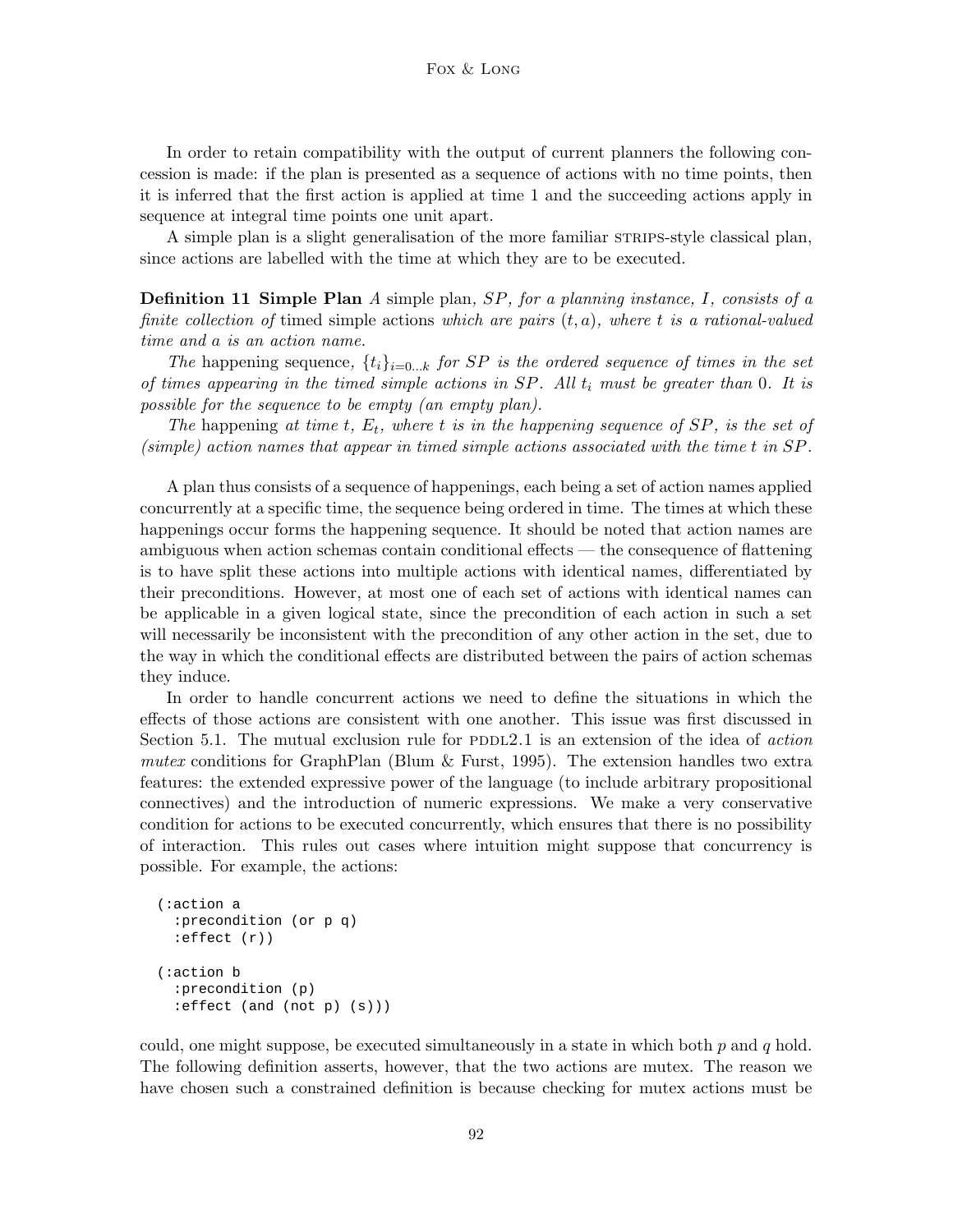In order to retain compatibility with the output of current planners the following concession is made: if the plan is presented as a sequence of actions with no time points, then it is inferred that the first action is applied at time 1 and the succeeding actions apply in sequence at integral time points one unit apart.

A simple plan is a slight generalisation of the more familiar STRIPS-style classical plan, since actions are labelled with the time at which they are to be executed.

**Definition 11 Simple Plan** *A simple plan, $SP$, for a planning instance, $I$, consists of a finite collection of* timed simple actions *which are pairs $(t, a)$, where $t$ is a rational-valued time and $a$ is an action name.*

*The* happening sequence*, $\{t_i\}_{i=0\ldots k}$ for $SP$ is the ordered sequence of times in the set of times appearing in the timed simple actions in $SP$. All $t_i$ must be greater than $0$. It is possible for the sequence to be empty (an empty plan).*

*The* happening *at time $t$, $E_t$, where $t$ is in the happening sequence of $SP$, is the set of (simple) action names that appear in timed simple actions associated with the time $t$ in $SP$.*

A plan thus consists of a sequence of happenings, each being a set of action names applied concurrently at a specific time, the sequence being ordered in time. The times at which these happenings occur forms the happening sequence. It should be noted that action names are ambiguous when action schemas contain conditional effects — the consequence of flattening is to have split these actions into multiple actions with identical names, differentiated by their preconditions. However, at most one of each set of actions with identical names can be applicable in a given logical state, since the precondition of each action in such a set will necessarily be inconsistent with the precondition of any other action in the set, due to the way in which the conditional effects are distributed between the pairs of action schemas they induce.

In order to handle concurrent actions we need to define the situations in which the effects of those actions are consistent with one another. This issue was first discussed in Section 5.1. The mutual exclusion rule for PDDL2.1 is an extension of the idea of *action mutex* conditions for GraphPlan (Blum & Furst, 1995). The extension handles two extra features: the extended expressive power of the language (to include arbitrary propositional connectives) and the introduction of numeric expressions. We make a very conservative condition for actions to be executed concurrently, which ensures that there is no possibility of interaction. This rules out cases where intuition might suppose that concurrency is possible. For example, the actions:

```
(:action a
  :precondition (or p q)
  :effect (r))

(:action b
  :precondition (p)
  :effect (and (not p) (s)))
```

could, one might suppose, be executed simultaneously in a state in which both $p$ and $q$ hold. The following definition asserts, however, that the two actions are mutex. The reason we have chosen such a constrained definition is because checking for mutex actions must be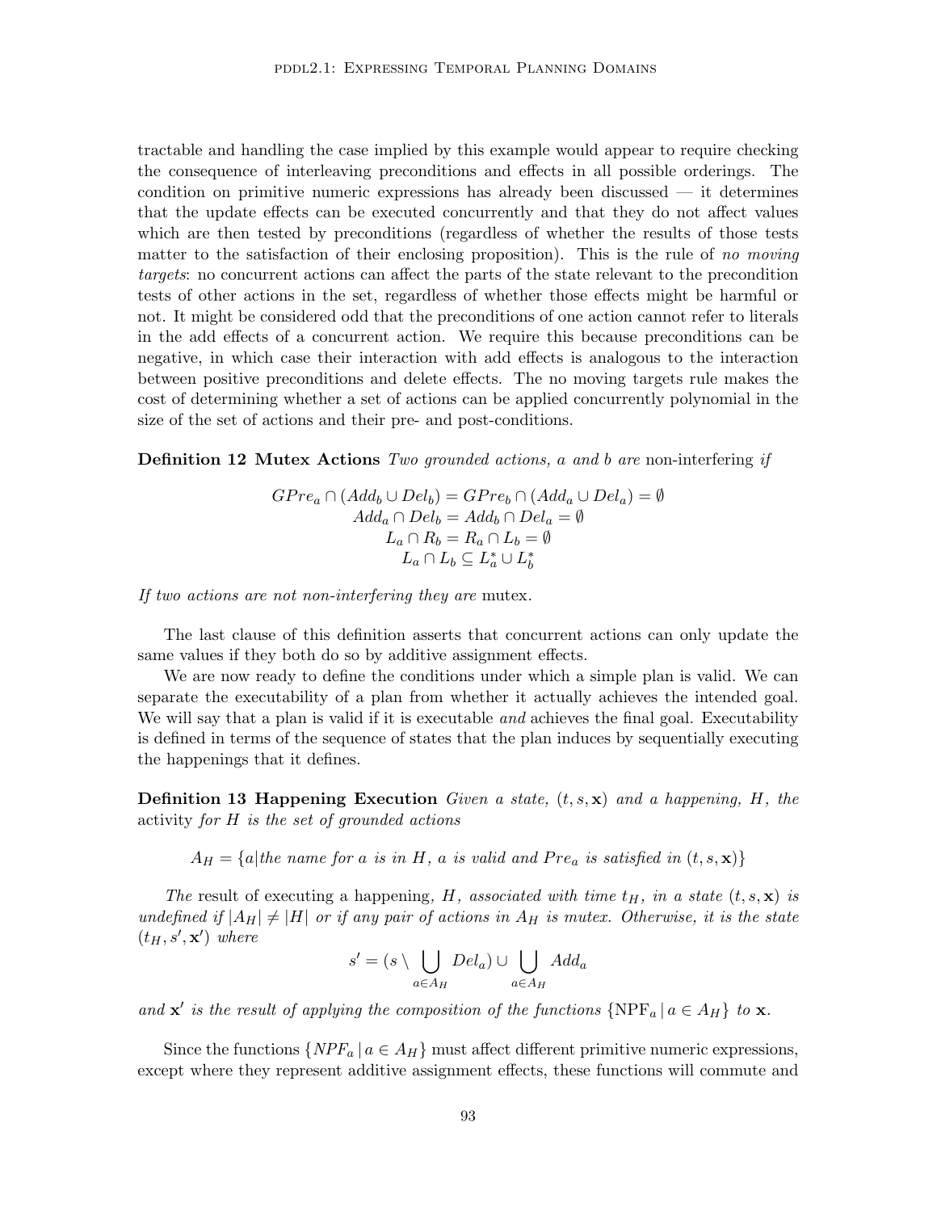tractable and handling the case implied by this example would appear to require checking the consequence of interleaving preconditions and effects in all possible orderings. The condition on primitive numeric expressions has already been discussed — it determines that the update effects can be executed concurrently and that they do not affect values which are then tested by preconditions (regardless of whether the results of those tests matter to the satisfaction of their enclosing proposition). This is the rule of *no moving targets*: no concurrent actions can affect the parts of the state relevant to the precondition tests of other actions in the set, regardless of whether those effects might be harmful or not. It might be considered odd that the preconditions of one action cannot refer to literals in the add effects of a concurrent action. We require this because preconditions can be negative, in which case their interaction with add effects is analogous to the interaction between positive preconditions and delete effects. The no moving targets rule makes the cost of determining whether a set of actions can be applied concurrently polynomial in the size of the set of actions and their pre- and post-conditions.

**Definition 12 Mutex Actions** *Two grounded actions, a and b are* non-interfering *if*

$$GPre_a \cap (Add_b \cup Del_b) = GPre_b \cap (Add_a \cup Del_a) = \emptyset$$
$$Add_a \cap Del_b = Add_b \cap Del_a = \emptyset$$
$$L_a \cap R_b = R_a \cap L_b = \emptyset$$
$$L_a \cap L_b \subseteq L_a^* \cup L_b^*$$

*If two actions are not non-interfering they are* mutex.

The last clause of this definition asserts that concurrent actions can only update the same values if they both do so by additive assignment effects.

We are now ready to define the conditions under which a simple plan is valid. We can separate the executability of a plan from whether it actually achieves the intended goal. We will say that a plan is valid if it is executable *and* achieves the final goal. Executability is defined in terms of the sequence of states that the plan induces by sequentially executing the happenings that it defines.

**Definition 13 Happening Execution** *Given a state, $(t, s, \mathbf{x})$ and a happening, $H$, the* activity *for $H$ is the set of grounded actions*

$$A_H = \{a | \text{the name for } a \text{ is in } H, \ a \text{ is valid and } Pre_a \text{ is satisfied in } (t, s, \mathbf{x})\}$$

*The* result of executing a happening, *$H$, associated with time $t_H$, in a state $(t, s, \mathbf{x})$ is undefined if $|A_H| \neq |H|$ or if any pair of actions in $A_H$ is mutex. Otherwise, it is the state $(t_H, s', \mathbf{x}')$ where*

$$s' = (s \setminus \bigcup_{a \in A_H} Del_a) \cup \bigcup_{a \in A_H} Add_a$$

*and $\mathbf{x}'$ is the result of applying the composition of the functions $\{\text{NPF}_a \,|\, a \in A_H\}$ to $\mathbf{x}$.*

Since the functions $\{NPF_a \,|\, a \in A_H\}$ must affect different primitive numeric expressions, except where they represent additive assignment effects, these functions will commute and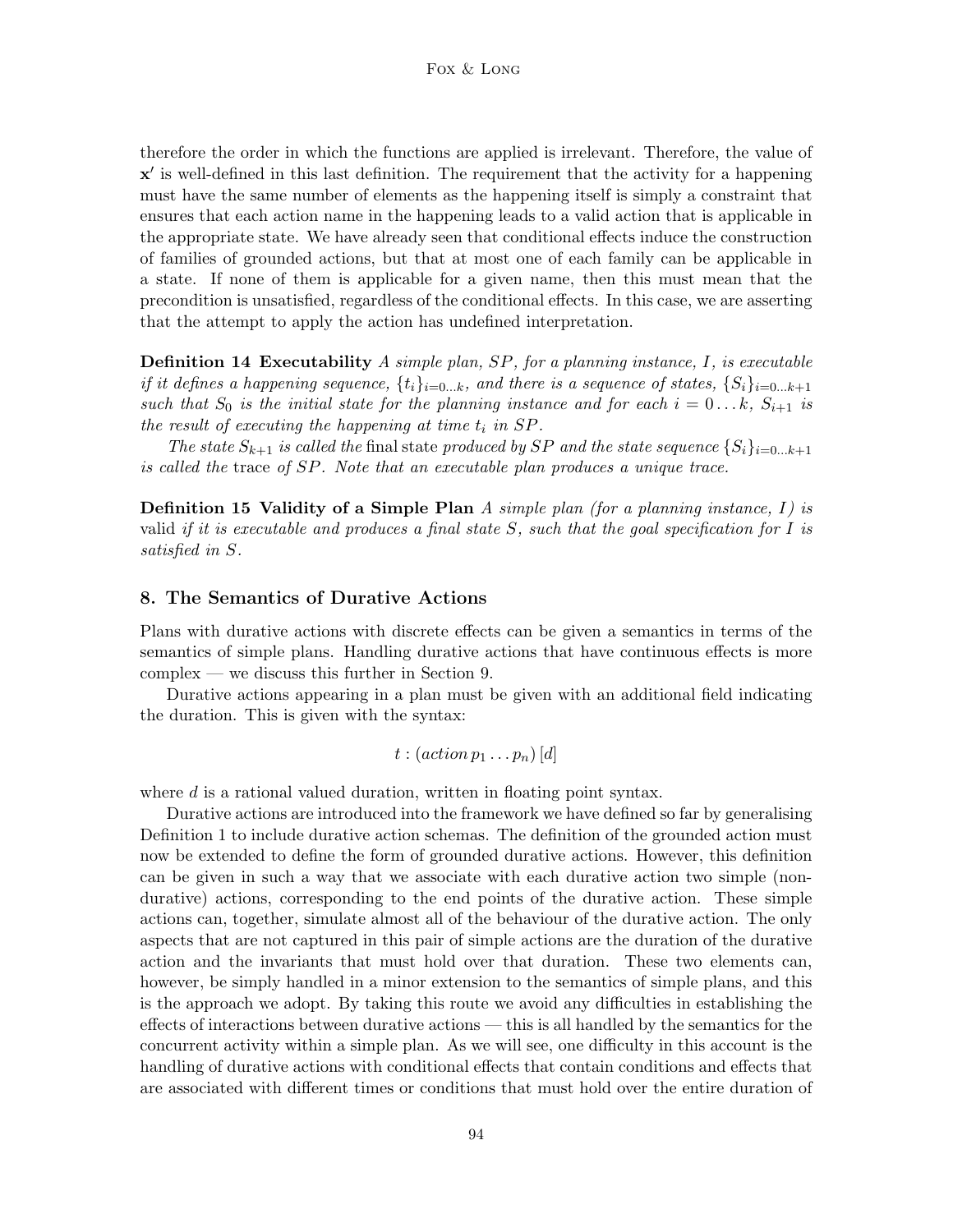therefore the order in which the functions are applied is irrelevant. Therefore, the value of $\mathbf{x}'$ is well-defined in this last definition. The requirement that the activity for a happening must have the same number of elements as the happening itself is simply a constraint that ensures that each action name in the happening leads to a valid action that is applicable in the appropriate state. We have already seen that conditional effects induce the construction of families of grounded actions, but that at most one of each family can be applicable in a state. If none of them is applicable for a given name, then this must mean that the precondition is unsatisfied, regardless of the conditional effects. In this case, we are asserting that the attempt to apply the action has undefined interpretation.

**Definition 14 Executability** *A simple plan, $SP$, for a planning instance, $I$, is executable if it defines a happening sequence, $\{t_i\}_{i=0...k}$, and there is a sequence of states, $\{S_i\}_{i=0...k+1}$ such that $S_0$ is the initial state for the planning instance and for each $i = 0...k$, $S_{i+1}$ is the result of executing the happening at time $t_i$ in $SP$.*

*The state $S_{k+1}$ is called the* final state *produced by $SP$ and the state sequence $\{S_i\}_{i=0...k+1}$ is called the* trace *of $SP$. Note that an executable plan produces a unique trace.*

**Definition 15 Validity of a Simple Plan** *A simple plan (for a planning instance, $I$) is* valid *if it is executable and produces a final state $S$, such that the goal specification for $I$ is satisfied in $S$.*

## 8. The Semantics of Durative Actions

Plans with durative actions with discrete effects can be given a semantics in terms of the semantics of simple plans. Handling durative actions that have continuous effects is more complex — we discuss this further in Section 9.

Durative actions appearing in a plan must be given with an additional field indicating the duration. This is given with the syntax:

$$t : (action\, p_1 \ldots p_n)\, [d]$$

where $d$ is a rational valued duration, written in floating point syntax.

Durative actions are introduced into the framework we have defined so far by generalising Definition 1 to include durative action schemas. The definition of the grounded action must now be extended to define the form of grounded durative actions. However, this definition can be given in such a way that we associate with each durative action two simple (non-durative) actions, corresponding to the end points of the durative action. These simple actions can, together, simulate almost all of the behaviour of the durative action. The only aspects that are not captured in this pair of simple actions are the duration of the durative action and the invariants that must hold over that duration. These two elements can, however, be simply handled in a minor extension to the semantics of simple plans, and this is the approach we adopt. By taking this route we avoid any difficulties in establishing the effects of interactions between durative actions — this is all handled by the semantics for the concurrent activity within a simple plan. As we will see, one difficulty in this account is the handling of durative actions with conditional effects that contain conditions and effects that are associated with different times or conditions that must hold over the entire duration of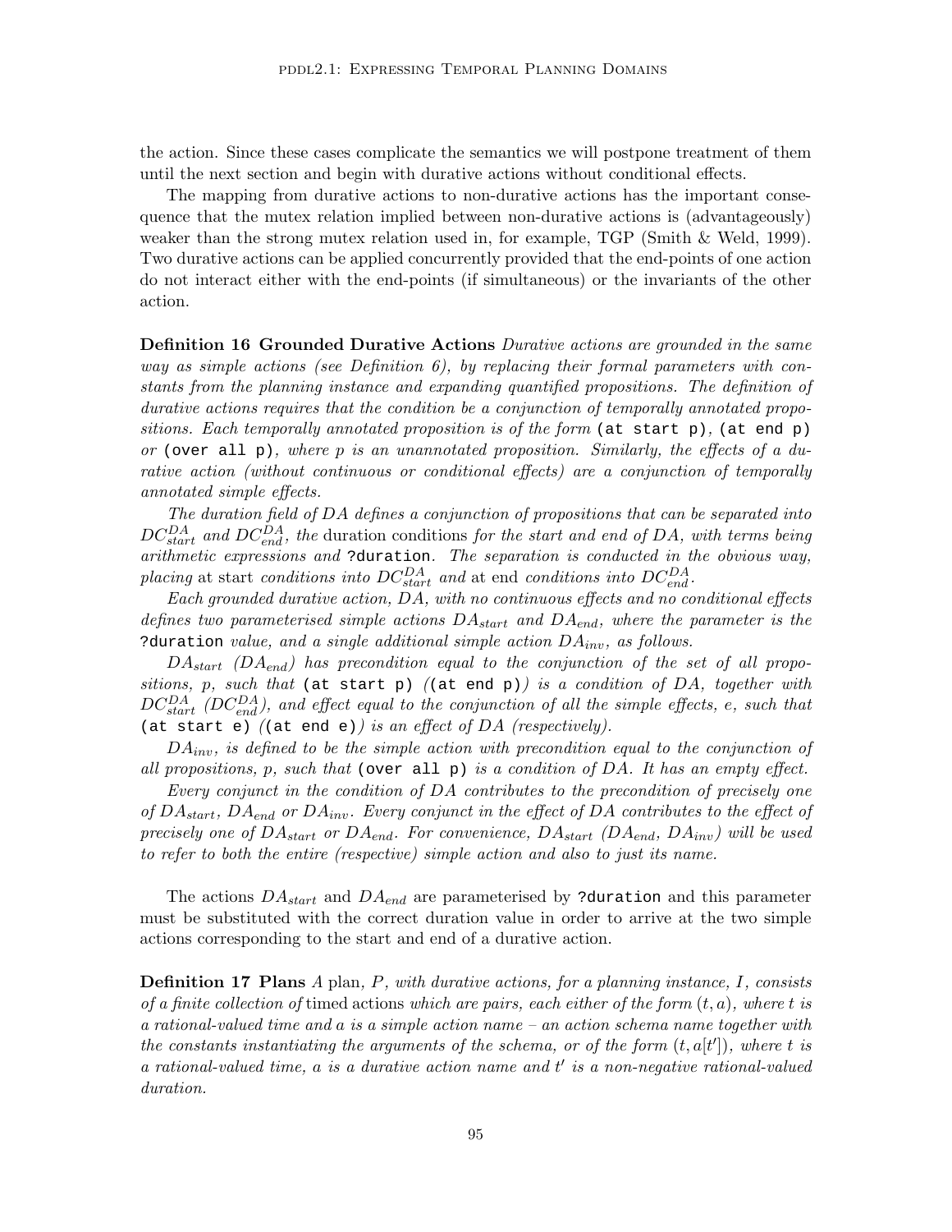the action. Since these cases complicate the semantics we will postpone treatment of them until the next section and begin with durative actions without conditional effects.

The mapping from durative actions to non-durative actions has the important consequence that the mutex relation implied between non-durative actions is (advantageously) weaker than the strong mutex relation used in, for example, TGP (Smith & Weld, 1999). Two durative actions can be applied concurrently provided that the end-points of one action do not interact either with the end-points (if simultaneous) or the invariants of the other action.

**Definition 16 Grounded Durative Actions** *Durative actions are grounded in the same way as simple actions (see Definition 6), by replacing their formal parameters with constants from the planning instance and expanding quantified propositions. The definition of durative actions requires that the condition be a conjunction of temporally annotated propositions. Each temporally annotated proposition is of the form* `(at start p)`*,* `(at end p)` *or* `(over all p)`*, where p is an unannotated proposition. Similarly, the effects of a durative action (without continuous or conditional effects) are a conjunction of temporally annotated simple effects.*

*The duration field of $DA$ defines a conjunction of propositions that can be separated into $DC^{DA}_{start}$ and $DC^{DA}_{end}$, the* duration conditions *for the start and end of $DA$, with terms being arithmetic expressions and* `?duration`*. The separation is conducted in the obvious way, placing* at start *conditions into $DC^{DA}_{start}$ and* at end *conditions into $DC^{DA}_{end}$.*

*Each grounded durative action, $DA$, with no continuous effects and no conditional effects defines two parameterised simple actions $DA_{start}$ and $DA_{end}$, where the parameter is the* `?duration` *value, and a single additional simple action $DA_{inv}$, as follows.*

*$DA_{start}$ ($DA_{end}$) has precondition equal to the conjunction of the set of all propositions, p, such that* `(at start p)` *(*`(at end p)`*) is a condition of $DA$, together with $DC^{DA}_{start}$ ($DC^{DA}_{end}$), and effect equal to the conjunction of all the simple effects, e, such that* `(at start e)` *(*`(at end e)`*) is an effect of $DA$ (respectively).*

*$DA_{inv}$, is defined to be the simple action with precondition equal to the conjunction of all propositions, p, such that* `(over all p)` *is a condition of $DA$. It has an empty effect.*

*Every conjunct in the condition of $DA$ contributes to the precondition of precisely one of $DA_{start}$, $DA_{end}$ or $DA_{inv}$. Every conjunct in the effect of $DA$ contributes to the effect of precisely one of $DA_{start}$ or $DA_{end}$. For convenience, $DA_{start}$ ($DA_{end}$, $DA_{inv}$) will be used to refer to both the entire (respective) simple action and also to just its name.*

The actions $DA_{start}$ and $DA_{end}$ are parameterised by `?duration` and this parameter must be substituted with the correct duration value in order to arrive at the two simple actions corresponding to the start and end of a durative action.

**Definition 17 Plans** *A* plan*, $P$, with durative actions, for a planning instance, $I$, consists of a finite collection of* timed actions *which are pairs, each either of the form $(t, a)$, where t is a rational-valued time and a is a simple action name – an action schema name together with the constants instantiating the arguments of the schema, or of the form $(t, a[t'])$, where t is a rational-valued time, a is a durative action name and $t'$ is a non-negative rational-valued duration.*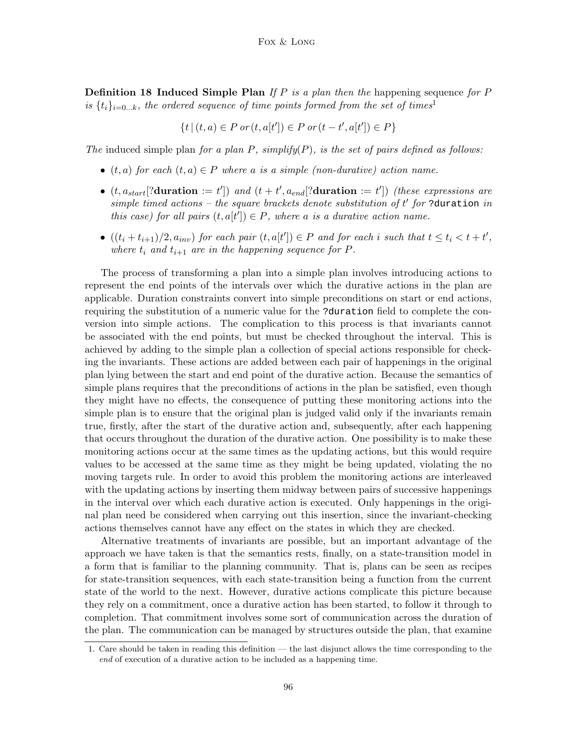**Definition 18 Induced Simple Plan** *If $P$ is a plan then the* happening sequence *for $P$ is $\{t_i\}_{i=0...k}$, the ordered sequence of time points formed from the set of times*[1]

$$\{t \mid (t, a) \in P \; or \, (t, a[t']) \in P \; or \, (t - t', a[t']) \in P\}$$

*The* induced simple plan *for a plan $P$, simplify($P$), is the set of pairs defined as follows:*

- *$(t, a)$ for each $(t, a) \in P$ where $a$ is a simple (non-durative) action name.*
- *$(t, a_{start}[?\textbf{duration} := t'])$ and $(t + t', a_{end}[?\textbf{duration} := t'])$ (these expressions are simple timed actions – the square brackets denote substitution of $t'$ for `?duration` in this case) for all pairs $(t, a[t']) \in P$, where $a$ is a durative action name.*
- *$((t_i + t_{i+1})/2, a_{inv})$ for each pair $(t, a[t']) \in P$ and for each $i$ such that $t \leq t_i < t + t'$, where $t_i$ and $t_{i+1}$ are in the happening sequence for $P$.*

The process of transforming a plan into a simple plan involves introducing actions to represent the end points of the intervals over which the durative actions in the plan are applicable. Duration constraints convert into simple preconditions on start or end actions, requiring the substitution of a numeric value for the `?duration` field to complete the conversion into simple actions. The complication to this process is that invariants cannot be associated with the end points, but must be checked throughout the interval. This is achieved by adding to the simple plan a collection of special actions responsible for checking the invariants. These actions are added between each pair of happenings in the original plan lying between the start and end point of the durative action. Because the semantics of simple plans requires that the preconditions of actions in the plan be satisfied, even though they might have no effects, the consequence of putting these monitoring actions into the simple plan is to ensure that the original plan is judged valid only if the invariants remain true, firstly, after the start of the durative action and, subsequently, after each happening that occurs throughout the duration of the durative action. One possibility is to make these monitoring actions occur at the same times as the updating actions, but this would require values to be accessed at the same time as they might be being updated, violating the no moving targets rule. In order to avoid this problem the monitoring actions are interleaved with the updating actions by inserting them midway between pairs of successive happenings in the interval over which each durative action is executed. Only happenings in the original plan need be considered when carrying out this insertion, since the invariant-checking actions themselves cannot have any effect on the states in which they are checked.

Alternative treatments of invariants are possible, but an important advantage of the approach we have taken is that the semantics rests, finally, on a state-transition model in a form that is familiar to the planning community. That is, plans can be seen as recipes for state-transition sequences, with each state-transition being a function from the current state of the world to the next. However, durative actions complicate this picture because they rely on a commitment, once a durative action has been started, to follow it through to completion. That commitment involves some sort of communication across the duration of the plan. The communication can be managed by structures outside the plan, that examine

1. Care should be taken in reading this definition — the last disjunct allows the time corresponding to the *end* of execution of a durative action to be included as a happening time.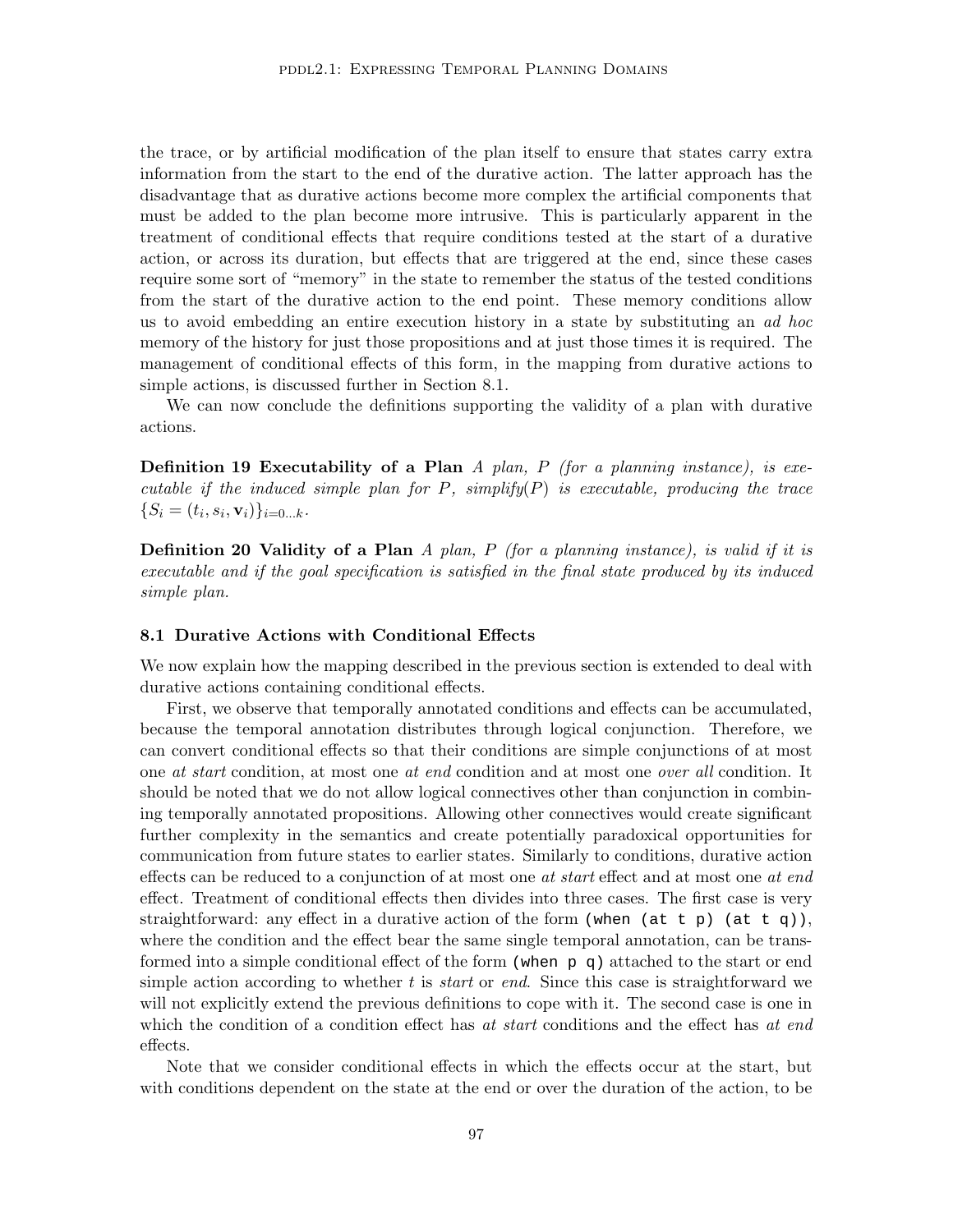the trace, or by artificial modification of the plan itself to ensure that states carry extra information from the start to the end of the durative action. The latter approach has the disadvantage that as durative actions become more complex the artificial components that must be added to the plan become more intrusive. This is particularly apparent in the treatment of conditional effects that require conditions tested at the start of a durative action, or across its duration, but effects that are triggered at the end, since these cases require some sort of "memory" in the state to remember the status of the tested conditions from the start of the durative action to the end point. These memory conditions allow us to avoid embedding an entire execution history in a state by substituting an *ad hoc* memory of the history for just those propositions and at just those times it is required. The management of conditional effects of this form, in the mapping from durative actions to simple actions, is discussed further in Section 8.1.

We can now conclude the definitions supporting the validity of a plan with durative actions.

**Definition 19 Executability of a Plan** *A plan, P (for a planning instance), is executable if the induced simple plan for P, simplify(P) is executable, producing the trace* $\{S_i = (t_i, s_i, \mathbf{v}_i)\}_{i=0...k}$.

**Definition 20 Validity of a Plan** *A plan, P (for a planning instance), is valid if it is executable and if the goal specification is satisfied in the final state produced by its induced simple plan.*

### 8.1 Durative Actions with Conditional Effects

We now explain how the mapping described in the previous section is extended to deal with durative actions containing conditional effects.

First, we observe that temporally annotated conditions and effects can be accumulated, because the temporal annotation distributes through logical conjunction. Therefore, we can convert conditional effects so that their conditions are simple conjunctions of at most one *at start* condition, at most one *at end* condition and at most one *over all* condition. It should be noted that we do not allow logical connectives other than conjunction in combining temporally annotated propositions. Allowing other connectives would create significant further complexity in the semantics and create potentially paradoxical opportunities for communication from future states to earlier states. Similarly to conditions, durative action effects can be reduced to a conjunction of at most one *at start* effect and at most one *at end* effect. Treatment of conditional effects then divides into three cases. The first case is very straightforward: any effect in a durative action of the form `(when (at t p) (at t q))`, where the condition and the effect bear the same single temporal annotation, can be transformed into a simple conditional effect of the form `(when p q)` attached to the start or end simple action according to whether $t$ is *start* or *end*. Since this case is straightforward we will not explicitly extend the previous definitions to cope with it. The second case is one in which the condition of a condition effect has *at start* conditions and the effect has *at end* effects.

Note that we consider conditional effects in which the effects occur at the start, but with conditions dependent on the state at the end or over the duration of the action, to be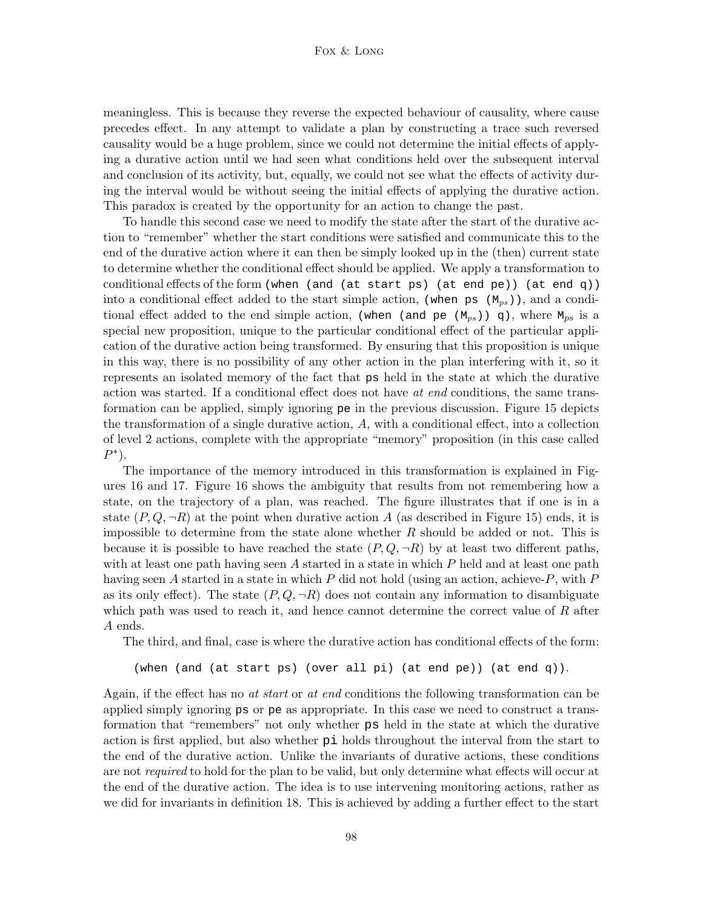meaningless. This is because they reverse the expected behaviour of causality, where cause precedes effect. In any attempt to validate a plan by constructing a trace such reversed causality would be a huge problem, since we could not determine the initial effects of applying a durative action until we had seen what conditions held over the subsequent interval and conclusion of its activity, but, equally, we could not see what the effects of activity during the interval would be without seeing the initial effects of applying the durative action. This paradox is created by the opportunity for an action to change the past.

To handle this second case we need to modify the state after the start of the durative action to "remember" whether the start conditions were satisfied and communicate this to the end of the durative action where it can then be simply looked up in the (then) current state to determine whether the conditional effect should be applied. We apply a transformation to conditional effects of the form `(when (and (at start ps) (at end pe)) (at end q))` into a conditional effect added to the start simple action, `(when ps (`$M_{ps}$`))`, and a conditional effect added to the end simple action, `(when (and pe (`$M_{ps}$`)) q)`, where $M_{ps}$ is a special new proposition, unique to the particular conditional effect of the particular application of the durative action being transformed. By ensuring that this proposition is unique in this way, there is no possibility of any other action in the plan interfering with it, so it represents an isolated memory of the fact that `ps` held in the state at which the durative action was started. If a conditional effect does not have *at end* conditions, the same transformation can be applied, simply ignoring `pe` in the previous discussion. Figure 15 depicts the transformation of a single durative action, $A$, with a conditional effect, into a collection of level 2 actions, complete with the appropriate "memory" proposition (in this case called $P^*$).

The importance of the memory introduced in this transformation is explained in Figures 16 and 17. Figure 16 shows the ambiguity that results from not remembering how a state, on the trajectory of a plan, was reached. The figure illustrates that if one is in a state $(P, Q, \neg R)$ at the point when durative action $A$ (as described in Figure 15) ends, it is impossible to determine from the state alone whether $R$ should be added or not. This is because it is possible to have reached the state $(P, Q, \neg R)$ by at least two different paths, with at least one path having seen $A$ started in a state in which $P$ held and at least one path having seen $A$ started in a state in which $P$ did not hold (using an action, achieve-$P$, with $P$ as its only effect). The state $(P, Q, \neg R)$ does not contain any information to disambiguate which path was used to reach it, and hence cannot determine the correct value of $R$ after $A$ ends.

The third, and final, case is where the durative action has conditional effects of the form:

```
(when (and (at start ps) (over all pi) (at end pe)) (at end q)).
```

Again, if the effect has no *at start* or *at end* conditions the following transformation can be applied simply ignoring `ps` or `pe` as appropriate. In this case we need to construct a transformation that "remembers" not only whether `ps` held in the state at which the durative action is first applied, but also whether `pi` holds throughout the interval from the start to the end of the durative action. Unlike the invariants of durative actions, these conditions are not *required* to hold for the plan to be valid, but only determine what effects will occur at the end of the durative action. The idea is to use intervening monitoring actions, rather as we did for invariants in definition 18. This is achieved by adding a further effect to the start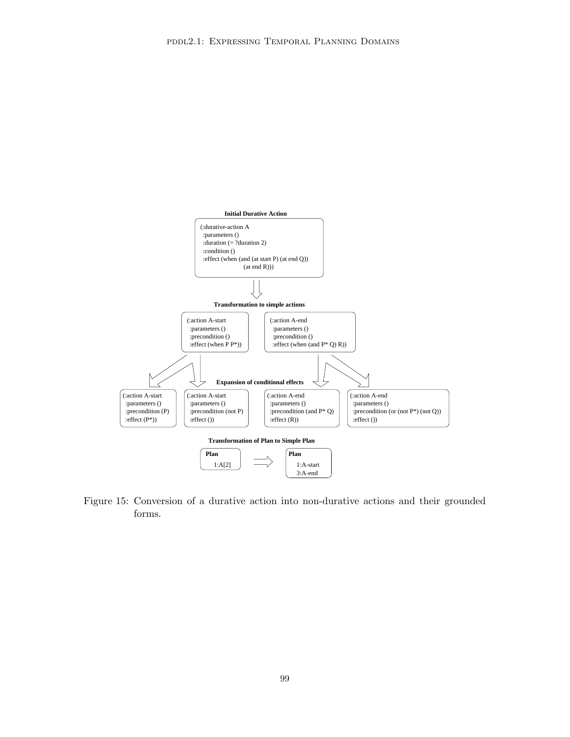**Initial Durative Action**

```
(:durative-action A
  :parameters ()
  :duration (= ?duration 2)
  :condition ()
  :effect (when (and (at start P) (at end Q))
                (at end R)))
```

**Transformation to simple actions**

```
(:action A-start
  :parameters ()
  :precondition ()
  :effect (when P P*))
```

```
(:action A-end
  :parameters ()
  :precondition ()
  :effect (when (and P* Q) R))
```

**Expansion of conditional effects**

```
(:action A-start
  :parameters ()
  :precondition (P)
  :effect (P*))
```

```
(:action A-start
  :parameters ()
  :precondition (not P)
  :effect ())
```

```
(:action A-end
  :parameters ()
  :precondition (and P* Q)
  :effect (R))
```

```
(:action A-end
  :parameters ()
  :precondition (or (not P*) (not Q))
  :effect ())
```

**Transformation of Plan to Simple Plan**

```
Plan
  1:A[2]
```

$\Longrightarrow$

```
Plan
  1:A-start
  3:A-end
```

Figure 15: Conversion of a durative action into non-durative actions and their grounded forms.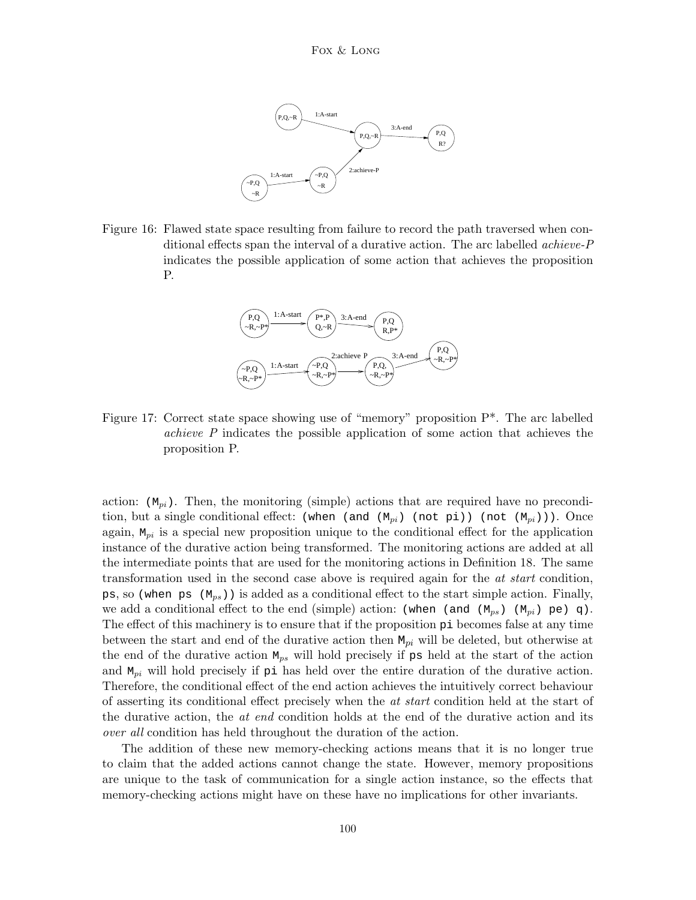Figure 16: Flawed state space resulting from failure to record the path traversed when conditional effects span the interval of a durative action. The arc labelled *achieve-P* indicates the possible application of some action that achieves the proposition P.

Figure 17: Correct state space showing use of "memory" proposition P*. The arc labelled *achieve P* indicates the possible application of some action that achieves the proposition P.

action: `(`$\texttt{M}_{pi}$`)`. Then, the monitoring (simple) actions that are required have no precondition, but a single conditional effect: `(when (and (`$\texttt{M}_{pi}$`) (not pi)) (not (`$\texttt{M}_{pi}$`)))`. Once again, $\texttt{M}_{pi}$ is a special new proposition unique to the conditional effect for the application instance of the durative action being transformed. The monitoring actions are added at all the intermediate points that are used for the monitoring actions in Definition 18. The same transformation used in the second case above is required again for the *at start* condition, `ps`, so `(when ps (`$\texttt{M}_{ps}$`))` is added as a conditional effect to the start simple action. Finally, we add a conditional effect to the end (simple) action: `(when (and (`$\texttt{M}_{ps}$`) (`$\texttt{M}_{pi}$`) pe) q)`. The effect of this machinery is to ensure that if the proposition `pi` becomes false at any time between the start and end of the durative action then $\texttt{M}_{pi}$ will be deleted, but otherwise at the end of the durative action $\texttt{M}_{ps}$ will hold precisely if `ps` held at the start of the action and $\texttt{M}_{pi}$ will hold precisely if `pi` has held over the entire duration of the durative action. Therefore, the conditional effect of the end action achieves the intuitively correct behaviour of asserting its conditional effect precisely when the *at start* condition held at the start of the durative action, the *at end* condition holds at the end of the durative action and its *over all* condition has held throughout the duration of the action.

The addition of these new memory-checking actions means that it is no longer true to claim that the added actions cannot change the state. However, memory propositions are unique to the task of communication for a single action instance, so the effects that memory-checking actions might have on these have no implications for other invariants.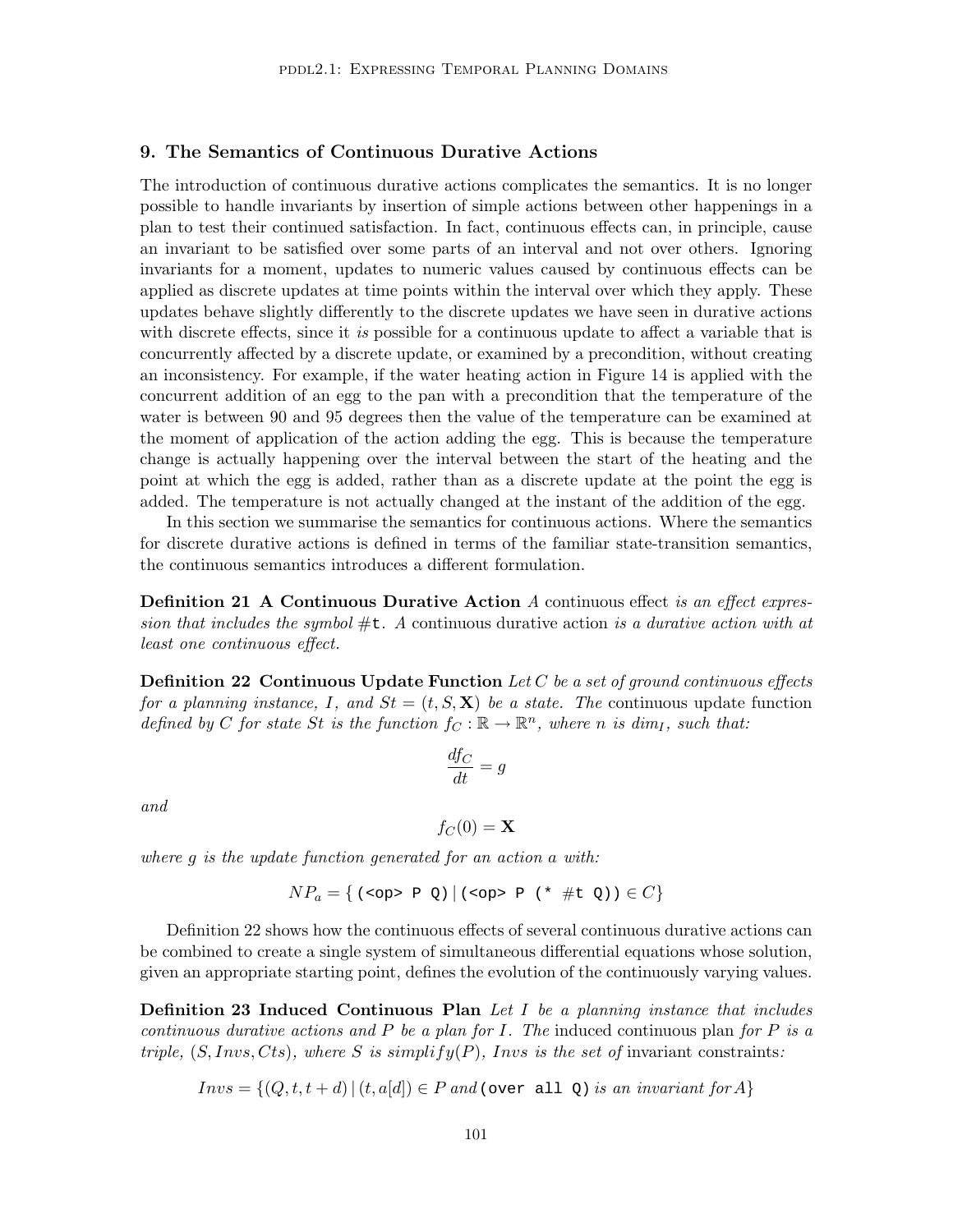## 9. The Semantics of Continuous Durative Actions

The introduction of continuous durative actions complicates the semantics. It is no longer possible to handle invariants by insertion of simple actions between other happenings in a plan to test their continued satisfaction. In fact, continuous effects can, in principle, cause an invariant to be satisfied over some parts of an interval and not over others. Ignoring invariants for a moment, updates to numeric values caused by continuous effects can be applied as discrete updates at time points within the interval over which they apply. These updates behave slightly differently to the discrete updates we have seen in durative actions with discrete effects, since it *is* possible for a continuous update to affect a variable that is concurrently affected by a discrete update, or examined by a precondition, without creating an inconsistency. For example, if the water heating action in Figure 14 is applied with the concurrent addition of an egg to the pan with a precondition that the temperature of the water is between 90 and 95 degrees then the value of the temperature can be examined at the moment of application of the action adding the egg. This is because the temperature change is actually happening over the interval between the start of the heating and the point at which the egg is added, rather than as a discrete update at the point the egg is added. The temperature is not actually changed at the instant of the addition of the egg.

In this section we summarise the semantics for continuous actions. Where the semantics for discrete durative actions is defined in terms of the familiar state-transition semantics, the continuous semantics introduces a different formulation.

**Definition 21 A Continuous Durative Action** *A* continuous effect *is an effect expression that includes the symbol* `#t`. *A* continuous durative action *is a durative action with at least one continuous effect.*

**Definition 22 Continuous Update Function** *Let $C$ be a set of ground continuous effects for a planning instance, $I$, and $St = (t, S, \mathbf{X})$ be a state. The* continuous update function *defined by $C$ for state $St$ is the function $f_C : \mathbb{R} \rightarrow \mathbb{R}^n$, where $n$ is $dim_I$, such that:*

$$\frac{df_C}{dt} = g$$

*and*

$$f_C(0) = \mathbf{X}$$

*where $g$ is the update function generated for an action $a$ with:*

$$NP_a = \{\, \texttt{(<op> P Q)} \,|\, \texttt{(<op> P (* \#t Q))} \in C \}$$

Definition 22 shows how the continuous effects of several continuous durative actions can be combined to create a single system of simultaneous differential equations whose solution, given an appropriate starting point, defines the evolution of the continuously varying values.

**Definition 23 Induced Continuous Plan** *Let $I$ be a planning instance that includes continuous durative actions and $P$ be a plan for $I$. The* induced continuous plan *for $P$ is a triple, $(S, Invs, Cts)$, where $S$ is $simplify(P)$, $Invs$ is the set of* invariant constraints*:*

$$Invs = \{(Q, t, t + d) \,|\, (t, a[d]) \in P \text{ and } \texttt{(over all Q)} \text{ is an invariant for } A\}$$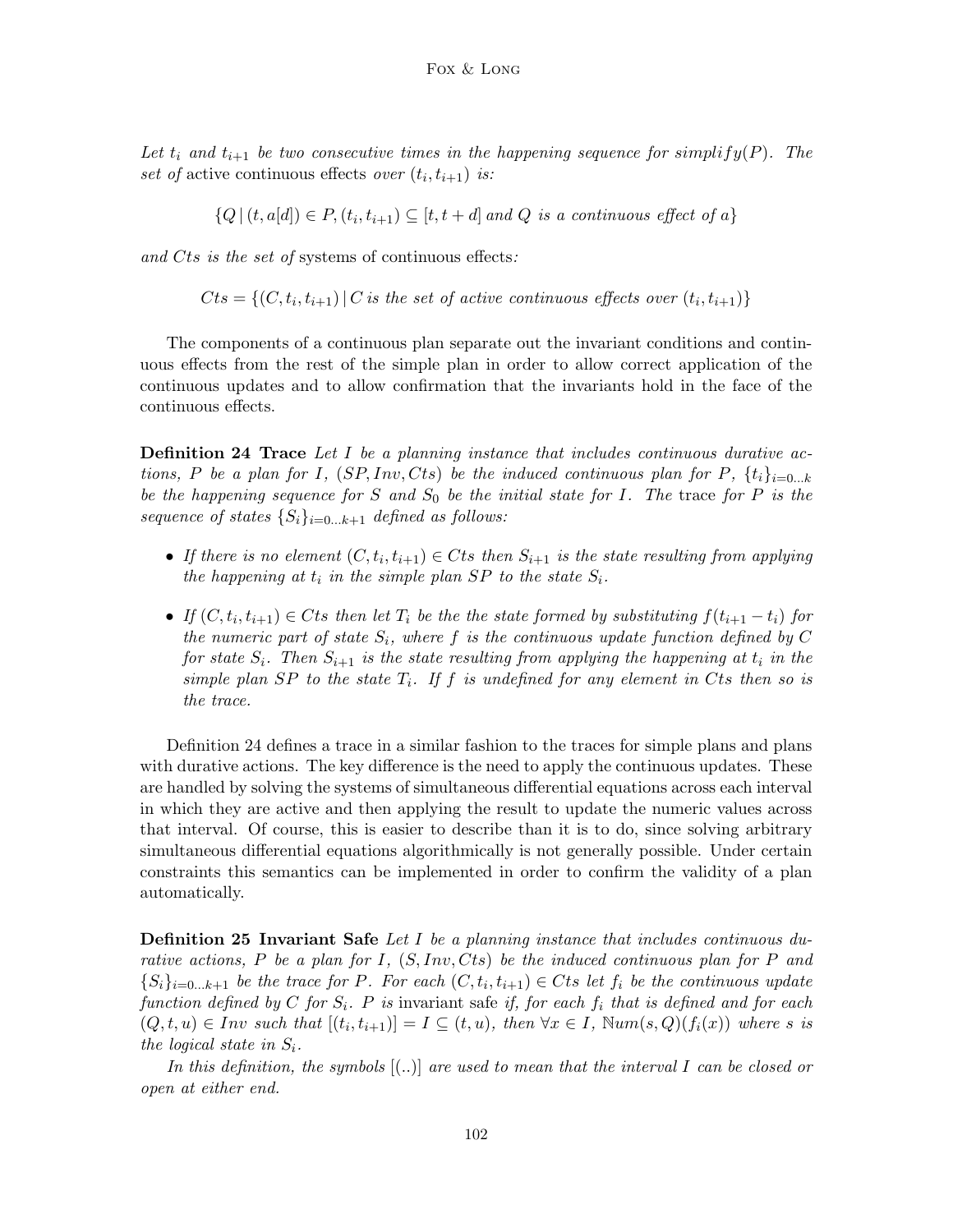*Let $t_i$ and $t_{i+1}$ be two consecutive times in the happening sequence for simplify$(P)$. The set of* active continuous effects *over $(t_i, t_{i+1})$ is:*

$$\{Q \mid (t, a[d]) \in P, (t_i, t_{i+1}) \subseteq [t, t+d] \text{ and } Q \text{ is a continuous effect of } a\}$$

*and $Cts$ is the set of* systems of continuous effects*:*

$$Cts = \{(C, t_i, t_{i+1}) \mid C \text{ is the set of active continuous effects over } (t_i, t_{i+1})\}$$

The components of a continuous plan separate out the invariant conditions and continuous effects from the rest of the simple plan in order to allow correct application of the continuous updates and to allow confirmation that the invariants hold in the face of the continuous effects.

**Definition 24 Trace** *Let $I$ be a planning instance that includes continuous durative actions, $P$ be a plan for $I$, $(SP, Inv, Cts)$ be the induced continuous plan for $P$, $\{t_i\}_{i=0...k}$ be the happening sequence for $S$ and $S_0$ be the initial state for $I$. The* trace *for $P$ is the sequence of states $\{S_i\}_{i=0...k+1}$ defined as follows:*

- *If there is no element $(C, t_i, t_{i+1}) \in Cts$ then $S_{i+1}$ is the state resulting from applying the happening at $t_i$ in the simple plan $SP$ to the state $S_i$.*
- *If $(C, t_i, t_{i+1}) \in Cts$ then let $T_i$ be the the state formed by substituting $f(t_{i+1} - t_i)$ for the numeric part of state $S_i$, where $f$ is the continuous update function defined by $C$ for state $S_i$. Then $S_{i+1}$ is the state resulting from applying the happening at $t_i$ in the simple plan $SP$ to the state $T_i$. If $f$ is undefined for any element in $Cts$ then so is the trace.*

Definition 24 defines a trace in a similar fashion to the traces for simple plans and plans with durative actions. The key difference is the need to apply the continuous updates. These are handled by solving the systems of simultaneous differential equations across each interval in which they are active and then applying the result to update the numeric values across that interval. Of course, this is easier to describe than it is to do, since solving arbitrary simultaneous differential equations algorithmically is not generally possible. Under certain constraints this semantics can be implemented in order to confirm the validity of a plan automatically.

**Definition 25 Invariant Safe** *Let $I$ be a planning instance that includes continuous durative actions, $P$ be a plan for $I$, $(S, Inv, Cts)$ be the induced continuous plan for $P$ and $\{S_i\}_{i=0...k+1}$ be the trace for $P$. For each $(C, t_i, t_{i+1}) \in Cts$ let $f_i$ be the continuous update function defined by $C$ for $S_i$. $P$ is* invariant safe *if, for each $f_i$ that is defined and for each $(Q, t, u) \in Inv$ such that $[(t_i, t_{i+1})] = I \subseteq (t, u)$, then $\forall x \in I$, $\mathbb{N}um(s, Q)(f_i(x))$ where $s$ is the logical state in $S_i$.*

*In this definition, the symbols $[(..)]$ are used to mean that the interval $I$ can be closed or open at either end.*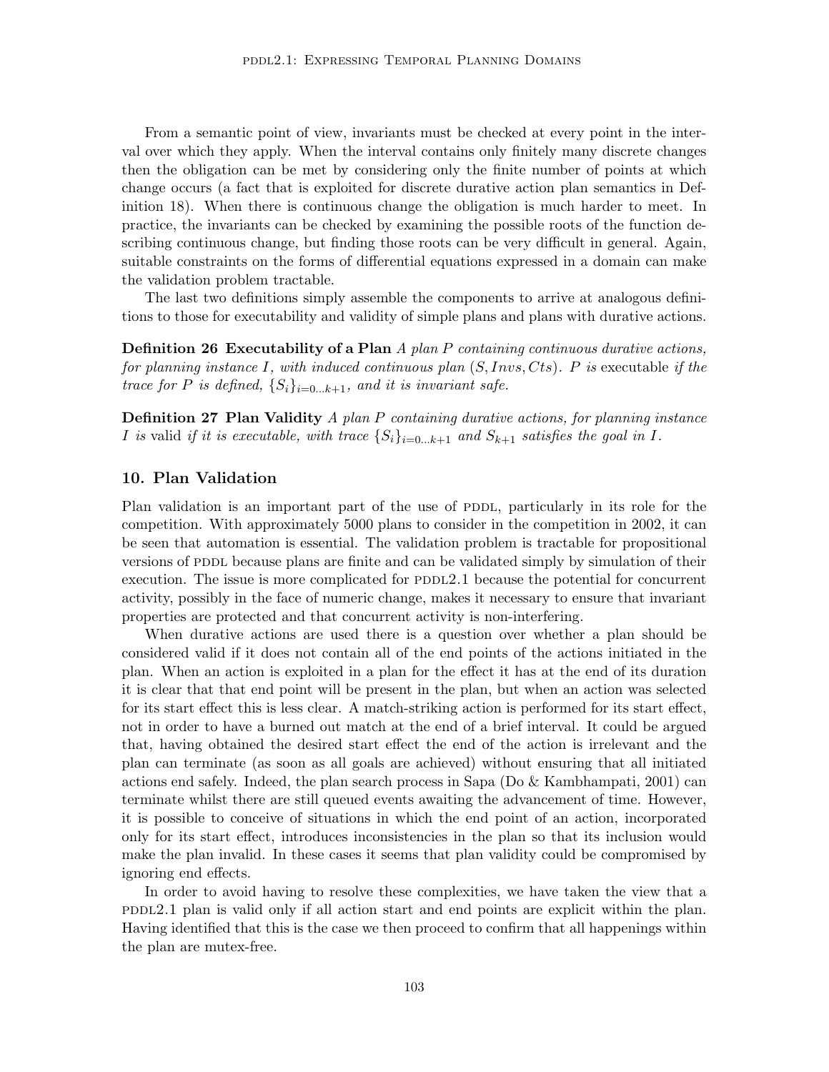From a semantic point of view, invariants must be checked at every point in the interval over which they apply. When the interval contains only finitely many discrete changes then the obligation can be met by considering only the finite number of points at which change occurs (a fact that is exploited for discrete durative action plan semantics in Definition 18). When there is continuous change the obligation is much harder to meet. In practice, the invariants can be checked by examining the possible roots of the function describing continuous change, but finding those roots can be very difficult in general. Again, suitable constraints on the forms of differential equations expressed in a domain can make the validation problem tractable.

The last two definitions simply assemble the components to arrive at analogous definitions to those for executability and validity of simple plans and plans with durative actions.

**Definition 26 Executability of a Plan** *A plan $P$ containing continuous durative actions, for planning instance $I$, with induced continuous plan $(S, Invs, Cts)$. $P$ is* executable *if the trace for $P$ is defined, $\{S_i\}_{i=0...k+1}$, and it is invariant safe.*

**Definition 27 Plan Validity** *A plan $P$ containing durative actions, for planning instance $I$ is* valid *if it is executable, with trace $\{S_i\}_{i=0...k+1}$ and $S_{k+1}$ satisfies the goal in $I$.*

## 10. Plan Validation

Plan validation is an important part of the use of PDDL, particularly in its role for the competition. With approximately 5000 plans to consider in the competition in 2002, it can be seen that automation is essential. The validation problem is tractable for propositional versions of PDDL because plans are finite and can be validated simply by simulation of their execution. The issue is more complicated for PDDL2.1 because the potential for concurrent activity, possibly in the face of numeric change, makes it necessary to ensure that invariant properties are protected and that concurrent activity is non-interfering.

When durative actions are used there is a question over whether a plan should be considered valid if it does not contain all of the end points of the actions initiated in the plan. When an action is exploited in a plan for the effect it has at the end of its duration it is clear that that end point will be present in the plan, but when an action was selected for its start effect this is less clear. A match-striking action is performed for its start effect, not in order to have a burned out match at the end of a brief interval. It could be argued that, having obtained the desired start effect the end of the action is irrelevant and the plan can terminate (as soon as all goals are achieved) without ensuring that all initiated actions end safely. Indeed, the plan search process in Sapa (Do & Kambhampati, 2001) can terminate whilst there are still queued events awaiting the advancement of time. However, it is possible to conceive of situations in which the end point of an action, incorporated only for its start effect, introduces inconsistencies in the plan so that its inclusion would make the plan invalid. In these cases it seems that plan validity could be compromised by ignoring end effects.

In order to avoid having to resolve these complexities, we have taken the view that a PDDL2.1 plan is valid only if all action start and end points are explicit within the plan. Having identified that this is the case we then proceed to confirm that all happenings within the plan are mutex-free.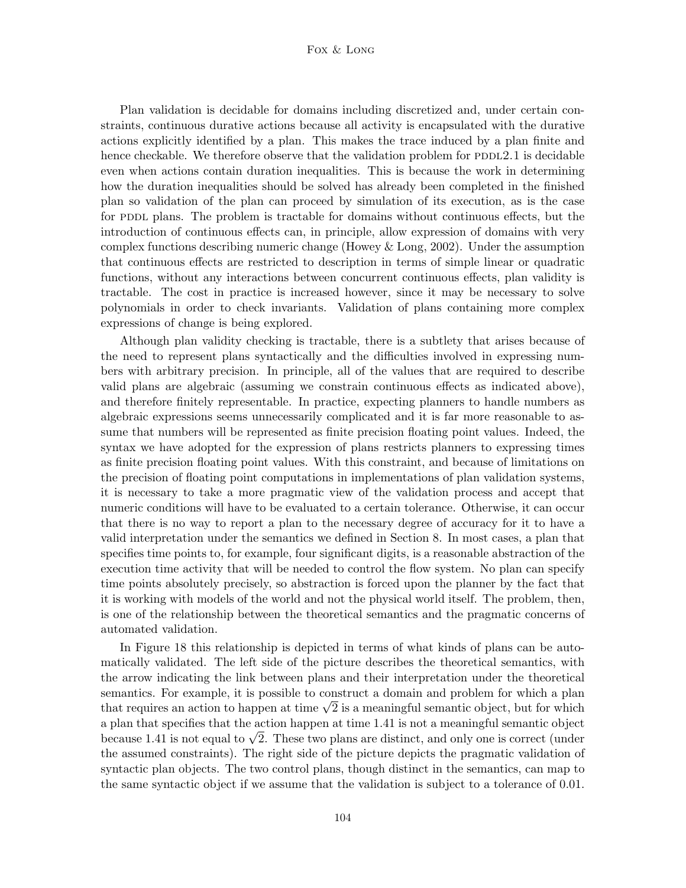Plan validation is decidable for domains including discretized and, under certain constraints, continuous durative actions because all activity is encapsulated with the durative actions explicitly identified by a plan. This makes the trace induced by a plan finite and hence checkable. We therefore observe that the validation problem for PDDL2.1 is decidable even when actions contain duration inequalities. This is because the work in determining how the duration inequalities should be solved has already been completed in the finished plan so validation of the plan can proceed by simulation of its execution, as is the case for PDDL plans. The problem is tractable for domains without continuous effects, but the introduction of continuous effects can, in principle, allow expression of domains with very complex functions describing numeric change (Howey & Long, 2002). Under the assumption that continuous effects are restricted to description in terms of simple linear or quadratic functions, without any interactions between concurrent continuous effects, plan validity is tractable. The cost in practice is increased however, since it may be necessary to solve polynomials in order to check invariants. Validation of plans containing more complex expressions of change is being explored.

Although plan validity checking is tractable, there is a subtlety that arises because of the need to represent plans syntactically and the difficulties involved in expressing numbers with arbitrary precision. In principle, all of the values that are required to describe valid plans are algebraic (assuming we constrain continuous effects as indicated above), and therefore finitely representable. In practice, expecting planners to handle numbers as algebraic expressions seems unnecessarily complicated and it is far more reasonable to assume that numbers will be represented as finite precision floating point values. Indeed, the syntax we have adopted for the expression of plans restricts planners to expressing times as finite precision floating point values. With this constraint, and because of limitations on the precision of floating point computations in implementations of plan validation systems, it is necessary to take a more pragmatic view of the validation process and accept that numeric conditions will have to be evaluated to a certain tolerance. Otherwise, it can occur that there is no way to report a plan to the necessary degree of accuracy for it to have a valid interpretation under the semantics we defined in Section 8. In most cases, a plan that specifies time points to, for example, four significant digits, is a reasonable abstraction of the execution time activity that will be needed to control the flow system. No plan can specify time points absolutely precisely, so abstraction is forced upon the planner by the fact that it is working with models of the world and not the physical world itself. The problem, then, is one of the relationship between the theoretical semantics and the pragmatic concerns of automated validation.

In Figure 18 this relationship is depicted in terms of what kinds of plans can be automatically validated. The left side of the picture describes the theoretical semantics, with the arrow indicating the link between plans and their interpretation under the theoretical semantics. For example, it is possible to construct a domain and problem for which a plan that requires an action to happen at time $\sqrt{2}$ is a meaningful semantic object, but for which a plan that specifies that the action happen at time 1.41 is not a meaningful semantic object because 1.41 is not equal to $\sqrt{2}$. These two plans are distinct, and only one is correct (under the assumed constraints). The right side of the picture depicts the pragmatic validation of syntactic plan objects. The two control plans, though distinct in the semantics, can map to the same syntactic object if we assume that the validation is subject to a tolerance of 0.01.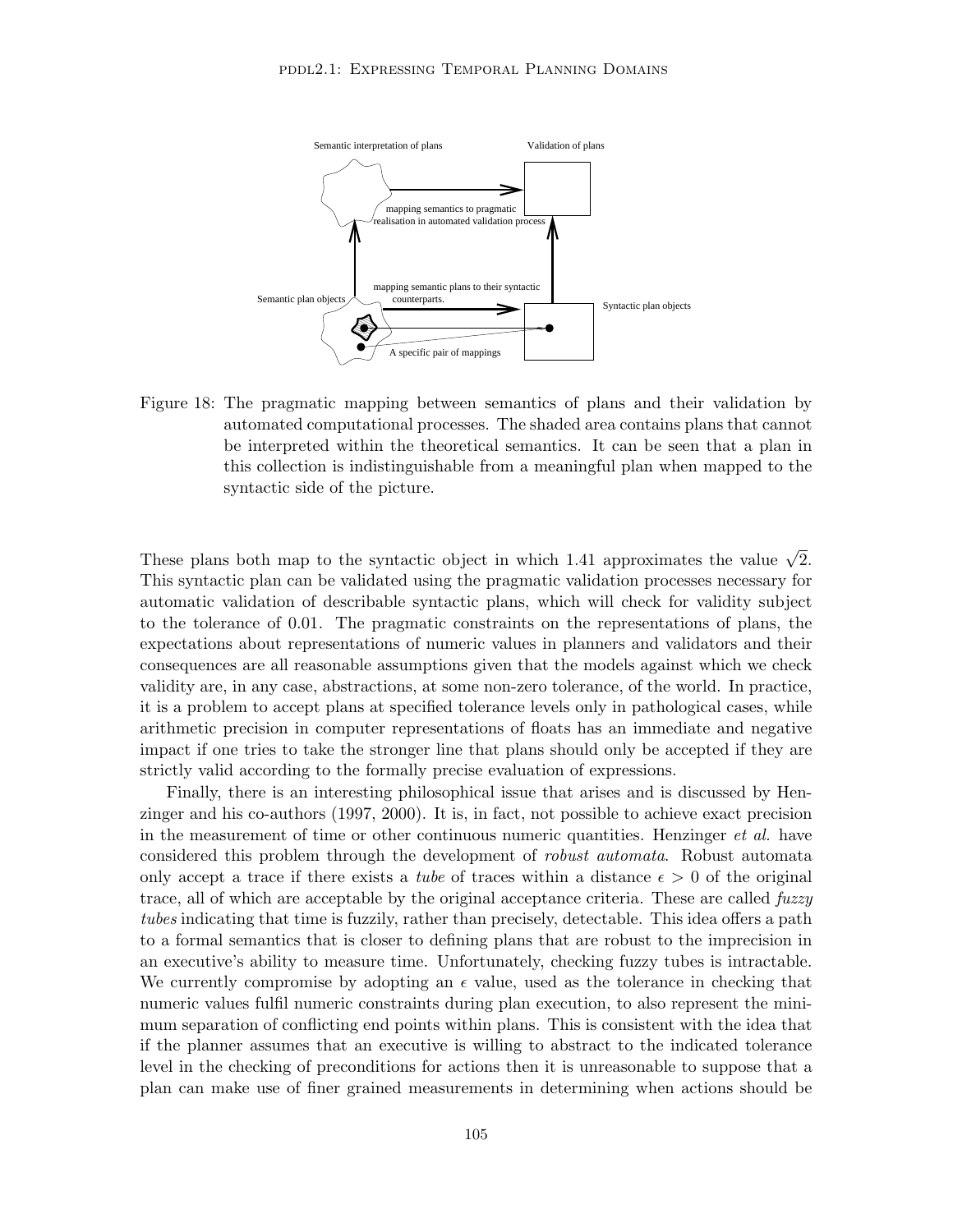Figure 18: The pragmatic mapping between semantics of plans and their validation by automated computational processes. The shaded area contains plans that cannot be interpreted within the theoretical semantics. It can be seen that a plan in this collection is indistinguishable from a meaningful plan when mapped to the syntactic side of the picture.

These plans both map to the syntactic object in which 1.41 approximates the value $\sqrt{2}$. This syntactic plan can be validated using the pragmatic validation processes necessary for automatic validation of describable syntactic plans, which will check for validity subject to the tolerance of 0.01. The pragmatic constraints on the representations of plans, the expectations about representations of numeric values in planners and validators and their consequences are all reasonable assumptions given that the models against which we check validity are, in any case, abstractions, at some non-zero tolerance, of the world. In practice, it is a problem to accept plans at specified tolerance levels only in pathological cases, while arithmetic precision in computer representations of floats has an immediate and negative impact if one tries to take the stronger line that plans should only be accepted if they are strictly valid according to the formally precise evaluation of expressions.

Finally, there is an interesting philosophical issue that arises and is discussed by Henzinger and his co-authors (1997, 2000). It is, in fact, not possible to achieve exact precision in the measurement of time or other continuous numeric quantities. Henzinger *et al.* have considered this problem through the development of *robust automata*. Robust automata only accept a trace if there exists a *tube* of traces within a distance $\epsilon > 0$ of the original trace, all of which are acceptable by the original acceptance criteria. These are called *fuzzy tubes* indicating that time is fuzzily, rather than precisely, detectable. This idea offers a path to a formal semantics that is closer to defining plans that are robust to the imprecision in an executive's ability to measure time. Unfortunately, checking fuzzy tubes is intractable. We currently compromise by adopting an $\epsilon$ value, used as the tolerance in checking that numeric values fulfil numeric constraints during plan execution, to also represent the minimum separation of conflicting end points within plans. This is consistent with the idea that if the planner assumes that an executive is willing to abstract to the indicated tolerance level in the checking of preconditions for actions then it is unreasonable to suppose that a plan can make use of finer grained measurements in determining when actions should be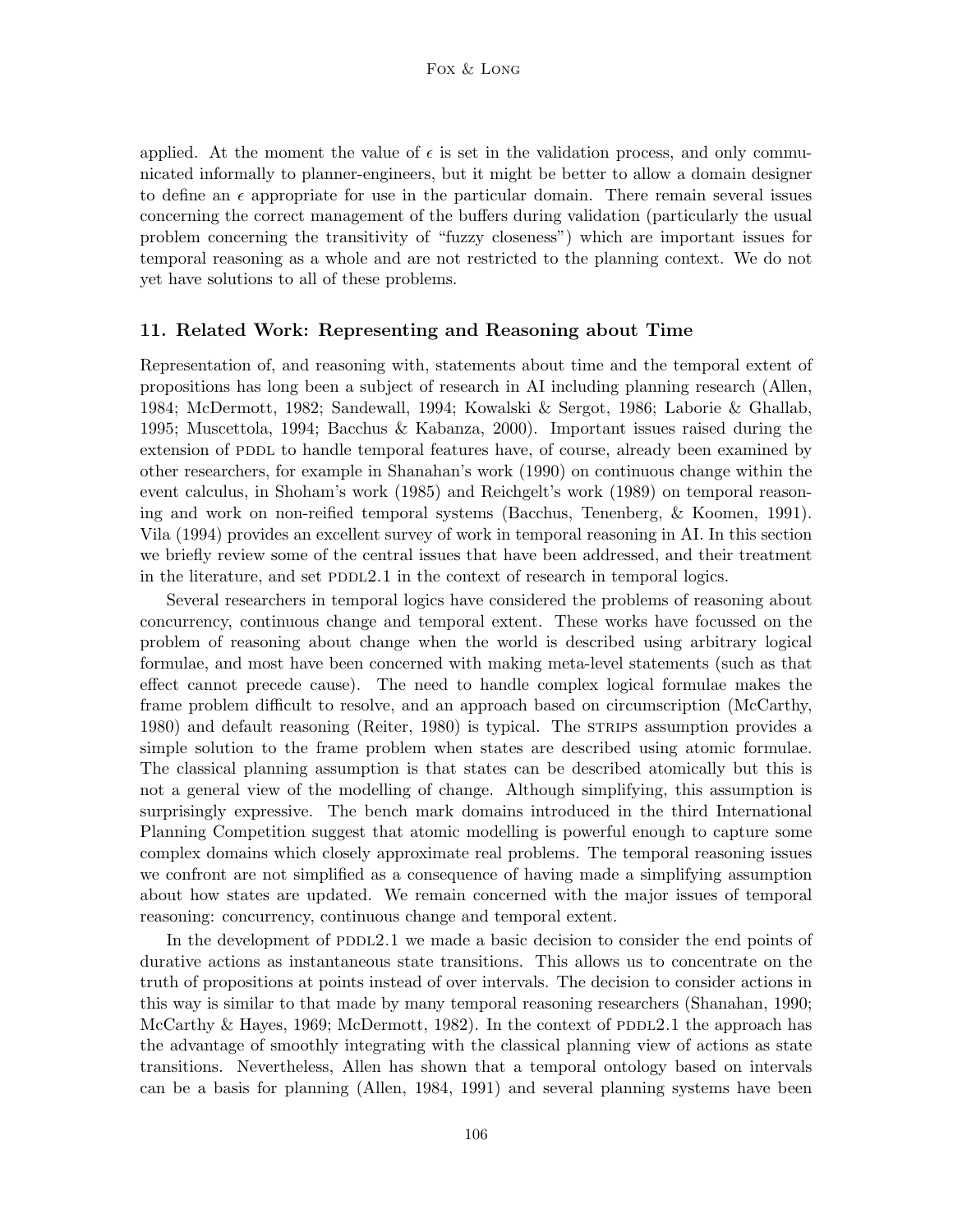applied. At the moment the value of $\epsilon$ is set in the validation process, and only communicated informally to planner-engineers, but it might be better to allow a domain designer to define an $\epsilon$ appropriate for use in the particular domain. There remain several issues concerning the correct management of the buffers during validation (particularly the usual problem concerning the transitivity of "fuzzy closeness") which are important issues for temporal reasoning as a whole and are not restricted to the planning context. We do not yet have solutions to all of these problems.

## 11. Related Work: Representing and Reasoning about Time

Representation of, and reasoning with, statements about time and the temporal extent of propositions has long been a subject of research in AI including planning research (Allen, 1984; McDermott, 1982; Sandewall, 1994; Kowalski & Sergot, 1986; Laborie & Ghallab, 1995; Muscettola, 1994; Bacchus & Kabanza, 2000). Important issues raised during the extension of PDDL to handle temporal features have, of course, already been examined by other researchers, for example in Shanahan's work (1990) on continuous change within the event calculus, in Shoham's work (1985) and Reichgelt's work (1989) on temporal reasoning and work on non-reified temporal systems (Bacchus, Tenenberg, & Koomen, 1991). Vila (1994) provides an excellent survey of work in temporal reasoning in AI. In this section we briefly review some of the central issues that have been addressed, and their treatment in the literature, and set PDDL2.1 in the context of research in temporal logics.

Several researchers in temporal logics have considered the problems of reasoning about concurrency, continuous change and temporal extent. These works have focussed on the problem of reasoning about change when the world is described using arbitrary logical formulae, and most have been concerned with making meta-level statements (such as that effect cannot precede cause). The need to handle complex logical formulae makes the frame problem difficult to resolve, and an approach based on circumscription (McCarthy, 1980) and default reasoning (Reiter, 1980) is typical. The STRIPS assumption provides a simple solution to the frame problem when states are described using atomic formulae. The classical planning assumption is that states can be described atomically but this is not a general view of the modelling of change. Although simplifying, this assumption is surprisingly expressive. The bench mark domains introduced in the third International Planning Competition suggest that atomic modelling is powerful enough to capture some complex domains which closely approximate real problems. The temporal reasoning issues we confront are not simplified as a consequence of having made a simplifying assumption about how states are updated. We remain concerned with the major issues of temporal reasoning: concurrency, continuous change and temporal extent.

In the development of PDDL2.1 we made a basic decision to consider the end points of durative actions as instantaneous state transitions. This allows us to concentrate on the truth of propositions at points instead of over intervals. The decision to consider actions in this way is similar to that made by many temporal reasoning researchers (Shanahan, 1990; McCarthy & Hayes, 1969; McDermott, 1982). In the context of PDDL2.1 the approach has the advantage of smoothly integrating with the classical planning view of actions as state transitions. Nevertheless, Allen has shown that a temporal ontology based on intervals can be a basis for planning (Allen, 1984, 1991) and several planning systems have been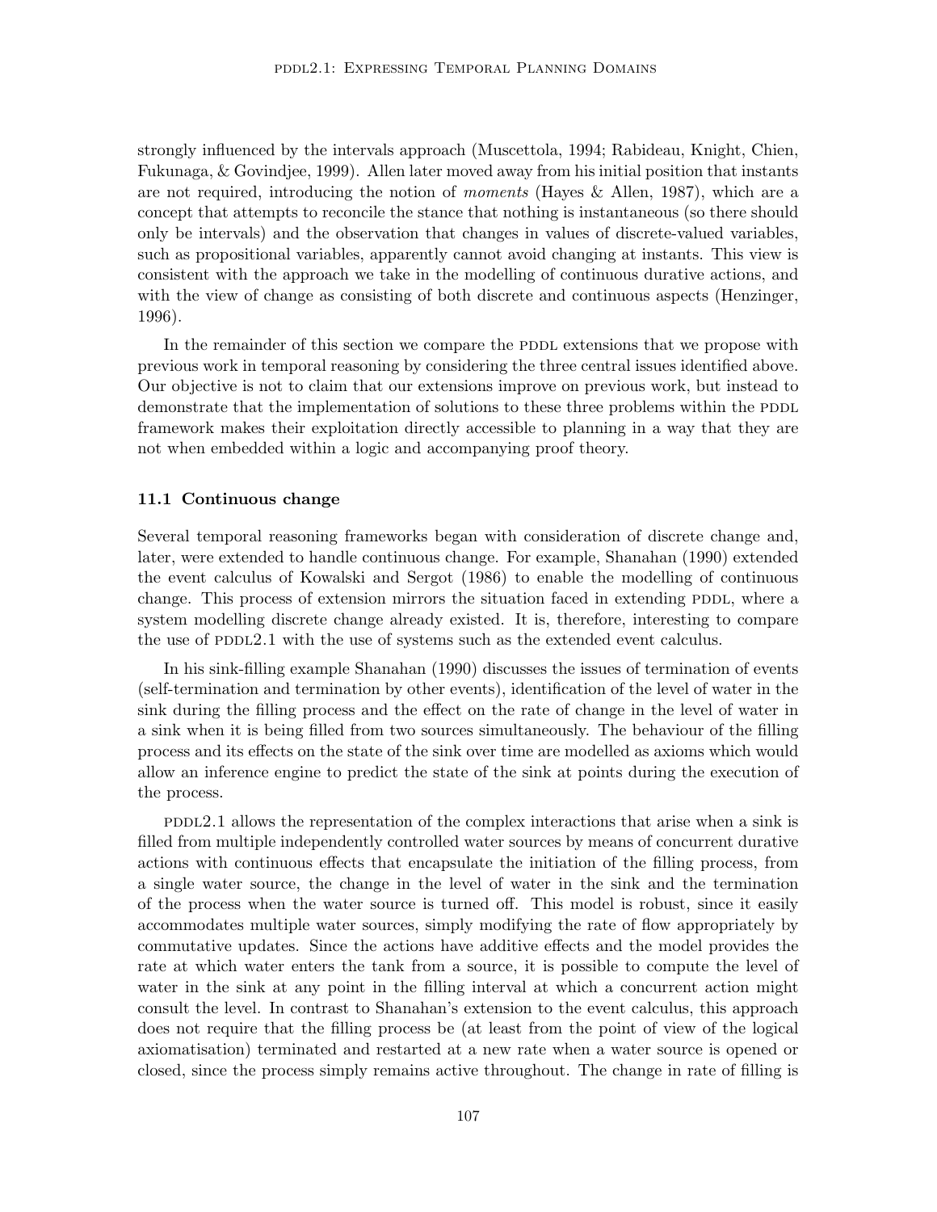strongly influenced by the intervals approach (Muscettola, 1994; Rabideau, Knight, Chien, Fukunaga, & Govindjee, 1999). Allen later moved away from his initial position that instants are not required, introducing the notion of *moments* (Hayes & Allen, 1987), which are a concept that attempts to reconcile the stance that nothing is instantaneous (so there should only be intervals) and the observation that changes in values of discrete-valued variables, such as propositional variables, apparently cannot avoid changing at instants. This view is consistent with the approach we take in the modelling of continuous durative actions, and with the view of change as consisting of both discrete and continuous aspects (Henzinger, 1996).

In the remainder of this section we compare the PDDL extensions that we propose with previous work in temporal reasoning by considering the three central issues identified above. Our objective is not to claim that our extensions improve on previous work, but instead to demonstrate that the implementation of solutions to these three problems within the PDDL framework makes their exploitation directly accessible to planning in a way that they are not when embedded within a logic and accompanying proof theory.

### 11.1 Continuous change

Several temporal reasoning frameworks began with consideration of discrete change and, later, were extended to handle continuous change. For example, Shanahan (1990) extended the event calculus of Kowalski and Sergot (1986) to enable the modelling of continuous change. This process of extension mirrors the situation faced in extending PDDL, where a system modelling discrete change already existed. It is, therefore, interesting to compare the use of PDDL2.1 with the use of systems such as the extended event calculus.

In his sink-filling example Shanahan (1990) discusses the issues of termination of events (self-termination and termination by other events), identification of the level of water in the sink during the filling process and the effect on the rate of change in the level of water in a sink when it is being filled from two sources simultaneously. The behaviour of the filling process and its effects on the state of the sink over time are modelled as axioms which would allow an inference engine to predict the state of the sink at points during the execution of the process.

PDDL2.1 allows the representation of the complex interactions that arise when a sink is filled from multiple independently controlled water sources by means of concurrent durative actions with continuous effects that encapsulate the initiation of the filling process, from a single water source, the change in the level of water in the sink and the termination of the process when the water source is turned off. This model is robust, since it easily accommodates multiple water sources, simply modifying the rate of flow appropriately by commutative updates. Since the actions have additive effects and the model provides the rate at which water enters the tank from a source, it is possible to compute the level of water in the sink at any point in the filling interval at which a concurrent action might consult the level. In contrast to Shanahan's extension to the event calculus, this approach does not require that the filling process be (at least from the point of view of the logical axiomatisation) terminated and restarted at a new rate when a water source is opened or closed, since the process simply remains active throughout. The change in rate of filling is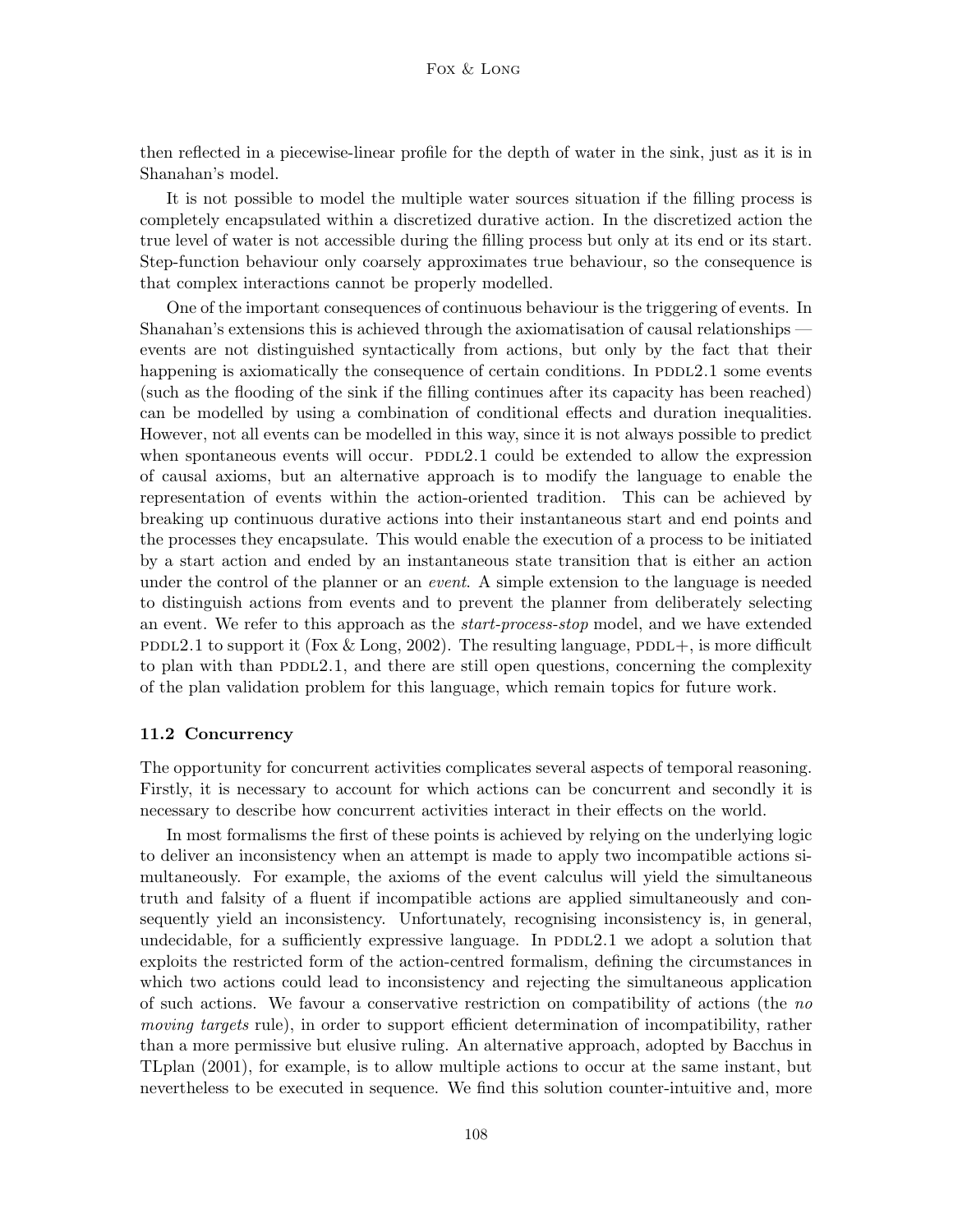then reflected in a piecewise-linear profile for the depth of water in the sink, just as it is in Shanahan's model.

It is not possible to model the multiple water sources situation if the filling process is completely encapsulated within a discretized durative action. In the discretized action the true level of water is not accessible during the filling process but only at its end or its start. Step-function behaviour only coarsely approximates true behaviour, so the consequence is that complex interactions cannot be properly modelled.

One of the important consequences of continuous behaviour is the triggering of events. In Shanahan's extensions this is achieved through the axiomatisation of causal relationships — events are not distinguished syntactically from actions, but only by the fact that their happening is axiomatically the consequence of certain conditions. In PDDL2.1 some events (such as the flooding of the sink if the filling continues after its capacity has been reached) can be modelled by using a combination of conditional effects and duration inequalities. However, not all events can be modelled in this way, since it is not always possible to predict when spontaneous events will occur. PDDL2.1 could be extended to allow the expression of causal axioms, but an alternative approach is to modify the language to enable the representation of events within the action-oriented tradition. This can be achieved by breaking up continuous durative actions into their instantaneous start and end points and the processes they encapsulate. This would enable the execution of a process to be initiated by a start action and ended by an instantaneous state transition that is either an action under the control of the planner or an *event*. A simple extension to the language is needed to distinguish actions from events and to prevent the planner from deliberately selecting an event. We refer to this approach as the *start-process-stop* model, and we have extended PDDL2.1 to support it (Fox & Long, 2002). The resulting language, PDDL+, is more difficult to plan with than PDDL2.1, and there are still open questions, concerning the complexity of the plan validation problem for this language, which remain topics for future work.

### 11.2 Concurrency

The opportunity for concurrent activities complicates several aspects of temporal reasoning. Firstly, it is necessary to account for which actions can be concurrent and secondly it is necessary to describe how concurrent activities interact in their effects on the world.

In most formalisms the first of these points is achieved by relying on the underlying logic to deliver an inconsistency when an attempt is made to apply two incompatible actions simultaneously. For example, the axioms of the event calculus will yield the simultaneous truth and falsity of a fluent if incompatible actions are applied simultaneously and consequently yield an inconsistency. Unfortunately, recognising inconsistency is, in general, undecidable, for a sufficiently expressive language. In PDDL2.1 we adopt a solution that exploits the restricted form of the action-centred formalism, defining the circumstances in which two actions could lead to inconsistency and rejecting the simultaneous application of such actions. We favour a conservative restriction on compatibility of actions (the *no moving targets* rule), in order to support efficient determination of incompatibility, rather than a more permissive but elusive ruling. An alternative approach, adopted by Bacchus in TLplan (2001), for example, is to allow multiple actions to occur at the same instant, but nevertheless to be executed in sequence. We find this solution counter-intuitive and, more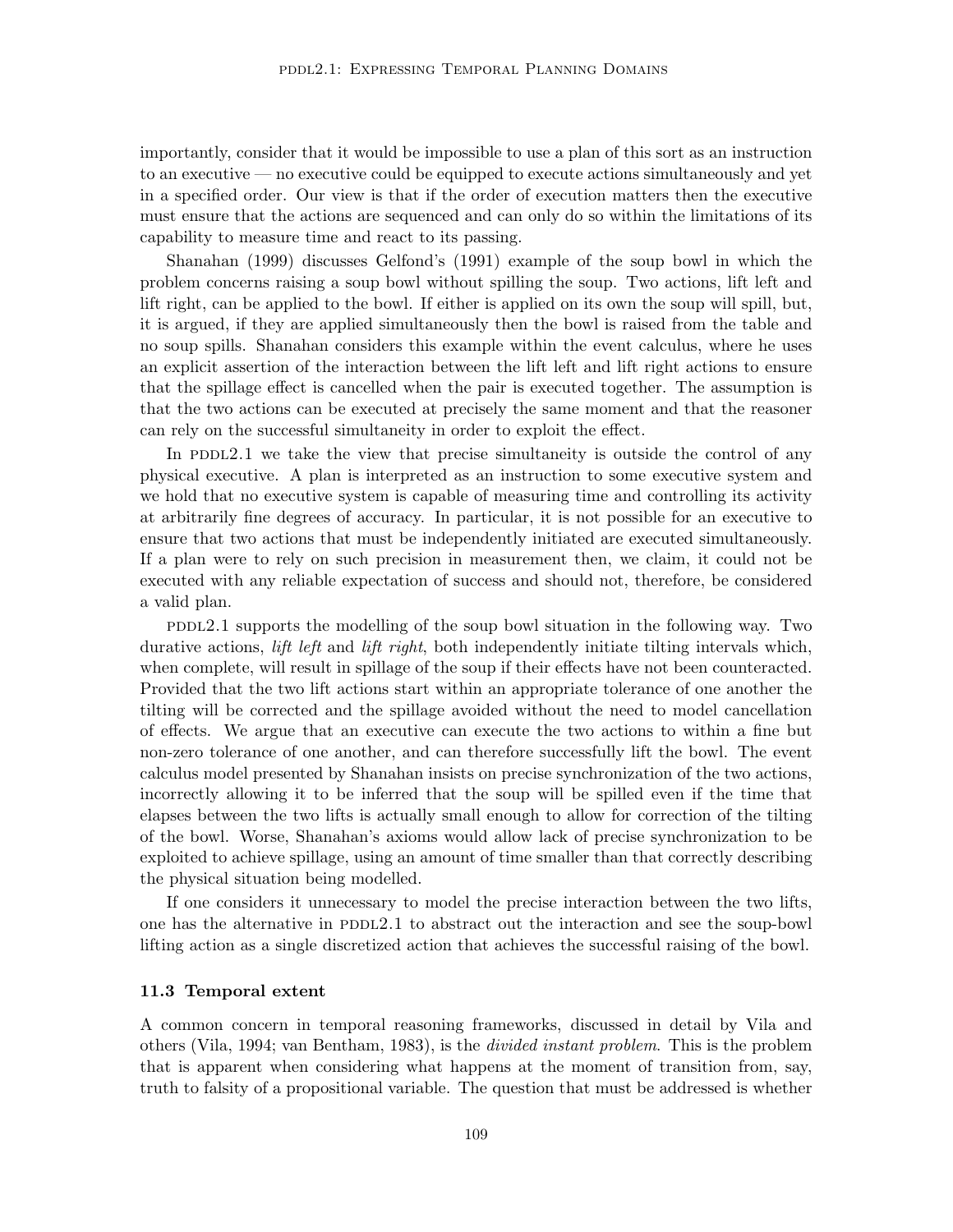importantly, consider that it would be impossible to use a plan of this sort as an instruction to an executive — no executive could be equipped to execute actions simultaneously and yet in a specified order. Our view is that if the order of execution matters then the executive must ensure that the actions are sequenced and can only do so within the limitations of its capability to measure time and react to its passing.

Shanahan (1999) discusses Gelfond's (1991) example of the soup bowl in which the problem concerns raising a soup bowl without spilling the soup. Two actions, lift left and lift right, can be applied to the bowl. If either is applied on its own the soup will spill, but, it is argued, if they are applied simultaneously then the bowl is raised from the table and no soup spills. Shanahan considers this example within the event calculus, where he uses an explicit assertion of the interaction between the lift left and lift right actions to ensure that the spillage effect is cancelled when the pair is executed together. The assumption is that the two actions can be executed at precisely the same moment and that the reasoner can rely on the successful simultaneity in order to exploit the effect.

In PDDL2.1 we take the view that precise simultaneity is outside the control of any physical executive. A plan is interpreted as an instruction to some executive system and we hold that no executive system is capable of measuring time and controlling its activity at arbitrarily fine degrees of accuracy. In particular, it is not possible for an executive to ensure that two actions that must be independently initiated are executed simultaneously. If a plan were to rely on such precision in measurement then, we claim, it could not be executed with any reliable expectation of success and should not, therefore, be considered a valid plan.

PDDL2.1 supports the modelling of the soup bowl situation in the following way. Two durative actions, *lift left* and *lift right*, both independently initiate tilting intervals which, when complete, will result in spillage of the soup if their effects have not been counteracted. Provided that the two lift actions start within an appropriate tolerance of one another the tilting will be corrected and the spillage avoided without the need to model cancellation of effects. We argue that an executive can execute the two actions to within a fine but non-zero tolerance of one another, and can therefore successfully lift the bowl. The event calculus model presented by Shanahan insists on precise synchronization of the two actions, incorrectly allowing it to be inferred that the soup will be spilled even if the time that elapses between the two lifts is actually small enough to allow for correction of the tilting of the bowl. Worse, Shanahan's axioms would allow lack of precise synchronization to be exploited to achieve spillage, using an amount of time smaller than that correctly describing the physical situation being modelled.

If one considers it unnecessary to model the precise interaction between the two lifts, one has the alternative in PDDL2.1 to abstract out the interaction and see the soup-bowl lifting action as a single discretized action that achieves the successful raising of the bowl.

### 11.3 Temporal extent

A common concern in temporal reasoning frameworks, discussed in detail by Vila and others (Vila, 1994; van Bentham, 1983), is the *divided instant problem*. This is the problem that is apparent when considering what happens at the moment of transition from, say, truth to falsity of a propositional variable. The question that must be addressed is whether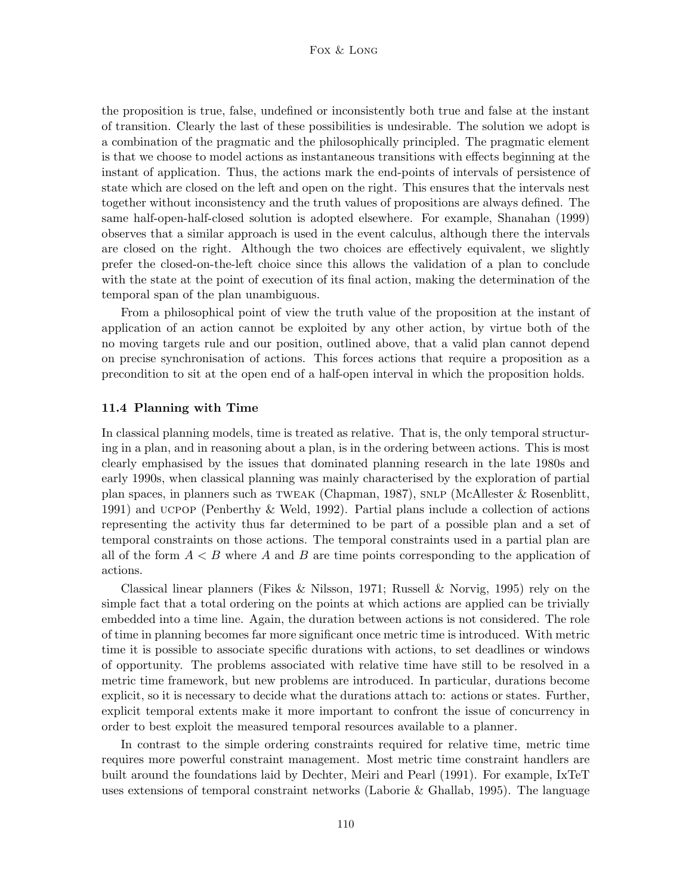the proposition is true, false, undefined or inconsistently both true and false at the instant of transition. Clearly the last of these possibilities is undesirable. The solution we adopt is a combination of the pragmatic and the philosophically principled. The pragmatic element is that we choose to model actions as instantaneous transitions with effects beginning at the instant of application. Thus, the actions mark the end-points of intervals of persistence of state which are closed on the left and open on the right. This ensures that the intervals nest together without inconsistency and the truth values of propositions are always defined. The same half-open-half-closed solution is adopted elsewhere. For example, Shanahan (1999) observes that a similar approach is used in the event calculus, although there the intervals are closed on the right. Although the two choices are effectively equivalent, we slightly prefer the closed-on-the-left choice since this allows the validation of a plan to conclude with the state at the point of execution of its final action, making the determination of the temporal span of the plan unambiguous.

From a philosophical point of view the truth value of the proposition at the instant of application of an action cannot be exploited by any other action, by virtue both of the no moving targets rule and our position, outlined above, that a valid plan cannot depend on precise synchronisation of actions. This forces actions that require a proposition as a precondition to sit at the open end of a half-open interval in which the proposition holds.

### 11.4 Planning with Time

In classical planning models, time is treated as relative. That is, the only temporal structuring in a plan, and in reasoning about a plan, is in the ordering between actions. This is most clearly emphasised by the issues that dominated planning research in the late 1980s and early 1990s, when classical planning was mainly characterised by the exploration of partial plan spaces, in planners such as TWEAK (Chapman, 1987), SNLP (McAllester & Rosenblitt, 1991) and UCPOP (Penberthy & Weld, 1992). Partial plans include a collection of actions representing the activity thus far determined to be part of a possible plan and a set of temporal constraints on those actions. The temporal constraints used in a partial plan are all of the form $A < B$ where $A$ and $B$ are time points corresponding to the application of actions.

Classical linear planners (Fikes & Nilsson, 1971; Russell & Norvig, 1995) rely on the simple fact that a total ordering on the points at which actions are applied can be trivially embedded into a time line. Again, the duration between actions is not considered. The role of time in planning becomes far more significant once metric time is introduced. With metric time it is possible to associate specific durations with actions, to set deadlines or windows of opportunity. The problems associated with relative time have still to be resolved in a metric time framework, but new problems are introduced. In particular, durations become explicit, so it is necessary to decide what the durations attach to: actions or states. Further, explicit temporal extents make it more important to confront the issue of concurrency in order to best exploit the measured temporal resources available to a planner.

In contrast to the simple ordering constraints required for relative time, metric time requires more powerful constraint management. Most metric time constraint handlers are built around the foundations laid by Dechter, Meiri and Pearl (1991). For example, IxTeT uses extensions of temporal constraint networks (Laborie & Ghallab, 1995). The language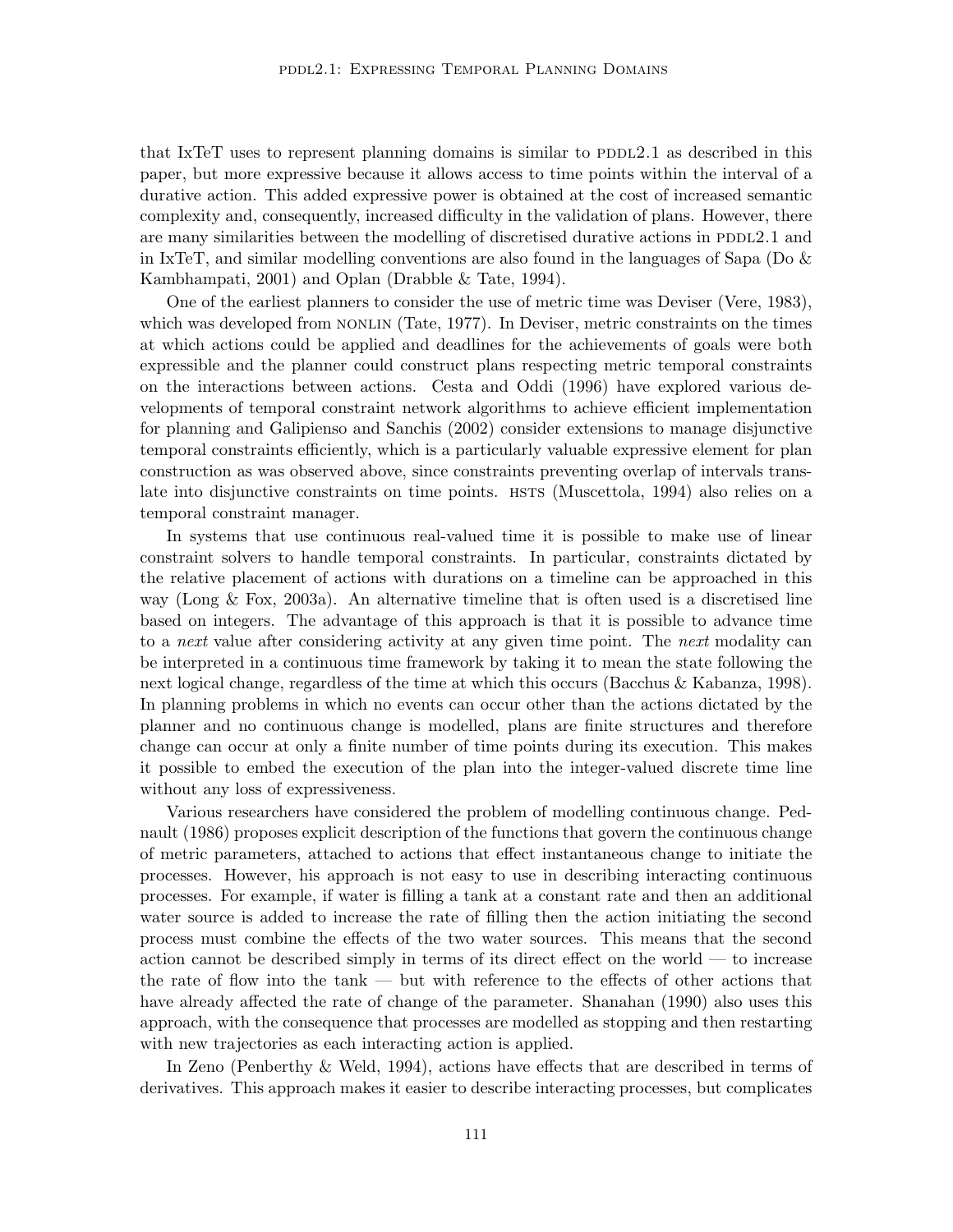that IxTeT uses to represent planning domains is similar to PDDL2.1 as described in this paper, but more expressive because it allows access to time points within the interval of a durative action. This added expressive power is obtained at the cost of increased semantic complexity and, consequently, increased difficulty in the validation of plans. However, there are many similarities between the modelling of discretised durative actions in PDDL2.1 and in IxTeT, and similar modelling conventions are also found in the languages of Sapa (Do & Kambhampati, 2001) and Oplan (Drabble & Tate, 1994).

One of the earliest planners to consider the use of metric time was Deviser (Vere, 1983), which was developed from NONLIN (Tate, 1977). In Deviser, metric constraints on the times at which actions could be applied and deadlines for the achievements of goals were both expressible and the planner could construct plans respecting metric temporal constraints on the interactions between actions. Cesta and Oddi (1996) have explored various developments of temporal constraint network algorithms to achieve efficient implementation for planning and Galipienso and Sanchis (2002) consider extensions to manage disjunctive temporal constraints efficiently, which is a particularly valuable expressive element for plan construction as was observed above, since constraints preventing overlap of intervals translate into disjunctive constraints on time points. HSTS (Muscettola, 1994) also relies on a temporal constraint manager.

In systems that use continuous real-valued time it is possible to make use of linear constraint solvers to handle temporal constraints. In particular, constraints dictated by the relative placement of actions with durations on a timeline can be approached in this way (Long & Fox, 2003a). An alternative timeline that is often used is a discretised line based on integers. The advantage of this approach is that it is possible to advance time to a *next* value after considering activity at any given time point. The *next* modality can be interpreted in a continuous time framework by taking it to mean the state following the next logical change, regardless of the time at which this occurs (Bacchus & Kabanza, 1998). In planning problems in which no events can occur other than the actions dictated by the planner and no continuous change is modelled, plans are finite structures and therefore change can occur at only a finite number of time points during its execution. This makes it possible to embed the execution of the plan into the integer-valued discrete time line without any loss of expressiveness.

Various researchers have considered the problem of modelling continuous change. Pednault (1986) proposes explicit description of the functions that govern the continuous change of metric parameters, attached to actions that effect instantaneous change to initiate the processes. However, his approach is not easy to use in describing interacting continuous processes. For example, if water is filling a tank at a constant rate and then an additional water source is added to increase the rate of filling then the action initiating the second process must combine the effects of the two water sources. This means that the second action cannot be described simply in terms of its direct effect on the world — to increase the rate of flow into the tank — but with reference to the effects of other actions that have already affected the rate of change of the parameter. Shanahan (1990) also uses this approach, with the consequence that processes are modelled as stopping and then restarting with new trajectories as each interacting action is applied.

In Zeno (Penberthy & Weld, 1994), actions have effects that are described in terms of derivatives. This approach makes it easier to describe interacting processes, but complicates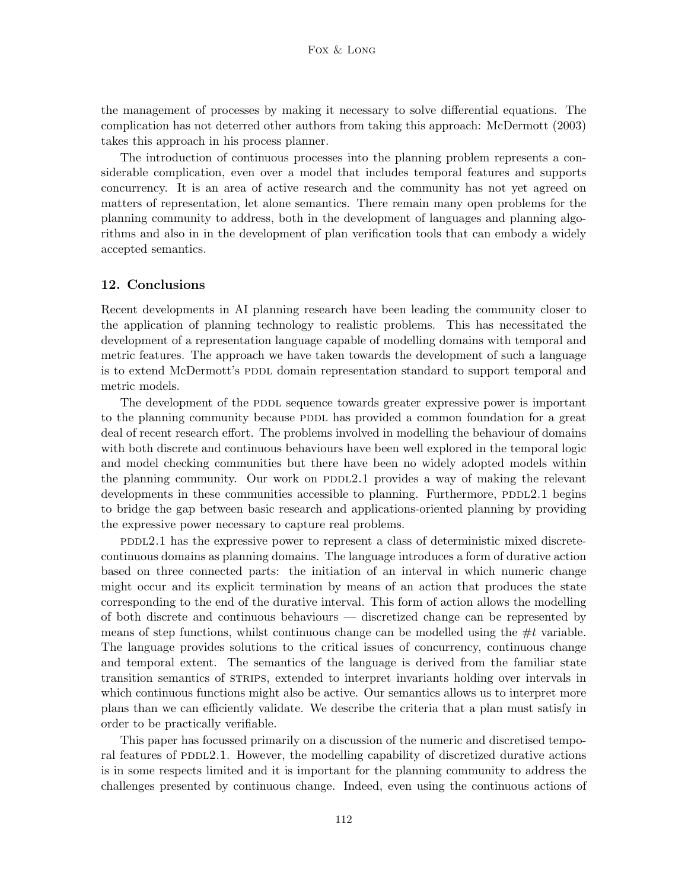the management of processes by making it necessary to solve differential equations. The complication has not deterred other authors from taking this approach: McDermott (2003) takes this approach in his process planner.

The introduction of continuous processes into the planning problem represents a considerable complication, even over a model that includes temporal features and supports concurrency. It is an area of active research and the community has not yet agreed on matters of representation, let alone semantics. There remain many open problems for the planning community to address, both in the development of languages and planning algorithms and also in in the development of plan verification tools that can embody a widely accepted semantics.

## 12. Conclusions

Recent developments in AI planning research have been leading the community closer to the application of planning technology to realistic problems. This has necessitated the development of a representation language capable of modelling domains with temporal and metric features. The approach we have taken towards the development of such a language is to extend McDermott's PDDL domain representation standard to support temporal and metric models.

The development of the PDDL sequence towards greater expressive power is important to the planning community because PDDL has provided a common foundation for a great deal of recent research effort. The problems involved in modelling the behaviour of domains with both discrete and continuous behaviours have been well explored in the temporal logic and model checking communities but there have been no widely adopted models within the planning community. Our work on PDDL2.1 provides a way of making the relevant developments in these communities accessible to planning. Furthermore, PDDL2.1 begins to bridge the gap between basic research and applications-oriented planning by providing the expressive power necessary to capture real problems.

PDDL2.1 has the expressive power to represent a class of deterministic mixed discrete-continuous domains as planning domains. The language introduces a form of durative action based on three connected parts: the initiation of an interval in which numeric change might occur and its explicit termination by means of an action that produces the state corresponding to the end of the durative interval. This form of action allows the modelling of both discrete and continuous behaviours — discretized change can be represented by means of step functions, whilst continuous change can be modelled using the $\#t$ variable. The language provides solutions to the critical issues of concurrency, continuous change and temporal extent. The semantics of the language is derived from the familiar state transition semantics of STRIPS, extended to interpret invariants holding over intervals in which continuous functions might also be active. Our semantics allows us to interpret more plans than we can efficiently validate. We describe the criteria that a plan must satisfy in order to be practically verifiable.

This paper has focussed primarily on a discussion of the numeric and discretised temporal features of PDDL2.1. However, the modelling capability of discretized durative actions is in some respects limited and it is important for the planning community to address the challenges presented by continuous change. Indeed, even using the continuous actions of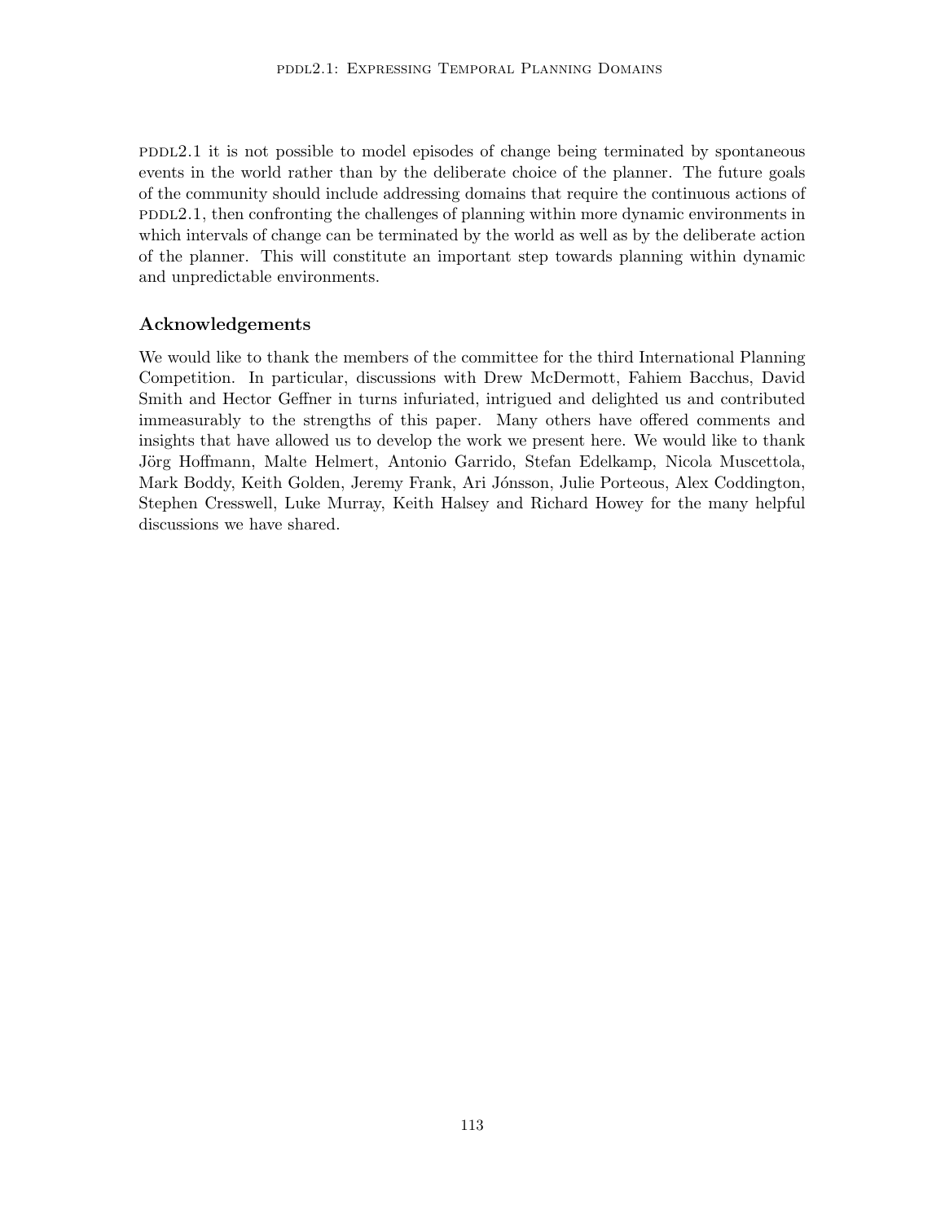PDDL2.1 it is not possible to model episodes of change being terminated by spontaneous events in the world rather than by the deliberate choice of the planner. The future goals of the community should include addressing domains that require the continuous actions of PDDL2.1, then confronting the challenges of planning within more dynamic environments in which intervals of change can be terminated by the world as well as by the deliberate action of the planner. This will constitute an important step towards planning within dynamic and unpredictable environments.

## Acknowledgements

We would like to thank the members of the committee for the third International Planning Competition. In particular, discussions with Drew McDermott, Fahiem Bacchus, David Smith and Hector Geffner in turns infuriated, intrigued and delighted us and contributed immeasurably to the strengths of this paper. Many others have offered comments and insights that have allowed us to develop the work we present here. We would like to thank Jörg Hoffmann, Malte Helmert, Antonio Garrido, Stefan Edelkamp, Nicola Muscettola, Mark Boddy, Keith Golden, Jeremy Frank, Ari Jónsson, Julie Porteous, Alex Coddington, Stephen Cresswell, Luke Murray, Keith Halsey and Richard Howey for the many helpful discussions we have shared.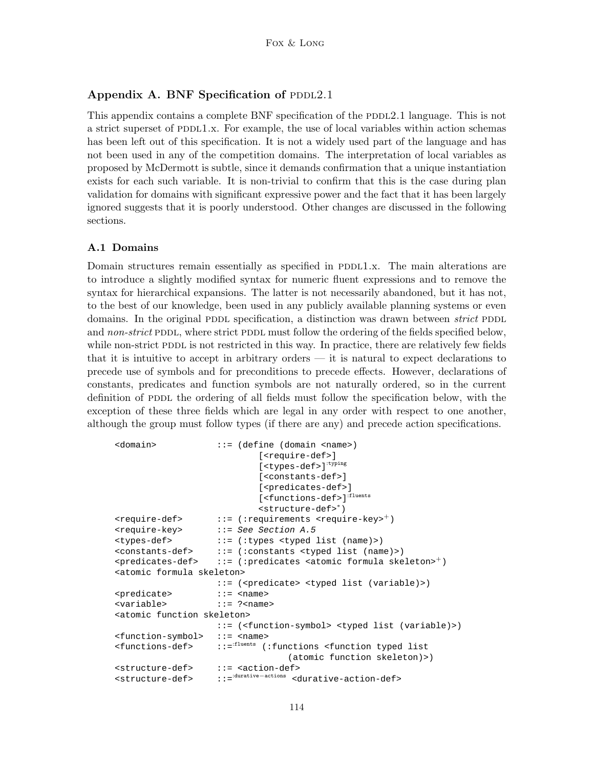## Appendix A. BNF Specification of PDDL2.1

This appendix contains a complete BNF specification of the PDDL2.1 language. This is not a strict superset of PDDL1.x. For example, the use of local variables within action schemas has been left out of this specification. It is not a widely used part of the language and has not been used in any of the competition domains. The interpretation of local variables as proposed by McDermott is subtle, since it demands confirmation that a unique instantiation exists for each such variable. It is non-trivial to confirm that this is the case during plan validation for domains with significant expressive power and the fact that it has been largely ignored suggests that it is poorly understood. Other changes are discussed in the following sections.

### A.1 Domains

Domain structures remain essentially as specified in PDDL1.x. The main alterations are to introduce a slightly modified syntax for numeric fluent expressions and to remove the syntax for hierarchical expansions. The latter is not necessarily abandoned, but it has not, to the best of our knowledge, been used in any publicly available planning systems or even domains. In the original PDDL specification, a distinction was drawn between *strict* PDDL and *non-strict* PDDL, where strict PDDL must follow the ordering of the fields specified below, while non-strict PDDL is not restricted in this way. In practice, there are relatively few fields that it is intuitive to accept in arbitrary orders — it is natural to expect declarations to precede use of symbols and for preconditions to precede effects. However, declarations of constants, predicates and function symbols are not naturally ordered, so in the current definition of PDDL the ordering of all fields must follow the specification below, with the exception of these three fields which are legal in any order with respect to one another, although the group must follow types (if there are any) and precede action specifications.

```
<domain>            ::= (define (domain <name>)
                            [<require-def>]
                            [<types-def>]^:typing
                            [<constants-def>]
                            [<predicates-def>]
                            [<functions-def>]^:fluents
                            <structure-def>*)
<require-def>       ::= (:requirements <require-key>+)
<require-key>       ::= See Section A.5
<types-def>         ::= (:types <typed list (name)>)
<constants-def>     ::= (:constants <typed list (name)>)
<predicates-def>    ::= (:predicates <atomic formula skeleton>+)
<atomic formula skeleton>
                    ::= (<predicate> <typed list (variable)>)
<predicate>         ::= <name>
<variable>          ::= ?<name>
<atomic function skeleton>
                    ::= (<function-symbol> <typed list (variable)>)
<function-symbol>   ::= <name>
<functions-def>     ::=^:fluents (:functions <function typed list
                                     (atomic function skeleton)>)
<structure-def>     ::= <action-def>
<structure-def>     ::=^:durative-actions <durative-action-def>
```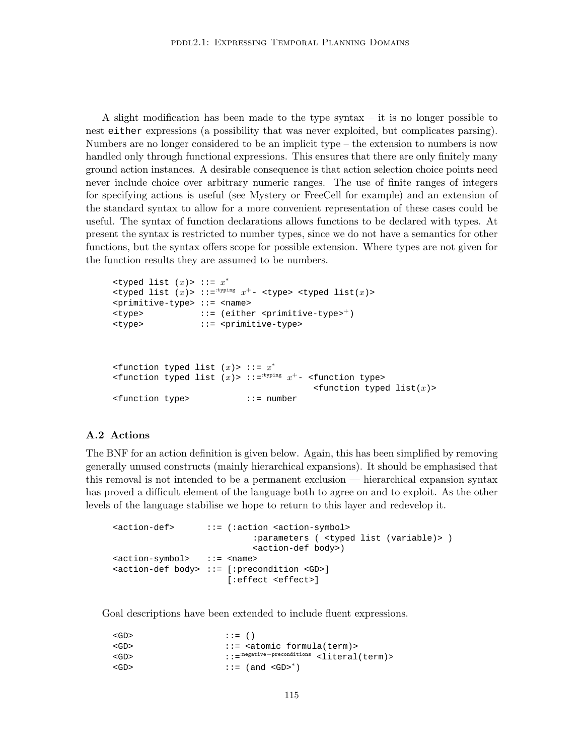A slight modification has been made to the type syntax – it is no longer possible to nest `either` expressions (a possibility that was never exploited, but complicates parsing). Numbers are no longer considered to be an implicit type – the extension to numbers is now handled only through functional expressions. This ensures that there are only finitely many ground action instances. A desirable consequence is that action selection choice points need never include choice over arbitrary numeric ranges. The use of finite ranges of integers for specifying actions is useful (see Mystery or FreeCell for example) and an extension of the standard syntax to allow for a more convenient representation of these cases could be useful. The syntax of function declarations allows functions to be declared with types. At present the syntax is restricted to number types, since we do not have a semantics for other functions, but the syntax offers scope for possible extension. Where types are not given for the function results they are assumed to be numbers.

```
<typed list (x)> ::= x*
<typed list (x)> ::=:typing x+- <type> <typed list(x)>
<primitive-type> ::= <name>
<type>           ::= (either <primitive-type>+)
<type>           ::= <primitive-type>



<function typed list (x)> ::= x*
<function typed list (x)> ::=:typing x+- <function type>
                                          <function typed list(x)>
<function type>           ::= number
```

### A.2 Actions

The BNF for an action definition is given below. Again, this has been simplified by removing generally unused constructs (mainly hierarchical expansions). It should be emphasised that this removal is not intended to be a permanent exclusion — hierarchical expansion syntax has proved a difficult element of the language both to agree on and to exploit. As the other levels of the language stabilise we hope to return to this layer and redevelop it.

```
<action-def>      ::= (:action <action-symbol>
                           :parameters ( <typed list (variable)> )
                           <action-def body>)
<action-symbol>   ::= <name>
<action-def body> ::= [:precondition <GD>]
                      [:effect <effect>]
```

Goal descriptions have been extended to include fluent expressions.

```
<GD>                ::= ()
<GD>                ::= <atomic formula(term)>
<GD>                ::=:negative-preconditions <literal(term)>
<GD>                ::= (and <GD>*)
```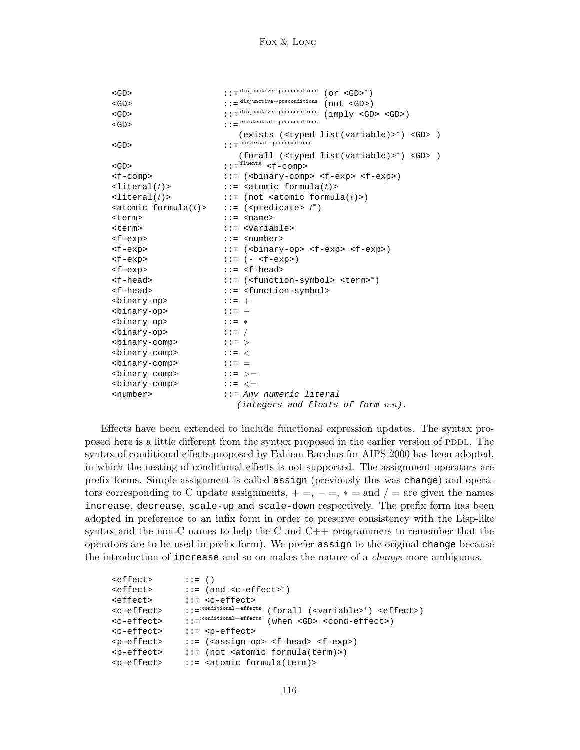```
<GD>                  ::=:disjunctive−preconditions (or <GD>*)
<GD>                  ::=:disjunctive−preconditions (not <GD>)
<GD>                  ::=:disjunctive−preconditions (imply <GD> <GD>)
<GD>                  ::=:existential−preconditions
                         (exists (<typed list(variable)>*) <GD> )
<GD>                  ::=:universal−preconditions
                         (forall (<typed list(variable)>*) <GD> )
<GD>                  ::=:fluents <f-comp>
<f-comp>              ::= (<binary-comp> <f-exp> <f-exp>)
<literal(t)>          ::= <atomic formula(t)>
<literal(t)>          ::= (not <atomic formula(t)>)
<atomic formula(t)>   ::= (<predicate> t*)
<term>                ::= <name>
<term>                ::= <variable>
<f-exp>               ::= <number>
<f-exp>               ::= (<binary-op> <f-exp> <f-exp>)
<f-exp>               ::= (- <f-exp>)
<f-exp>               ::= <f-head>
<f-head>              ::= (<function-symbol> <term>*)
<f-head>              ::= <function-symbol>
<binary-op>           ::= +
<binary-op>           ::= −
<binary-op>           ::= ∗
<binary-op>           ::= /
<binary-comp>         ::= >
<binary-comp>         ::= <
<binary-comp>         ::= =
<binary-comp>         ::= >=
<binary-comp>         ::= <=
<number>              ::= Any numeric literal
                         (integers and floats of form n.n).
```

Effects have been extended to include functional expression updates. The syntax proposed here is a little different from the syntax proposed in the earlier version of PDDL. The syntax of conditional effects proposed by Fahiem Bacchus for AIPS 2000 has been adopted, in which the nesting of conditional effects is not supported. The assignment operators are prefix forms. Simple assignment is called `assign` (previously this was `change`) and operators corresponding to C update assignments, $+=$, $-=$, $*=$ and $/=$ are given the names `increase`, `decrease`, `scale-up` and `scale-down` respectively. The prefix form has been adopted in preference to an infix form in order to preserve consistency with the Lisp-like syntax and the non-C names to help the C and C++ programmers to remember that the operators are to be used in prefix form). We prefer `assign` to the original `change` because the introduction of `increase` and so on makes the nature of a *change* more ambiguous.

```
<effect>      ::= ()
<effect>      ::= (and <c-effect>*)
<effect>      ::= <c-effect>
<c-effect>    ::=:conditional−effects (forall (<variable>*) <effect>)
<c-effect>    ::=:conditional−effects (when <GD> <cond-effect>)
<c-effect>    ::= <p-effect>
<p-effect>    ::= (<assign-op> <f-head> <f-exp>)
<p-effect>    ::= (not <atomic formula(term)>)
<p-effect>    ::= <atomic formula(term)>
```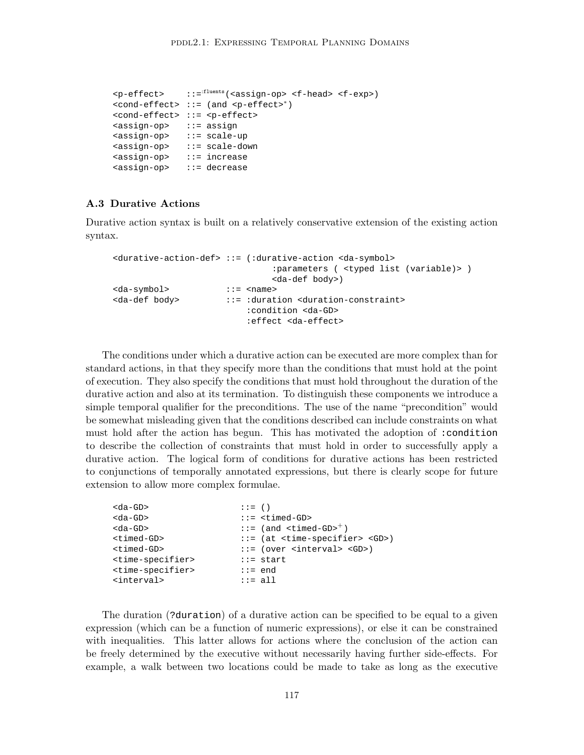```
<p-effect>     ::=:fluents (<assign-op> <f-head> <f-exp>)
<cond-effect> ::= (and <p-effect>*)
<cond-effect> ::= <p-effect>
<assign-op>    ::= assign
<assign-op>    ::= scale-up
<assign-op>    ::= scale-down
<assign-op>    ::= increase
<assign-op>    ::= decrease
```

### A.3 Durative Actions

Durative action syntax is built on a relatively conservative extension of the existing action syntax.

```
<durative-action-def> ::= (:durative-action <da-symbol>
                                :parameters ( <typed list (variable)> )
                                <da-def body>)
<da-symbol>           ::= <name>
<da-def body>         ::= :duration <duration-constraint>
                          :condition <da-GD>
                          :effect <da-effect>
```

The conditions under which a durative action can be executed are more complex than for standard actions, in that they specify more than the conditions that must hold at the point of execution. They also specify the conditions that must hold throughout the duration of the durative action and also at its termination. To distinguish these components we introduce a simple temporal qualifier for the preconditions. The use of the name "precondition" would be somewhat misleading given that the conditions described can include constraints on what must hold after the action has begun. This has motivated the adoption of `:condition` to describe the collection of constraints that must hold in order to successfully apply a durative action. The logical form of conditions for durative actions has been restricted to conjunctions of temporally annotated expressions, but there is clearly scope for future extension to allow more complex formulae.

```
<da-GD>              ::= ()
<da-GD>              ::= <timed-GD>
<da-GD>              ::= (and <timed-GD>+)
<timed-GD>           ::= (at <time-specifier> <GD>)
<timed-GD>           ::= (over <interval> <GD>)
<time-specifier>     ::= start
<time-specifier>     ::= end
<interval>           ::= all
```

The duration (`?duration`) of a durative action can be specified to be equal to a given expression (which can be a function of numeric expressions), or else it can be constrained with inequalities. This latter allows for actions where the conclusion of the action can be freely determined by the executive without necessarily having further side-effects. For example, a walk between two locations could be made to take as long as the executive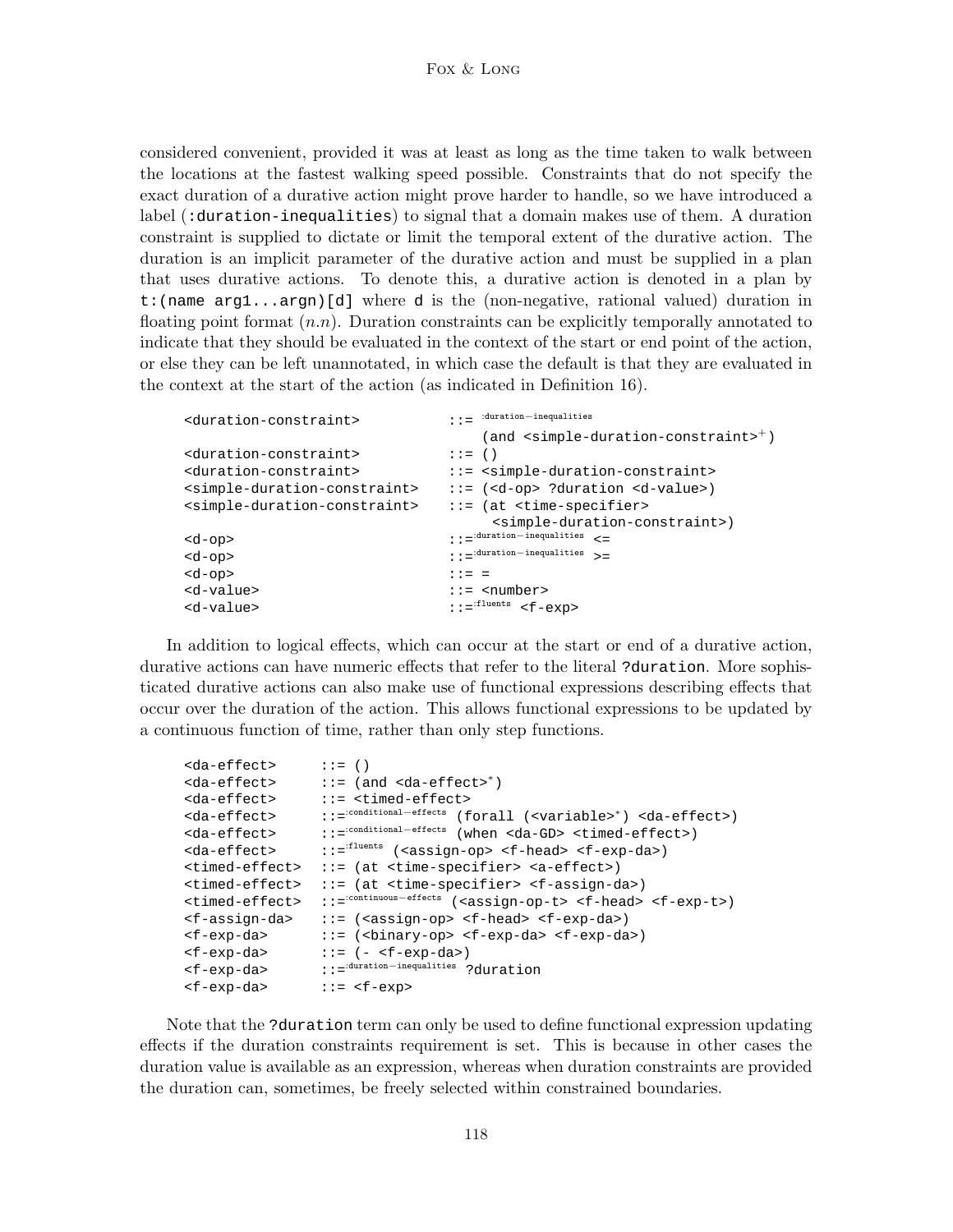considered convenient, provided it was at least as long as the time taken to walk between the locations at the fastest walking speed possible. Constraints that do not specify the exact duration of a durative action might prove harder to handle, so we have introduced a label (`:duration-inequalities`) to signal that a domain makes use of them. A duration constraint is supplied to dictate or limit the temporal extent of the durative action. The duration is an implicit parameter of the durative action and must be supplied in a plan that uses durative actions. To denote this, a durative action is denoted in a plan by `t:(name arg1...argn)[d]` where `d` is the (non-negative, rational valued) duration in floating point format ($n.n$). Duration constraints can be explicitly temporally annotated to indicate that they should be evaluated in the context of the start or end point of the action, or else they can be left unannotated, in which case the default is that they are evaluated in the context at the start of the action (as indicated in Definition 16).

```
<duration-constraint>          ::=:duration-inequalities
                                   (and <simple-duration-constraint>+)
<duration-constraint>          ::= ()
<duration-constraint>          ::= <simple-duration-constraint>
<simple-duration-constraint>   ::= (<d-op> ?duration <d-value>)
<simple-duration-constraint>   ::= (at <time-specifier>
                                    <simple-duration-constraint>)
<d-op>                         ::=:duration-inequalities <=
<d-op>                         ::=:duration-inequalities >=
<d-op>                         ::= =
<d-value>                      ::= <number>
<d-value>                      ::=:fluents <f-exp>
```

In addition to logical effects, which can occur at the start or end of a durative action, durative actions can have numeric effects that refer to the literal `?duration`. More sophisticated durative actions can also make use of functional expressions describing effects that occur over the duration of the action. This allows functional expressions to be updated by a continuous function of time, rather than only step functions.

```
<da-effect>      ::= ()
<da-effect>      ::= (and <da-effect>*)
<da-effect>      ::= <timed-effect>
<da-effect>      ::=:conditional-effects (forall (<variable>*) <da-effect>)
<da-effect>      ::=:conditional-effects (when <da-GD> <timed-effect>)
<da-effect>      ::=:fluents (<assign-op> <f-head> <f-exp-da>)
<timed-effect>   ::= (at <time-specifier> <a-effect>)
<timed-effect>   ::= (at <time-specifier> <f-assign-da>)
<timed-effect>   ::=:continuous-effects (<assign-op-t> <f-head> <f-exp-t>)
<f-assign-da>    ::= (<assign-op> <f-head> <f-exp-da>)
<f-exp-da>       ::= (<binary-op> <f-exp-da> <f-exp-da>)
<f-exp-da>       ::= (- <f-exp-da>)
<f-exp-da>       ::=:duration-inequalities ?duration
<f-exp-da>       ::= <f-exp>
```

Note that the `?duration` term can only be used to define functional expression updating effects if the duration constraints requirement is set. This is because in other cases the duration value is available as an expression, whereas when duration constraints are provided the duration can, sometimes, be freely selected within constrained boundaries.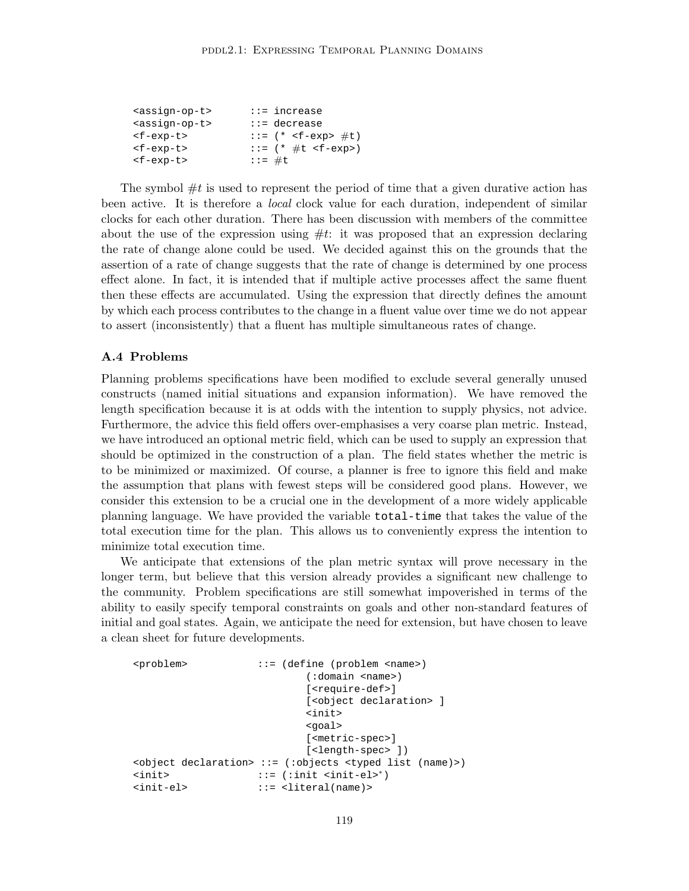```
<assign-op-t>       ::= increase
<assign-op-t>       ::= decrease
<f-exp-t>           ::= (* <f-exp> #t)
<f-exp-t>           ::= (* #t <f-exp>)
<f-exp-t>           ::= #t
```

The symbol #t is used to represent the period of time that a given durative action has been active. It is therefore a *local* clock value for each duration, independent of similar clocks for each other duration. There has been discussion with members of the committee about the use of the expression using #t: it was proposed that an expression declaring the rate of change alone could be used. We decided against this on the grounds that the assertion of a rate of change suggests that the rate of change is determined by one process effect alone. In fact, it is intended that if multiple active processes affect the same fluent then these effects are accumulated. Using the expression that directly defines the amount by which each process contributes to the change in a fluent value over time we do not appear to assert (inconsistently) that a fluent has multiple simultaneous rates of change.

### A.4 Problems

Planning problems specifications have been modified to exclude several generally unused constructs (named initial situations and expansion information). We have removed the length specification because it is at odds with the intention to supply physics, not advice. Furthermore, the advice this field offers over-emphasises a very coarse plan metric. Instead, we have introduced an optional metric field, which can be used to supply an expression that should be optimized in the construction of a plan. The field states whether the metric is to be minimized or maximized. Of course, a planner is free to ignore this field and make the assumption that plans with fewest steps will be considered good plans. However, we consider this extension to be a crucial one in the development of a more widely applicable planning language. We have provided the variable `total-time` that takes the value of the total execution time for the plan. This allows us to conveniently express the intention to minimize total execution time.

We anticipate that extensions of the plan metric syntax will prove necessary in the longer term, but believe that this version already provides a significant new challenge to the community. Problem specifications are still somewhat impoverished in terms of the ability to easily specify temporal constraints on goals and other non-standard features of initial and goal states. Again, we anticipate the need for extension, but have chosen to leave a clean sheet for future developments.

```
<problem>            ::= (define (problem <name>)
                              (:domain <name>)
                              [<require-def>]
                              [<object declaration> ]
                              <init>
                              <goal>
                              [<metric-spec>]
                              [<length-spec> ])
<object declaration> ::= (:objects <typed list (name)>)
<init>               ::= (:init <init-el>*)
<init-el>            ::= <literal(name)>
```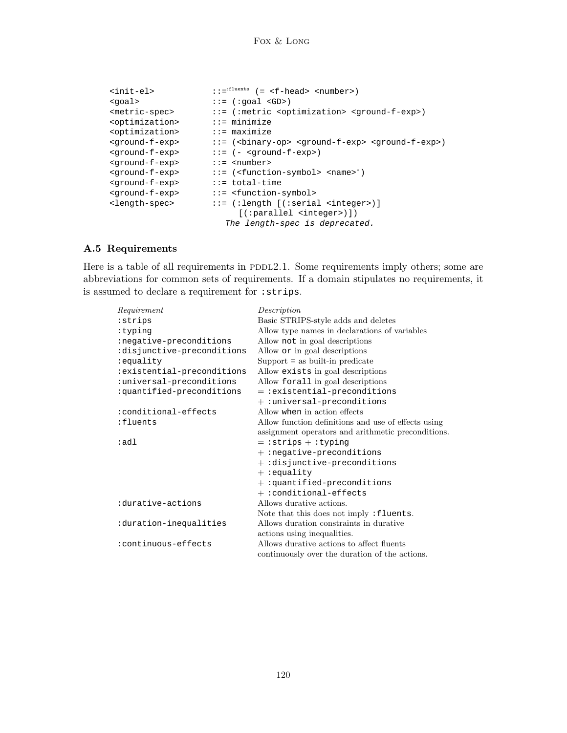```
<init-el>          ::=:fluents (= <f-head> <number>)
<goal>             ::= (:goal <GD>)
<metric-spec>      ::= (:metric <optimization> <ground-f-exp>)
<optimization>     ::= minimize
<optimization>     ::= maximize
<ground-f-exp>     ::= (<binary-op> <ground-f-exp> <ground-f-exp>)
<ground-f-exp>     ::= (- <ground-f-exp>)
<ground-f-exp>     ::= <number>
<ground-f-exp>     ::= (<function-symbol> <name>*)
<ground-f-exp>     ::= total-time
<ground-f-exp>     ::= <function-symbol>
<length-spec>      ::= (:length [(:serial <integer>)]
                         [(:parallel <integer>)])
                       The length-spec is deprecated.
```

### A.5 Requirements

Here is a table of all requirements in PDDL2.1. Some requirements imply others; some are abbreviations for common sets of requirements. If a domain stipulates no requirements, it is assumed to declare a requirement for `:strips`.

| *Requirement* | *Description* |
|---|---|
| `:strips` | Basic STRIPS-style adds and deletes |
| `:typing` | Allow type names in declarations of variables |
| `:negative-preconditions` | Allow `not` in goal descriptions |
| `:disjunctive-preconditions` | Allow `or` in goal descriptions |
| `:equality` | Support `=` as built-in predicate |
| `:existential-preconditions` | Allow `exists` in goal descriptions |
| `:universal-preconditions` | Allow `forall` in goal descriptions |
| `:quantified-preconditions` | = `:existential-preconditions` + `:universal-preconditions` |
| `:conditional-effects` | Allow `when` in action effects |
| `:fluents` | Allow function definitions and use of effects using assignment operators and arithmetic preconditions. |
| `:adl` | = `:strips` + `:typing` + `:negative-preconditions` + `:disjunctive-preconditions` + `:equality` + `:quantified-preconditions` + `:conditional-effects` |
| `:durative-actions` | Allows durative actions. Note that this does not imply `:fluents`. |
| `:duration-inequalities` | Allows duration constraints in durative actions using inequalities. |
| `:continuous-effects` | Allows durative actions to affect fluents continuously over the duration of the actions. |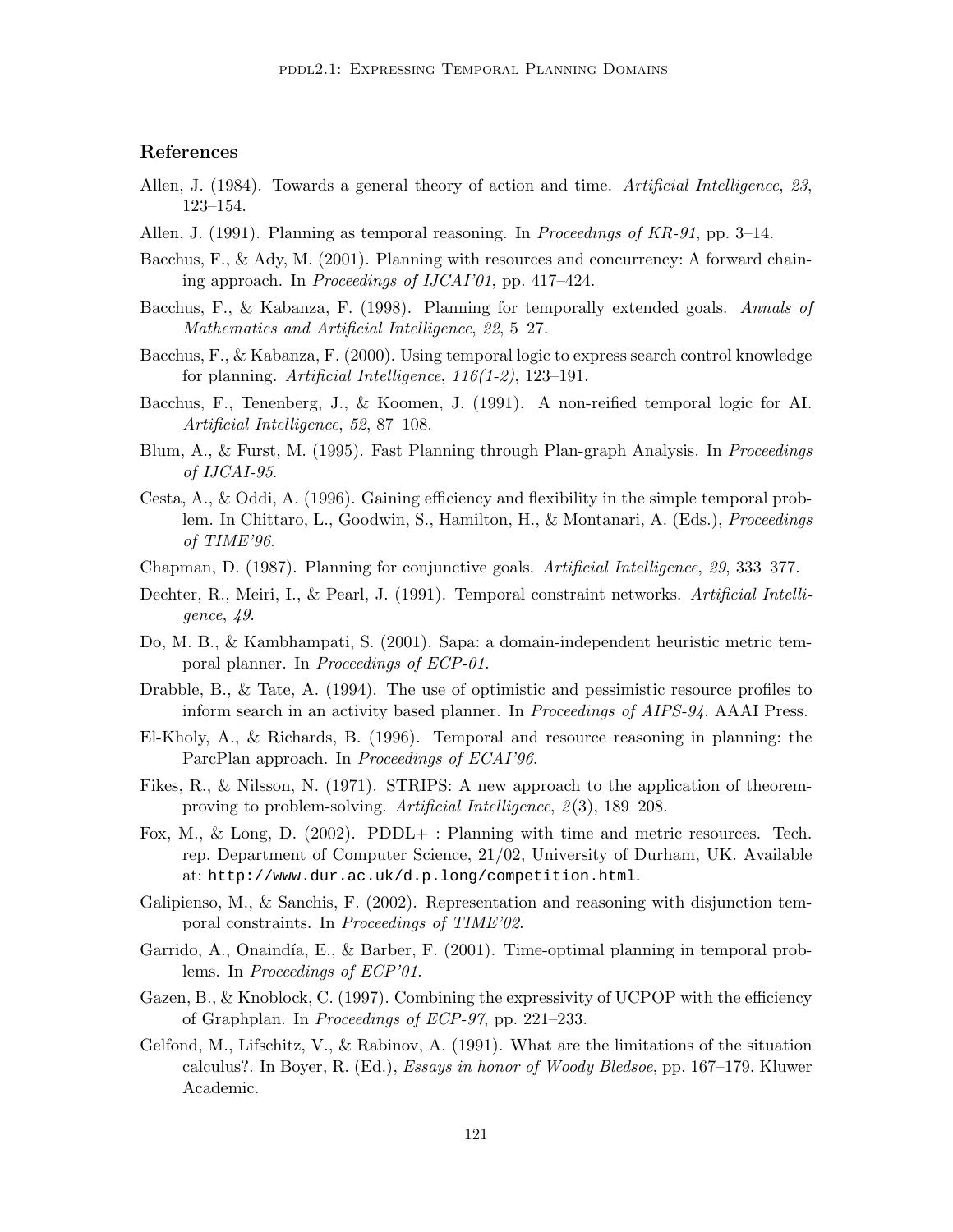## References

Allen, J. (1984). Towards a general theory of action and time. *Artificial Intelligence*, *23*, 123–154.

Allen, J. (1991). Planning as temporal reasoning. In *Proceedings of KR-91*, pp. 3–14.

Bacchus, F., & Ady, M. (2001). Planning with resources and concurrency: A forward chaining approach. In *Proceedings of IJCAI'01*, pp. 417–424.

Bacchus, F., & Kabanza, F. (1998). Planning for temporally extended goals. *Annals of Mathematics and Artificial Intelligence*, *22*, 5–27.

Bacchus, F., & Kabanza, F. (2000). Using temporal logic to express search control knowledge for planning. *Artificial Intelligence*, *116(1-2)*, 123–191.

Bacchus, F., Tenenberg, J., & Koomen, J. (1991). A non-reified temporal logic for AI. *Artificial Intelligence*, *52*, 87–108.

Blum, A., & Furst, M. (1995). Fast Planning through Plan-graph Analysis. In *Proceedings of IJCAI-95*.

Cesta, A., & Oddi, A. (1996). Gaining efficiency and flexibility in the simple temporal problem. In Chittaro, L., Goodwin, S., Hamilton, H., & Montanari, A. (Eds.), *Proceedings of TIME'96*.

Chapman, D. (1987). Planning for conjunctive goals. *Artificial Intelligence*, *29*, 333–377.

Dechter, R., Meiri, I., & Pearl, J. (1991). Temporal constraint networks. *Artificial Intelligence*, *49*.

Do, M. B., & Kambhampati, S. (2001). Sapa: a domain-independent heuristic metric temporal planner. In *Proceedings of ECP-01*.

Drabble, B., & Tate, A. (1994). The use of optimistic and pessimistic resource profiles to inform search in an activity based planner. In *Proceedings of AIPS-94*. AAAI Press.

El-Kholy, A., & Richards, B. (1996). Temporal and resource reasoning in planning: the ParcPlan approach. In *Proceedings of ECAI'96*.

Fikes, R., & Nilsson, N. (1971). STRIPS: A new approach to the application of theorem-proving to problem-solving. *Artificial Intelligence*, *2*(3), 189–208.

Fox, M., & Long, D. (2002). PDDL+ : Planning with time and metric resources. Tech. rep. Department of Computer Science, 21/02, University of Durham, UK. Available at: `http://www.dur.ac.uk/d.p.long/competition.html`.

Galipienso, M., & Sanchis, F. (2002). Representation and reasoning with disjunction temporal constraints. In *Proceedings of TIME'02*.

Garrido, A., Onaindía, E., & Barber, F. (2001). Time-optimal planning in temporal problems. In *Proceedings of ECP'01*.

Gazen, B., & Knoblock, C. (1997). Combining the expressivity of UCPOP with the efficiency of Graphplan. In *Proceedings of ECP-97*, pp. 221–233.

Gelfond, M., Lifschitz, V., & Rabinov, A. (1991). What are the limitations of the situation calculus?. In Boyer, R. (Ed.), *Essays in honor of Woody Bledsoe*, pp. 167–179. Kluwer Academic.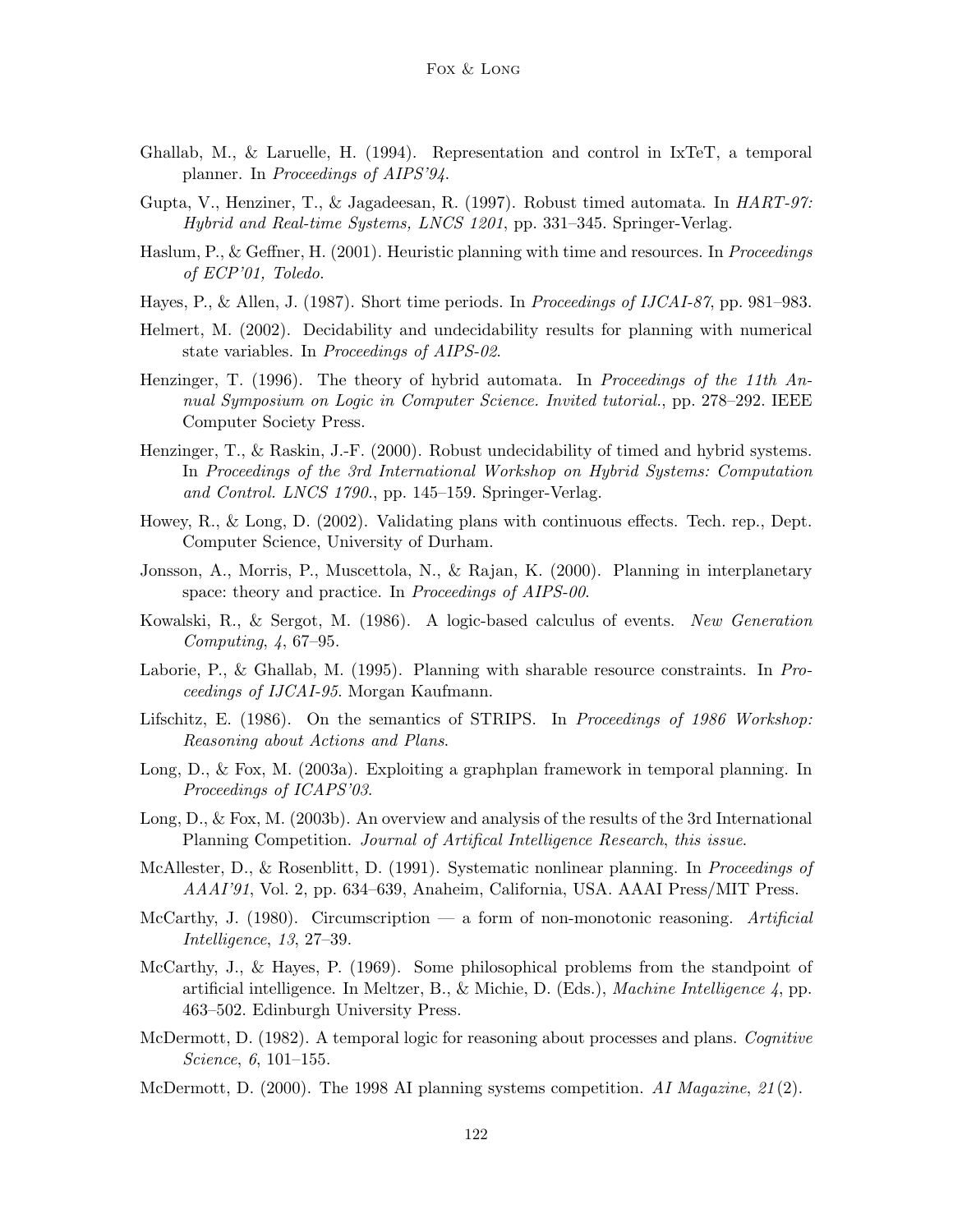Ghallab, M., & Laruelle, H. (1994). Representation and control in IxTeT, a temporal planner. In *Proceedings of AIPS'94*.

Gupta, V., Henziner, T., & Jagadeesan, R. (1997). Robust timed automata. In *HART-97: Hybrid and Real-time Systems, LNCS 1201*, pp. 331–345. Springer-Verlag.

Haslum, P., & Geffner, H. (2001). Heuristic planning with time and resources. In *Proceedings of ECP'01, Toledo*.

Hayes, P., & Allen, J. (1987). Short time periods. In *Proceedings of IJCAI-87*, pp. 981–983.

Helmert, M. (2002). Decidability and undecidability results for planning with numerical state variables. In *Proceedings of AIPS-02*.

Henzinger, T. (1996). The theory of hybrid automata. In *Proceedings of the 11th Annual Symposium on Logic in Computer Science. Invited tutorial.*, pp. 278–292. IEEE Computer Society Press.

Henzinger, T., & Raskin, J.-F. (2000). Robust undecidability of timed and hybrid systems. In *Proceedings of the 3rd International Workshop on Hybrid Systems: Computation and Control. LNCS 1790.*, pp. 145–159. Springer-Verlag.

Howey, R., & Long, D. (2002). Validating plans with continuous effects. Tech. rep., Dept. Computer Science, University of Durham.

Jonsson, A., Morris, P., Muscettola, N., & Rajan, K. (2000). Planning in interplanetary space: theory and practice. In *Proceedings of AIPS-00*.

Kowalski, R., & Sergot, M. (1986). A logic-based calculus of events. *New Generation Computing*, *4*, 67–95.

Laborie, P., & Ghallab, M. (1995). Planning with sharable resource constraints. In *Proceedings of IJCAI-95*. Morgan Kaufmann.

Lifschitz, E. (1986). On the semantics of STRIPS. In *Proceedings of 1986 Workshop: Reasoning about Actions and Plans*.

Long, D., & Fox, M. (2003a). Exploiting a graphplan framework in temporal planning. In *Proceedings of ICAPS'03*.

Long, D., & Fox, M. (2003b). An overview and analysis of the results of the 3rd International Planning Competition. *Journal of Artifical Intelligence Research*, *this issue*.

McAllester, D., & Rosenblitt, D. (1991). Systematic nonlinear planning. In *Proceedings of AAAI'91*, Vol. 2, pp. 634–639, Anaheim, California, USA. AAAI Press/MIT Press.

McCarthy, J. (1980). Circumscription — a form of non-monotonic reasoning. *Artificial Intelligence*, *13*, 27–39.

McCarthy, J., & Hayes, P. (1969). Some philosophical problems from the standpoint of artificial intelligence. In Meltzer, B., & Michie, D. (Eds.), *Machine Intelligence 4*, pp. 463–502. Edinburgh University Press.

McDermott, D. (1982). A temporal logic for reasoning about processes and plans. *Cognitive Science*, *6*, 101–155.

McDermott, D. (2000). The 1998 AI planning systems competition. *AI Magazine*, *21*(2).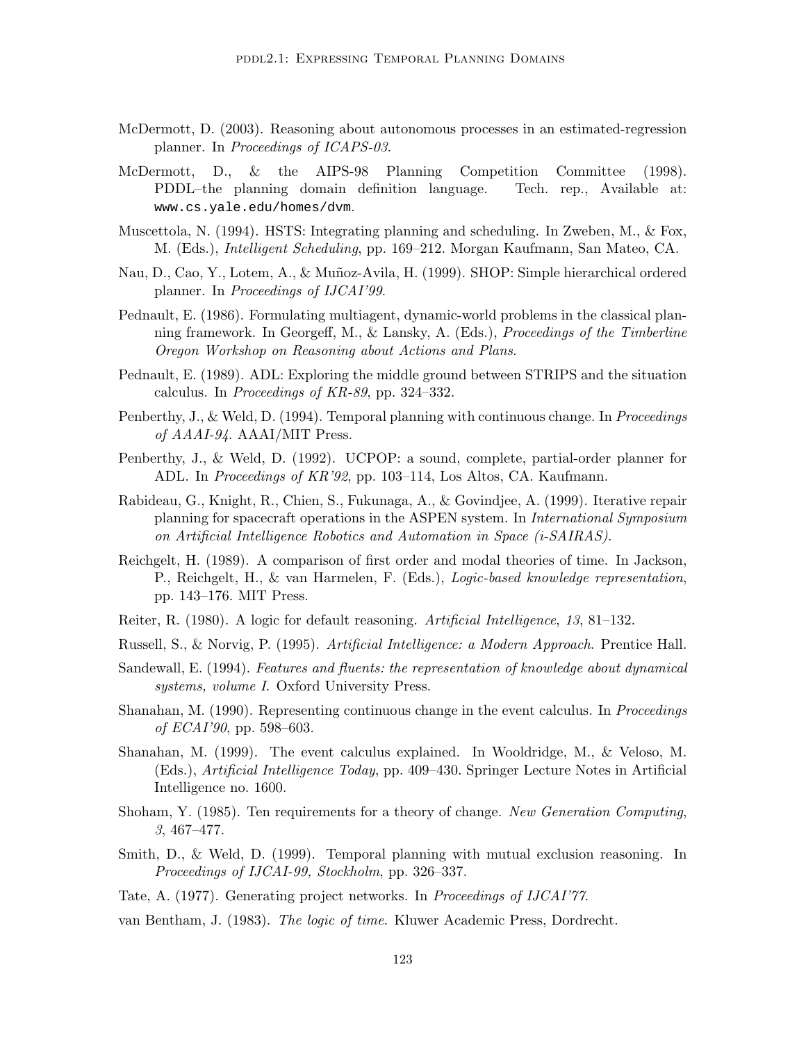McDermott, D. (2003). Reasoning about autonomous processes in an estimated-regression planner. In *Proceedings of ICAPS-03*.

McDermott, D., & the AIPS-98 Planning Competition Committee (1998). PDDL–the planning domain definition language. Tech. rep., Available at: www.cs.yale.edu/homes/dvm.

Muscettola, N. (1994). HSTS: Integrating planning and scheduling. In Zweben, M., & Fox, M. (Eds.), *Intelligent Scheduling*, pp. 169–212. Morgan Kaufmann, San Mateo, CA.

Nau, D., Cao, Y., Lotem, A., & Muñoz-Avila, H. (1999). SHOP: Simple hierarchical ordered planner. In *Proceedings of IJCAI'99*.

Pednault, E. (1986). Formulating multiagent, dynamic-world problems in the classical planning framework. In Georgeff, M., & Lansky, A. (Eds.), *Proceedings of the Timberline Oregon Workshop on Reasoning about Actions and Plans*.

Pednault, E. (1989). ADL: Exploring the middle ground between STRIPS and the situation calculus. In *Proceedings of KR-89*, pp. 324–332.

Penberthy, J., & Weld, D. (1994). Temporal planning with continuous change. In *Proceedings of AAAI-94*. AAAI/MIT Press.

Penberthy, J., & Weld, D. (1992). UCPOP: a sound, complete, partial-order planner for ADL. In *Proceedings of KR'92*, pp. 103–114, Los Altos, CA. Kaufmann.

Rabideau, G., Knight, R., Chien, S., Fukunaga, A., & Govindjee, A. (1999). Iterative repair planning for spacecraft operations in the ASPEN system. In *International Symposium on Artificial Intelligence Robotics and Automation in Space (i-SAIRAS)*.

Reichgelt, H. (1989). A comparison of first order and modal theories of time. In Jackson, P., Reichgelt, H., & van Harmelen, F. (Eds.), *Logic-based knowledge representation*, pp. 143–176. MIT Press.

Reiter, R. (1980). A logic for default reasoning. *Artificial Intelligence*, *13*, 81–132.

Russell, S., & Norvig, P. (1995). *Artificial Intelligence: a Modern Approach*. Prentice Hall.

Sandewall, E. (1994). *Features and fluents: the representation of knowledge about dynamical systems, volume I*. Oxford University Press.

Shanahan, M. (1990). Representing continuous change in the event calculus. In *Proceedings of ECAI'90*, pp. 598–603.

Shanahan, M. (1999). The event calculus explained. In Wooldridge, M., & Veloso, M. (Eds.), *Artificial Intelligence Today*, pp. 409–430. Springer Lecture Notes in Artificial Intelligence no. 1600.

Shoham, Y. (1985). Ten requirements for a theory of change. *New Generation Computing*, *3*, 467–477.

Smith, D., & Weld, D. (1999). Temporal planning with mutual exclusion reasoning. In *Proceedings of IJCAI-99, Stockholm*, pp. 326–337.

Tate, A. (1977). Generating project networks. In *Proceedings of IJCAI'77*.

van Bentham, J. (1983). *The logic of time*. Kluwer Academic Press, Dordrecht.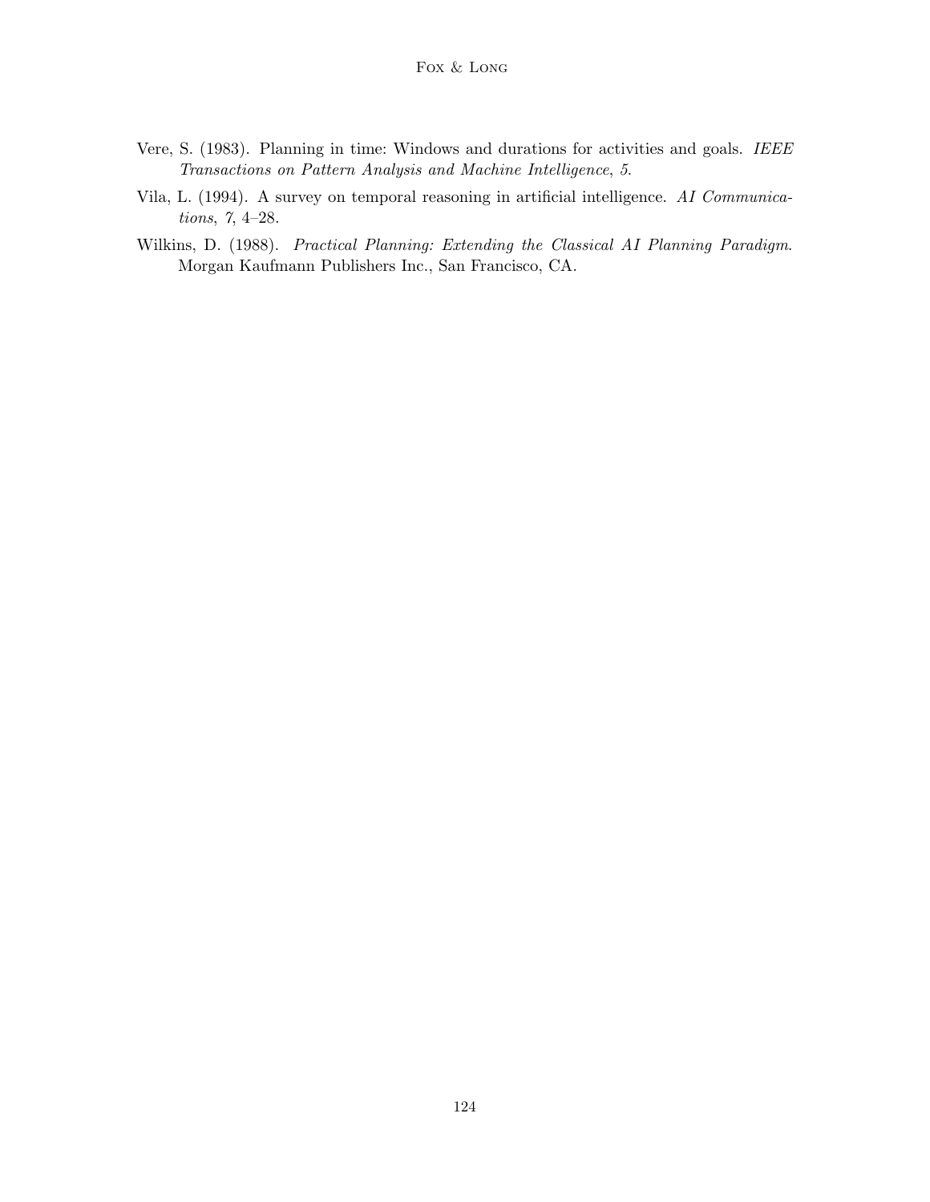Vere, S. (1983). Planning in time: Windows and durations for activities and goals. *IEEE Transactions on Pattern Analysis and Machine Intelligence*, *5*.

Vila, L. (1994). A survey on temporal reasoning in artificial intelligence. *AI Communications*, *7*, 4–28.

Wilkins, D. (1988). *Practical Planning: Extending the Classical AI Planning Paradigm*. Morgan Kaufmann Publishers Inc., San Francisco, CA.